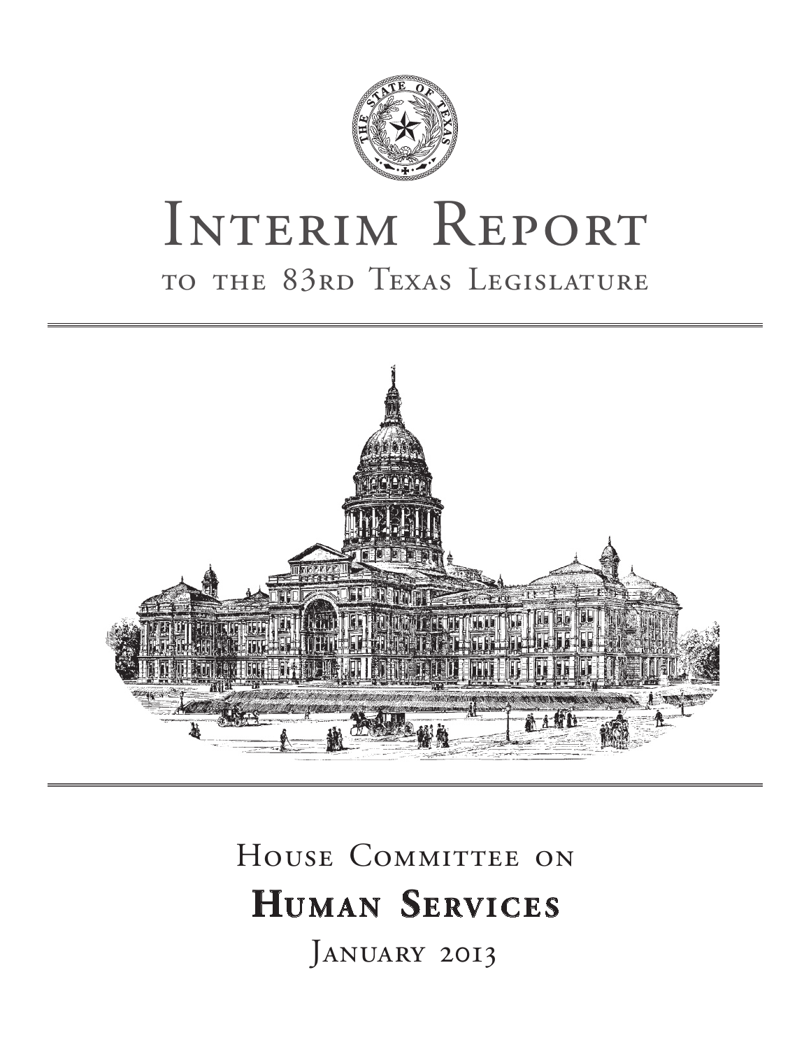# Interim Report

## to the 83rd Texas Legislature

House Committee on

## Human Services

January 2013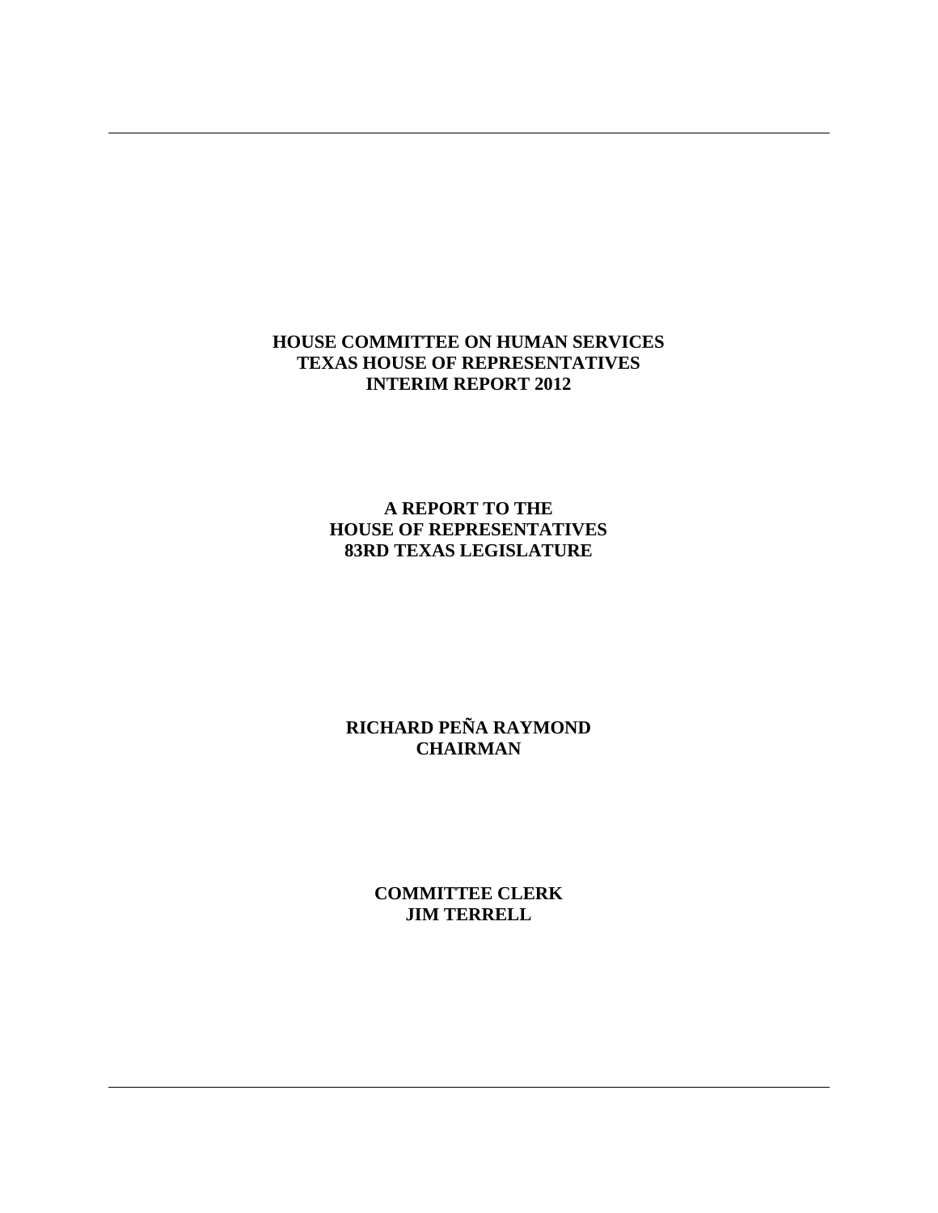**HOUSE COMMITTEE ON HUMAN SERVICES**
**TEXAS HOUSE OF REPRESENTATIVES**
**INTERIM REPORT 2012**

**A REPORT TO THE**
**HOUSE OF REPRESENTATIVES**
**83RD TEXAS LEGISLATURE**

**RICHARD PEÑA RAYMOND**
**CHAIRMAN**

**COMMITTEE CLERK**
**JIM TERRELL**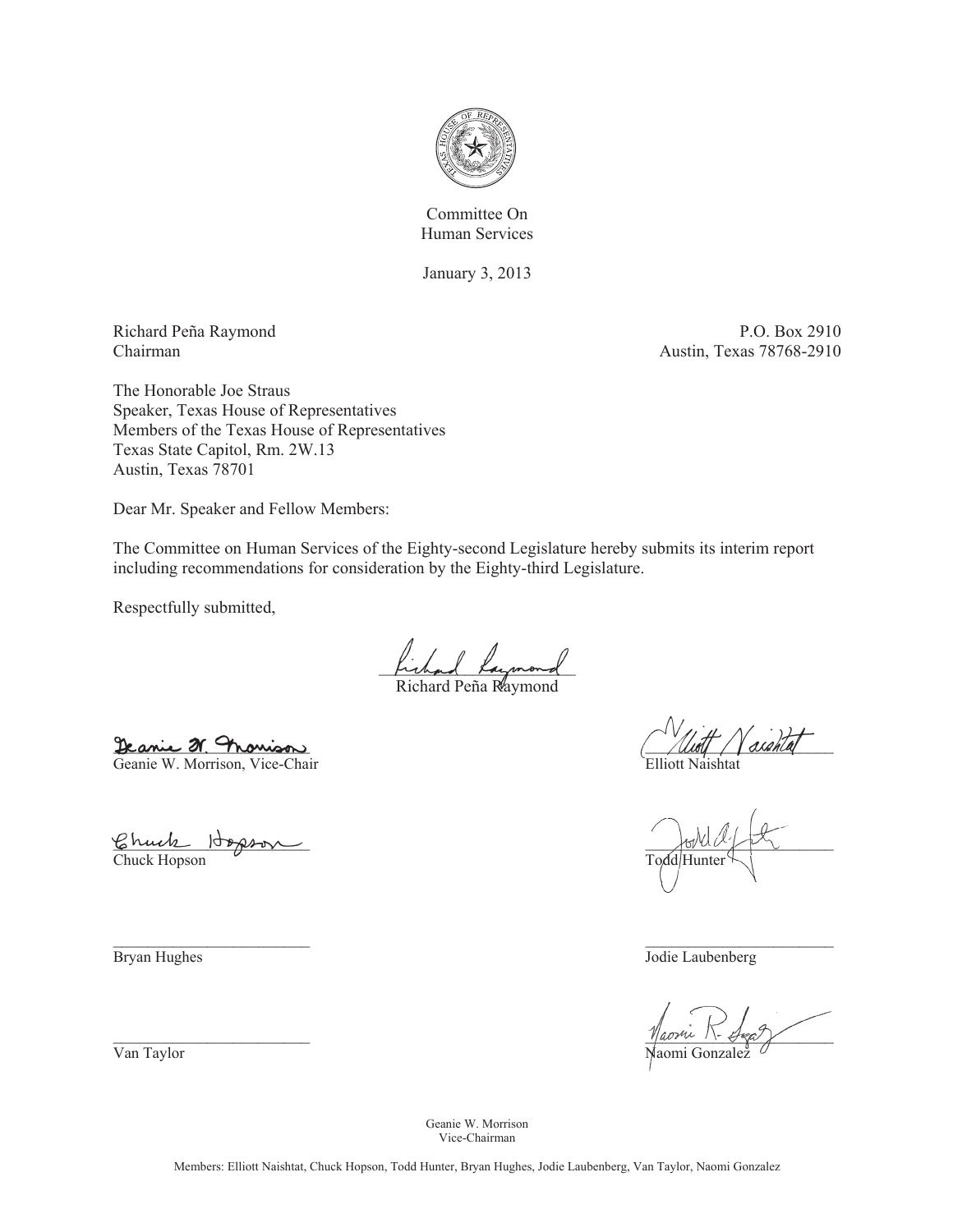Committee On
Human Services

January 3, 2013

Richard Peña Raymond
Chairman

P.O. Box 2910
Austin, Texas 78768-2910

The Honorable Joe Straus
Speaker, Texas House of Representatives
Members of the Texas House of Representatives
Texas State Capitol, Rm. 2W.13
Austin, Texas 78701

Dear Mr. Speaker and Fellow Members:

The Committee on Human Services of the Eighty-second Legislature hereby submits its interim report including recommendations for consideration by the Eighty-third Legislature.

Respectfully submitted,

Richard Peña Raymond

Geanie W. Morrison, Vice-Chair

Elliott Naishtat

Chuck Hopson

Todd Hunter

Bryan Hughes

Jodie Laubenberg

Van Taylor

Naomi Gonzalez

Geanie W. Morrison
Vice-Chairman

Members: Elliott Naishtat, Chuck Hopson, Todd Hunter, Bryan Hughes, Jodie Laubenberg, Van Taylor, Naomi Gonzalez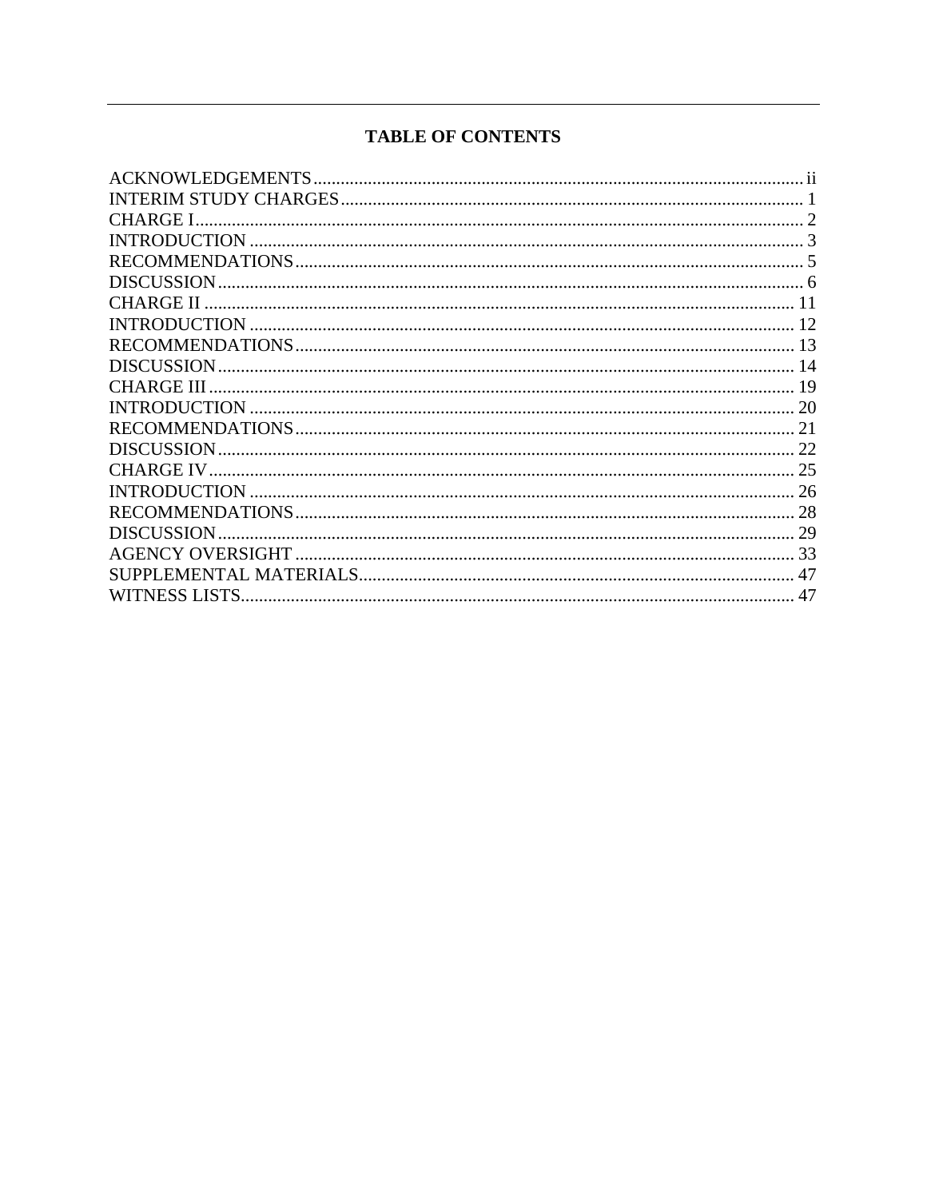# TABLE OF CONTENTS

ACKNOWLEDGEMENTS .......... ii
INTERIM STUDY CHARGES .......... 1
CHARGE I .......... 2
INTRODUCTION .......... 3
RECOMMENDATIONS .......... 5
DISCUSSION .......... 6
CHARGE II .......... 11
INTRODUCTION .......... 12
RECOMMENDATIONS .......... 13
DISCUSSION .......... 14
CHARGE III .......... 19
INTRODUCTION .......... 20
RECOMMENDATIONS .......... 21
DISCUSSION .......... 22
CHARGE IV .......... 25
INTRODUCTION .......... 26
RECOMMENDATIONS .......... 28
DISCUSSION .......... 29
AGENCY OVERSIGHT .......... 33
SUPPLEMENTAL MATERIALS .......... 47
WITNESS LISTS .......... 47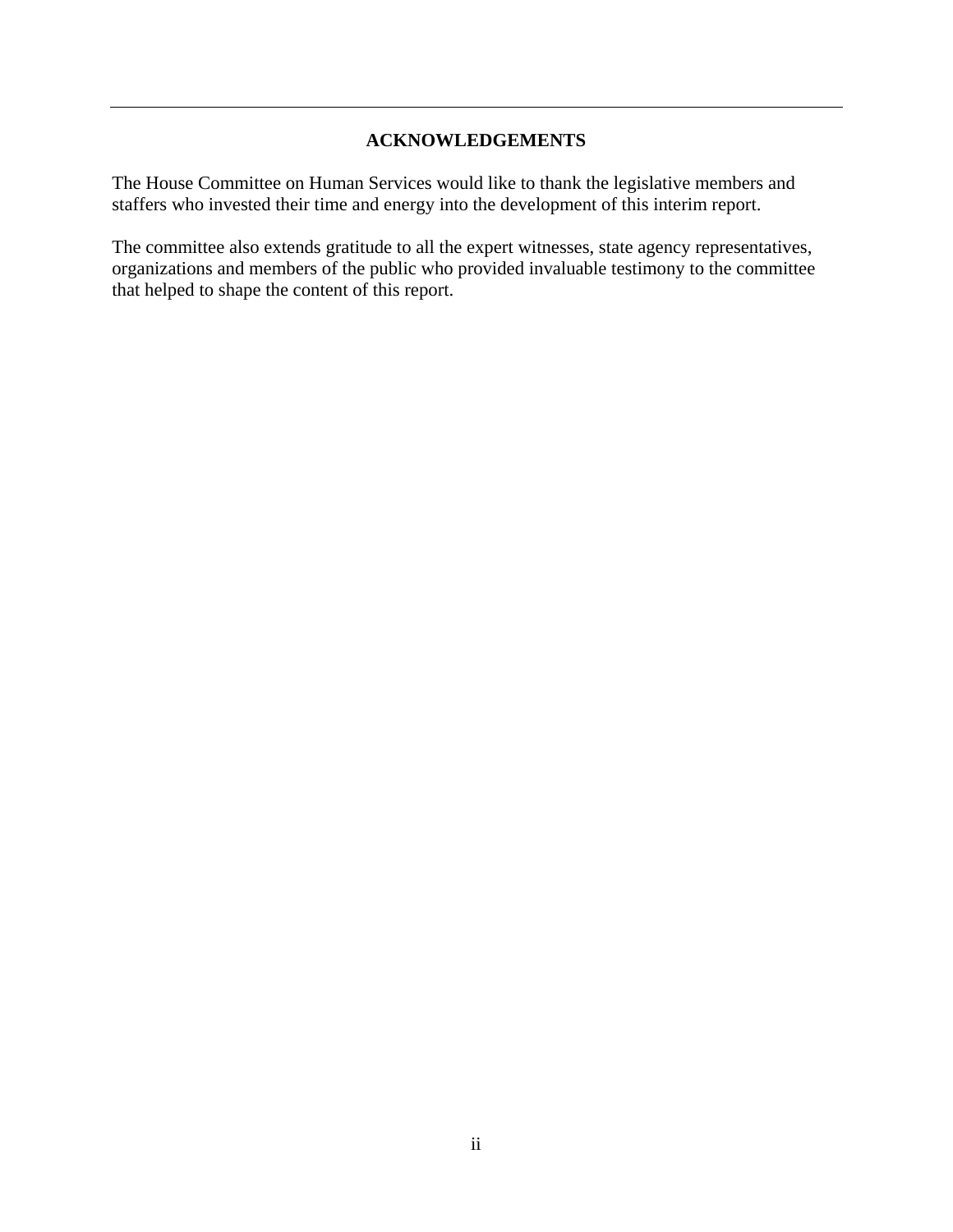## ACKNOWLEDGEMENTS

The House Committee on Human Services would like to thank the legislative members and staffers who invested their time and energy into the development of this interim report.

The committee also extends gratitude to all the expert witnesses, state agency representatives, organizations and members of the public who provided invaluable testimony to the committee that helped to shape the content of this report.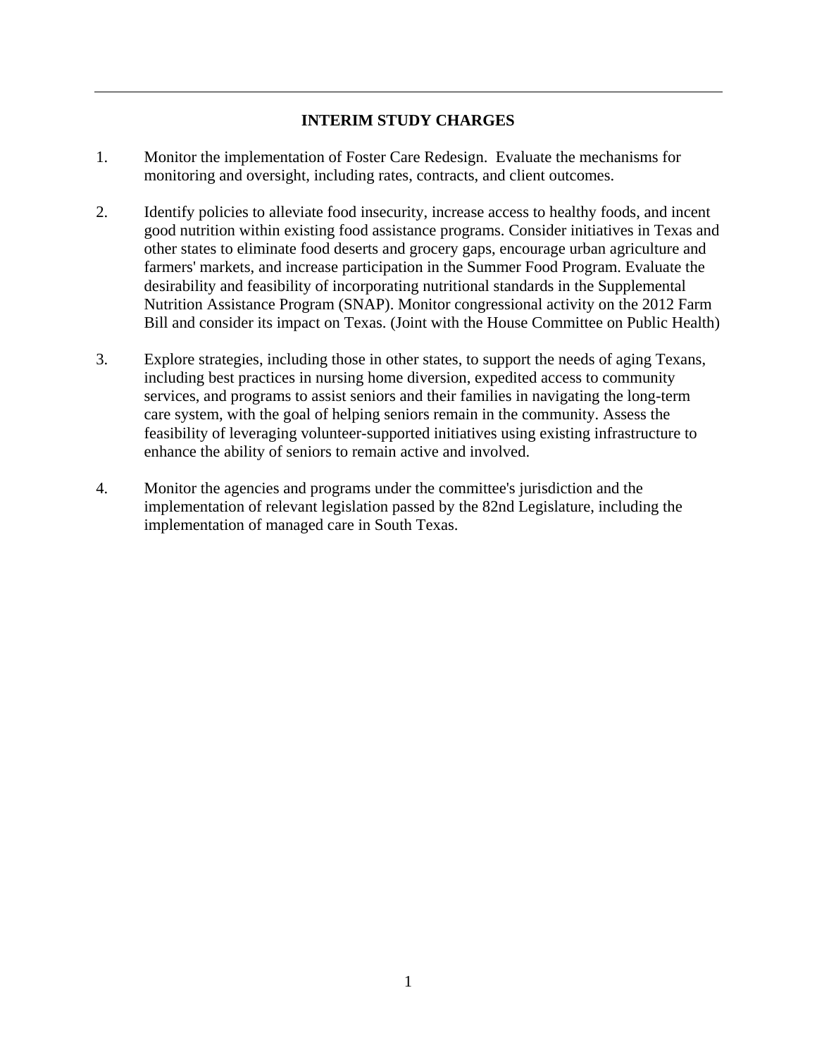## INTERIM STUDY CHARGES

1. Monitor the implementation of Foster Care Redesign. Evaluate the mechanisms for monitoring and oversight, including rates, contracts, and client outcomes.

2. Identify policies to alleviate food insecurity, increase access to healthy foods, and incent good nutrition within existing food assistance programs. Consider initiatives in Texas and other states to eliminate food deserts and grocery gaps, encourage urban agriculture and farmers' markets, and increase participation in the Summer Food Program. Evaluate the desirability and feasibility of incorporating nutritional standards in the Supplemental Nutrition Assistance Program (SNAP). Monitor congressional activity on the 2012 Farm Bill and consider its impact on Texas. (Joint with the House Committee on Public Health)

3. Explore strategies, including those in other states, to support the needs of aging Texans, including best practices in nursing home diversion, expedited access to community services, and programs to assist seniors and their families in navigating the long-term care system, with the goal of helping seniors remain in the community. Assess the feasibility of leveraging volunteer-supported initiatives using existing infrastructure to enhance the ability of seniors to remain active and involved.

4. Monitor the agencies and programs under the committee's jurisdiction and the implementation of relevant legislation passed by the 82nd Legislature, including the implementation of managed care in South Texas.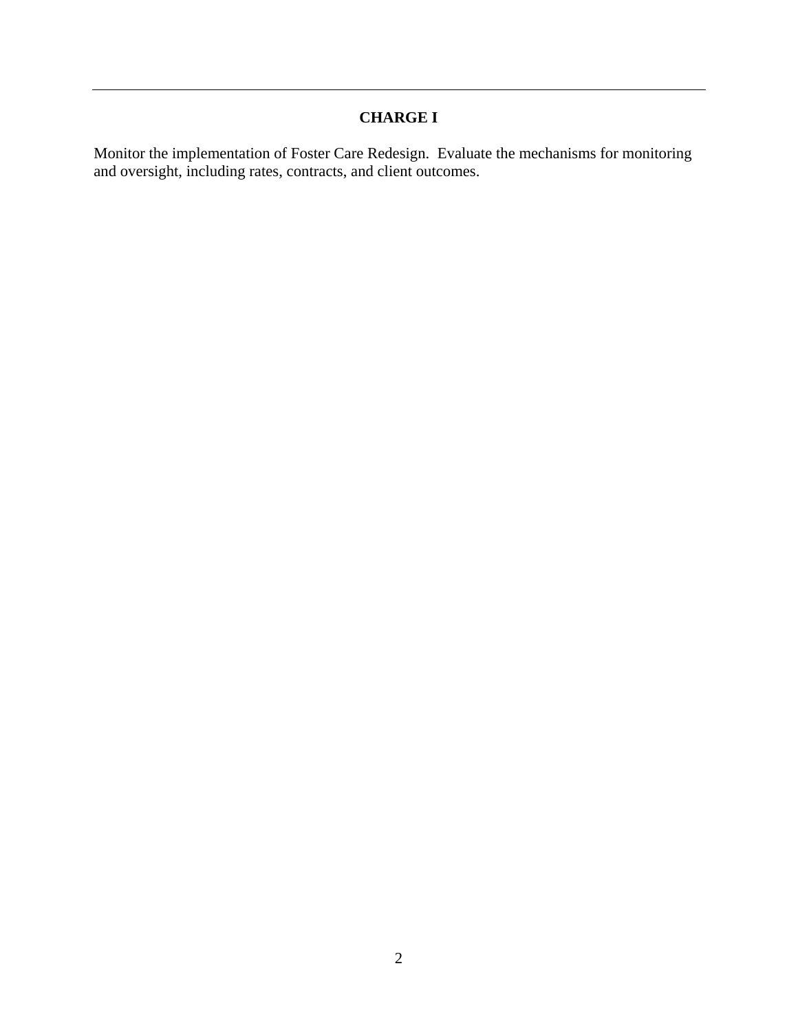## CHARGE I

Monitor the implementation of Foster Care Redesign. Evaluate the mechanisms for monitoring and oversight, including rates, contracts, and client outcomes.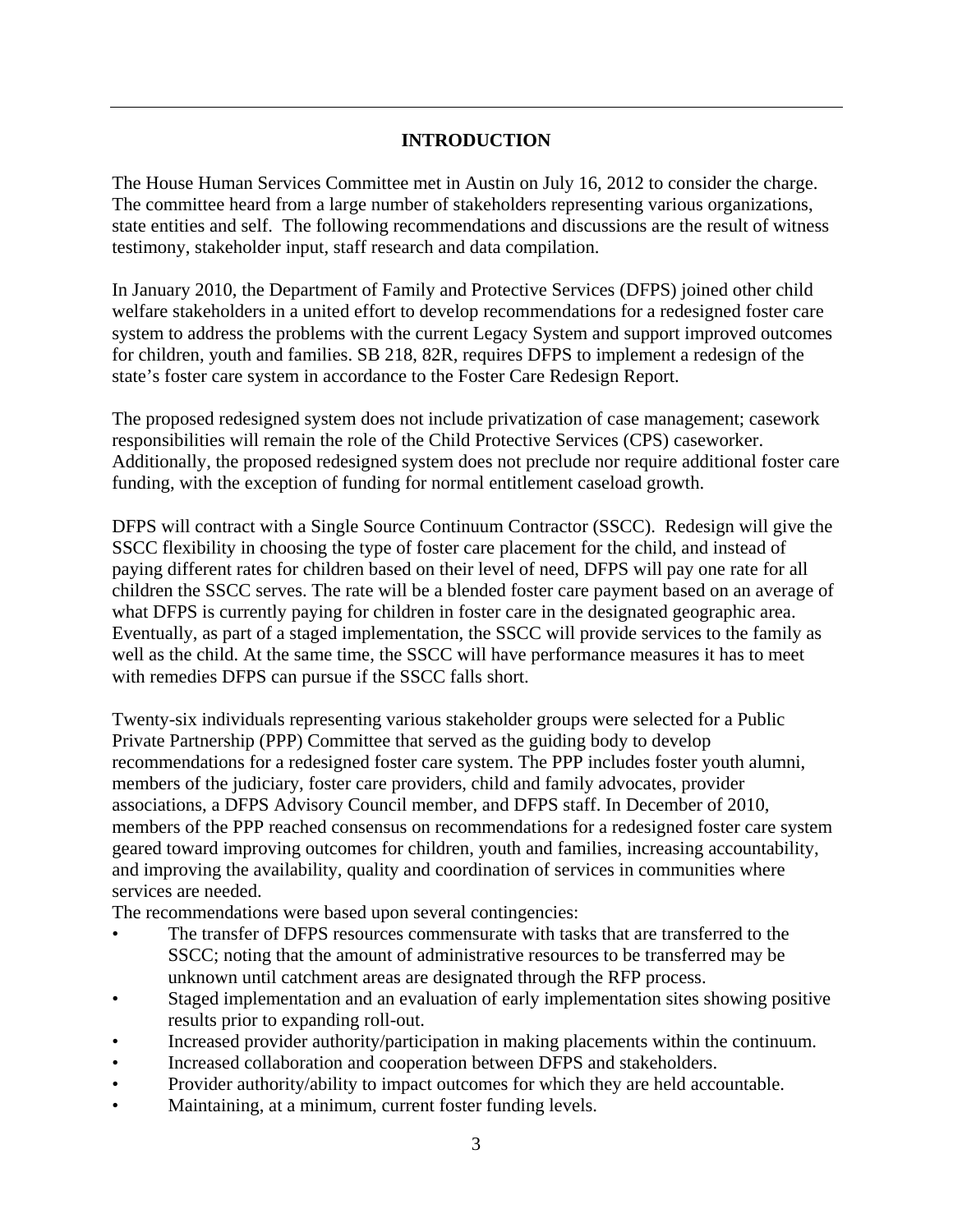## INTRODUCTION

The House Human Services Committee met in Austin on July 16, 2012 to consider the charge. The committee heard from a large number of stakeholders representing various organizations, state entities and self. The following recommendations and discussions are the result of witness testimony, stakeholder input, staff research and data compilation.

In January 2010, the Department of Family and Protective Services (DFPS) joined other child welfare stakeholders in a united effort to develop recommendations for a redesigned foster care system to address the problems with the current Legacy System and support improved outcomes for children, youth and families. SB 218, 82R, requires DFPS to implement a redesign of the state's foster care system in accordance to the Foster Care Redesign Report.

The proposed redesigned system does not include privatization of case management; casework responsibilities will remain the role of the Child Protective Services (CPS) caseworker. Additionally, the proposed redesigned system does not preclude nor require additional foster care funding, with the exception of funding for normal entitlement caseload growth.

DFPS will contract with a Single Source Continuum Contractor (SSCC). Redesign will give the SSCC flexibility in choosing the type of foster care placement for the child, and instead of paying different rates for children based on their level of need, DFPS will pay one rate for all children the SSCC serves. The rate will be a blended foster care payment based on an average of what DFPS is currently paying for children in foster care in the designated geographic area. Eventually, as part of a staged implementation, the SSCC will provide services to the family as well as the child. At the same time, the SSCC will have performance measures it has to meet with remedies DFPS can pursue if the SSCC falls short.

Twenty-six individuals representing various stakeholder groups were selected for a Public Private Partnership (PPP) Committee that served as the guiding body to develop recommendations for a redesigned foster care system. The PPP includes foster youth alumni, members of the judiciary, foster care providers, child and family advocates, provider associations, a DFPS Advisory Council member, and DFPS staff. In December of 2010, members of the PPP reached consensus on recommendations for a redesigned foster care system geared toward improving outcomes for children, youth and families, increasing accountability, and improving the availability, quality and coordination of services in communities where services are needed.

The recommendations were based upon several contingencies:

- The transfer of DFPS resources commensurate with tasks that are transferred to the SSCC; noting that the amount of administrative resources to be transferred may be unknown until catchment areas are designated through the RFP process.
- Staged implementation and an evaluation of early implementation sites showing positive results prior to expanding roll-out.
- Increased provider authority/participation in making placements within the continuum.
- Increased collaboration and cooperation between DFPS and stakeholders.
- Provider authority/ability to impact outcomes for which they are held accountable.
- Maintaining, at a minimum, current foster funding levels.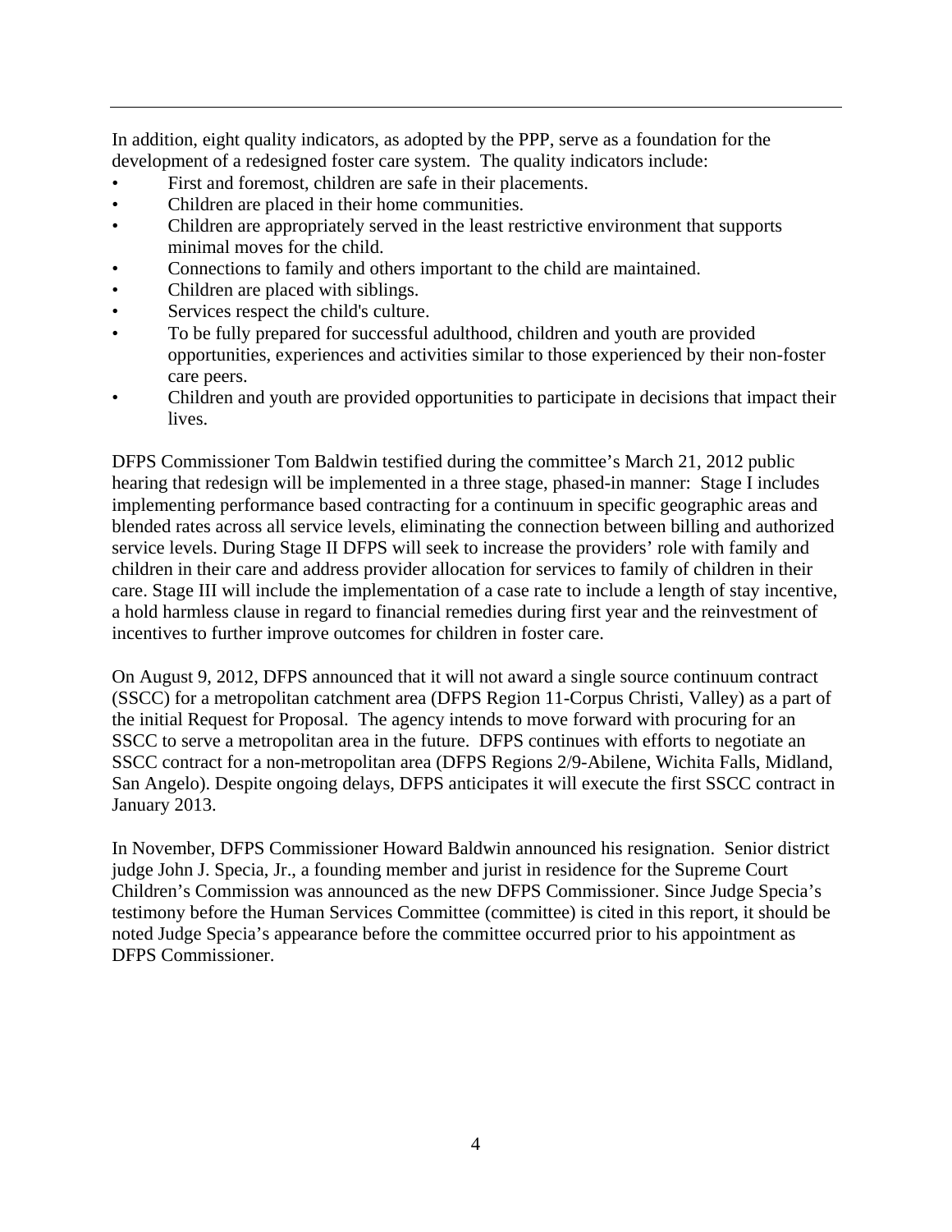In addition, eight quality indicators, as adopted by the PPP, serve as a foundation for the development of a redesigned foster care system. The quality indicators include:

- First and foremost, children are safe in their placements.
- Children are placed in their home communities.
- Children are appropriately served in the least restrictive environment that supports minimal moves for the child.
- Connections to family and others important to the child are maintained.
- Children are placed with siblings.
- Services respect the child's culture.
- To be fully prepared for successful adulthood, children and youth are provided opportunities, experiences and activities similar to those experienced by their non-foster care peers.
- Children and youth are provided opportunities to participate in decisions that impact their lives.

DFPS Commissioner Tom Baldwin testified during the committee's March 21, 2012 public hearing that redesign will be implemented in a three stage, phased-in manner: Stage I includes implementing performance based contracting for a continuum in specific geographic areas and blended rates across all service levels, eliminating the connection between billing and authorized service levels. During Stage II DFPS will seek to increase the providers' role with family and children in their care and address provider allocation for services to family of children in their care. Stage III will include the implementation of a case rate to include a length of stay incentive, a hold harmless clause in regard to financial remedies during first year and the reinvestment of incentives to further improve outcomes for children in foster care.

On August 9, 2012, DFPS announced that it will not award a single source continuum contract (SSCC) for a metropolitan catchment area (DFPS Region 11-Corpus Christi, Valley) as a part of the initial Request for Proposal. The agency intends to move forward with procuring for an SSCC to serve a metropolitan area in the future. DFPS continues with efforts to negotiate an SSCC contract for a non-metropolitan area (DFPS Regions 2/9-Abilene, Wichita Falls, Midland, San Angelo). Despite ongoing delays, DFPS anticipates it will execute the first SSCC contract in January 2013.

In November, DFPS Commissioner Howard Baldwin announced his resignation. Senior district judge John J. Specia, Jr., a founding member and jurist in residence for the Supreme Court Children's Commission was announced as the new DFPS Commissioner. Since Judge Specia's testimony before the Human Services Committee (committee) is cited in this report, it should be noted Judge Specia's appearance before the committee occurred prior to his appointment as DFPS Commissioner.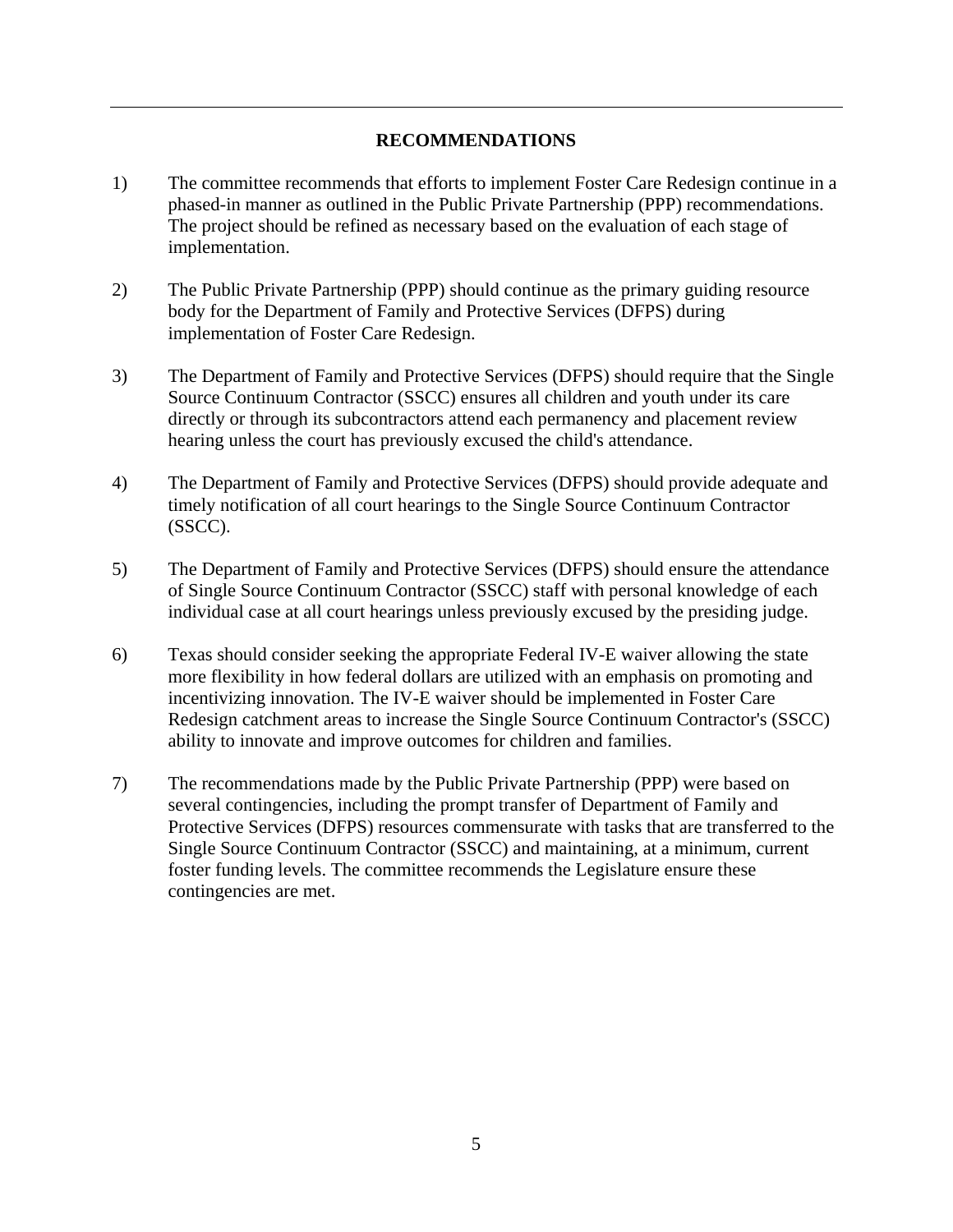## RECOMMENDATIONS

1) The committee recommends that efforts to implement Foster Care Redesign continue in a phased-in manner as outlined in the Public Private Partnership (PPP) recommendations. The project should be refined as necessary based on the evaluation of each stage of implementation.

2) The Public Private Partnership (PPP) should continue as the primary guiding resource body for the Department of Family and Protective Services (DFPS) during implementation of Foster Care Redesign.

3) The Department of Family and Protective Services (DFPS) should require that the Single Source Continuum Contractor (SSCC) ensures all children and youth under its care directly or through its subcontractors attend each permanency and placement review hearing unless the court has previously excused the child's attendance.

4) The Department of Family and Protective Services (DFPS) should provide adequate and timely notification of all court hearings to the Single Source Continuum Contractor (SSCC).

5) The Department of Family and Protective Services (DFPS) should ensure the attendance of Single Source Continuum Contractor (SSCC) staff with personal knowledge of each individual case at all court hearings unless previously excused by the presiding judge.

6) Texas should consider seeking the appropriate Federal IV-E waiver allowing the state more flexibility in how federal dollars are utilized with an emphasis on promoting and incentivizing innovation. The IV-E waiver should be implemented in Foster Care Redesign catchment areas to increase the Single Source Continuum Contractor's (SSCC) ability to innovate and improve outcomes for children and families.

7) The recommendations made by the Public Private Partnership (PPP) were based on several contingencies, including the prompt transfer of Department of Family and Protective Services (DFPS) resources commensurate with tasks that are transferred to the Single Source Continuum Contractor (SSCC) and maintaining, at a minimum, current foster funding levels. The committee recommends the Legislature ensure these contingencies are met.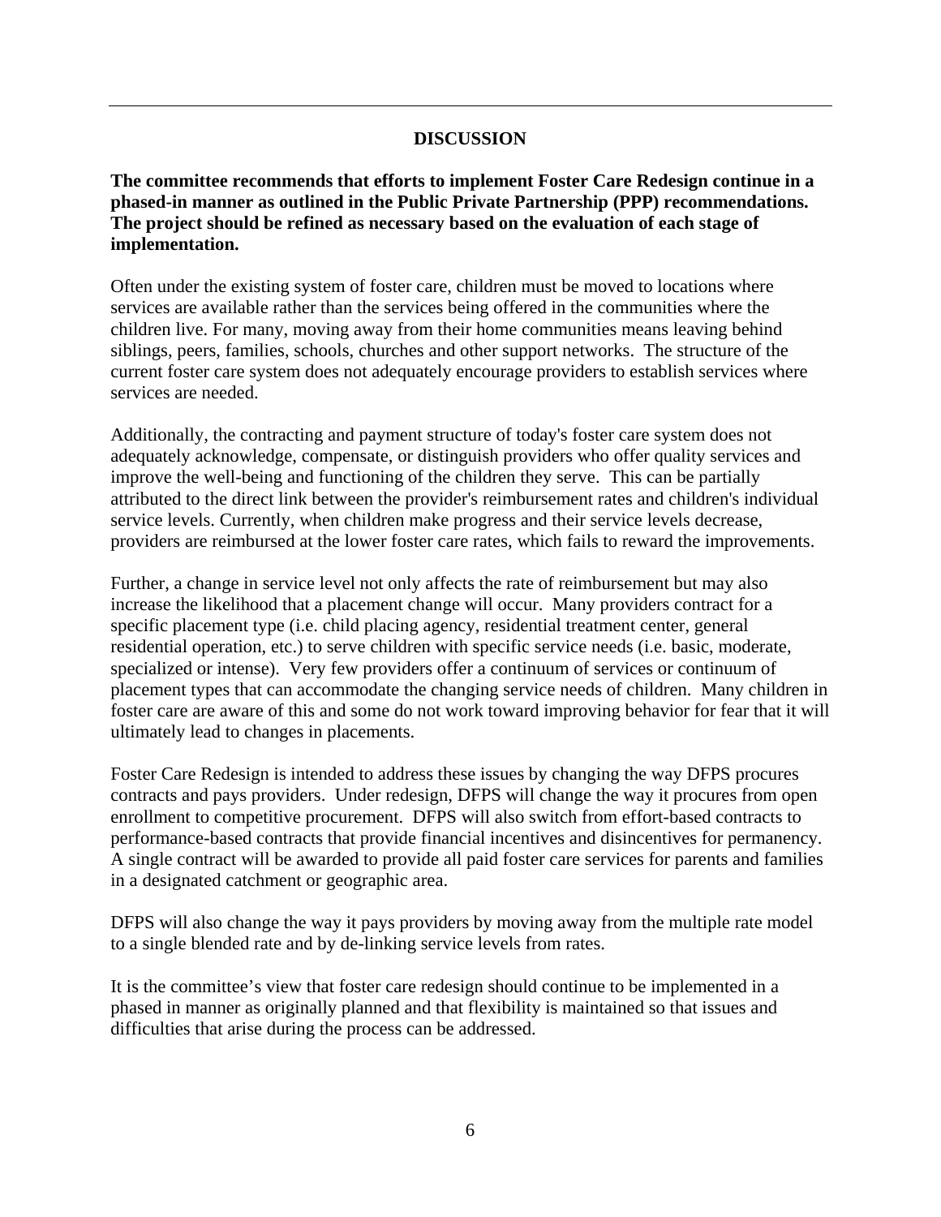## DISCUSSION

**The committee recommends that efforts to implement Foster Care Redesign continue in a phased-in manner as outlined in the Public Private Partnership (PPP) recommendations. The project should be refined as necessary based on the evaluation of each stage of implementation.**

Often under the existing system of foster care, children must be moved to locations where services are available rather than the services being offered in the communities where the children live. For many, moving away from their home communities means leaving behind siblings, peers, families, schools, churches and other support networks. The structure of the current foster care system does not adequately encourage providers to establish services where services are needed.

Additionally, the contracting and payment structure of today's foster care system does not adequately acknowledge, compensate, or distinguish providers who offer quality services and improve the well-being and functioning of the children they serve. This can be partially attributed to the direct link between the provider's reimbursement rates and children's individual service levels. Currently, when children make progress and their service levels decrease, providers are reimbursed at the lower foster care rates, which fails to reward the improvements.

Further, a change in service level not only affects the rate of reimbursement but may also increase the likelihood that a placement change will occur. Many providers contract for a specific placement type (i.e. child placing agency, residential treatment center, general residential operation, etc.) to serve children with specific service needs (i.e. basic, moderate, specialized or intense). Very few providers offer a continuum of services or continuum of placement types that can accommodate the changing service needs of children. Many children in foster care are aware of this and some do not work toward improving behavior for fear that it will ultimately lead to changes in placements.

Foster Care Redesign is intended to address these issues by changing the way DFPS procures contracts and pays providers. Under redesign, DFPS will change the way it procures from open enrollment to competitive procurement. DFPS will also switch from effort-based contracts to performance-based contracts that provide financial incentives and disincentives for permanency. A single contract will be awarded to provide all paid foster care services for parents and families in a designated catchment or geographic area.

DFPS will also change the way it pays providers by moving away from the multiple rate model to a single blended rate and by de-linking service levels from rates.

It is the committee's view that foster care redesign should continue to be implemented in a phased in manner as originally planned and that flexibility is maintained so that issues and difficulties that arise during the process can be addressed.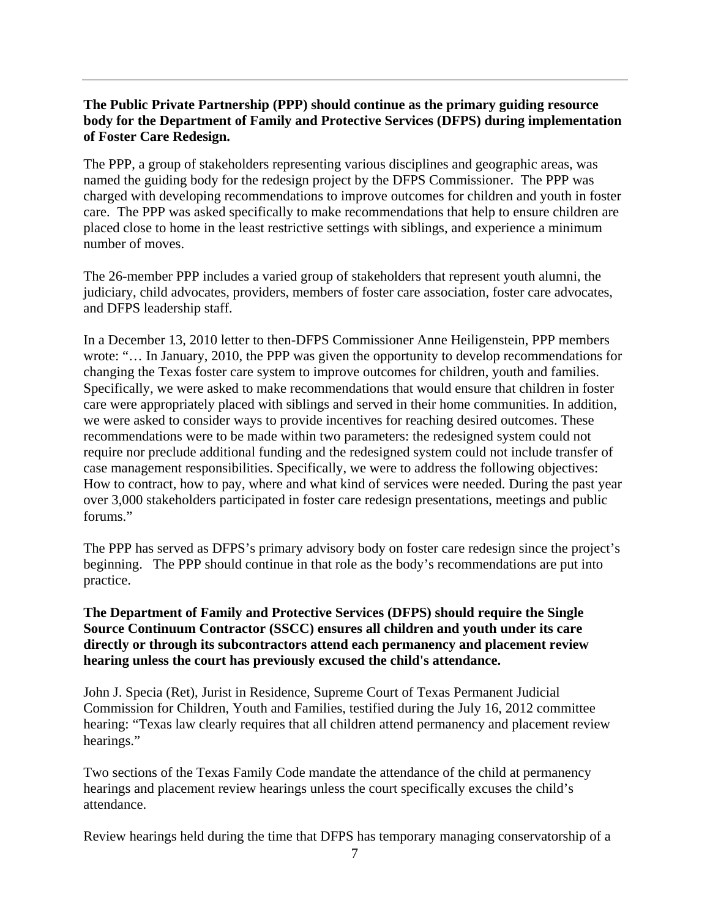**The Public Private Partnership (PPP) should continue as the primary guiding resource body for the Department of Family and Protective Services (DFPS) during implementation of Foster Care Redesign.**

The PPP, a group of stakeholders representing various disciplines and geographic areas, was named the guiding body for the redesign project by the DFPS Commissioner. The PPP was charged with developing recommendations to improve outcomes for children and youth in foster care. The PPP was asked specifically to make recommendations that help to ensure children are placed close to home in the least restrictive settings with siblings, and experience a minimum number of moves.

The 26-member PPP includes a varied group of stakeholders that represent youth alumni, the judiciary, child advocates, providers, members of foster care association, foster care advocates, and DFPS leadership staff.

In a December 13, 2010 letter to then-DFPS Commissioner Anne Heiligenstein, PPP members wrote: "… In January, 2010, the PPP was given the opportunity to develop recommendations for changing the Texas foster care system to improve outcomes for children, youth and families. Specifically, we were asked to make recommendations that would ensure that children in foster care were appropriately placed with siblings and served in their home communities. In addition, we were asked to consider ways to provide incentives for reaching desired outcomes. These recommendations were to be made within two parameters: the redesigned system could not require nor preclude additional funding and the redesigned system could not include transfer of case management responsibilities. Specifically, we were to address the following objectives: How to contract, how to pay, where and what kind of services were needed. During the past year over 3,000 stakeholders participated in foster care redesign presentations, meetings and public forums."

The PPP has served as DFPS's primary advisory body on foster care redesign since the project's beginning. The PPP should continue in that role as the body's recommendations are put into practice.

**The Department of Family and Protective Services (DFPS) should require the Single Source Continuum Contractor (SSCC) ensures all children and youth under its care directly or through its subcontractors attend each permanency and placement review hearing unless the court has previously excused the child's attendance.**

John J. Specia (Ret), Jurist in Residence, Supreme Court of Texas Permanent Judicial Commission for Children, Youth and Families, testified during the July 16, 2012 committee hearing: "Texas law clearly requires that all children attend permanency and placement review hearings."

Two sections of the Texas Family Code mandate the attendance of the child at permanency hearings and placement review hearings unless the court specifically excuses the child's attendance.

Review hearings held during the time that DFPS has temporary managing conservatorship of a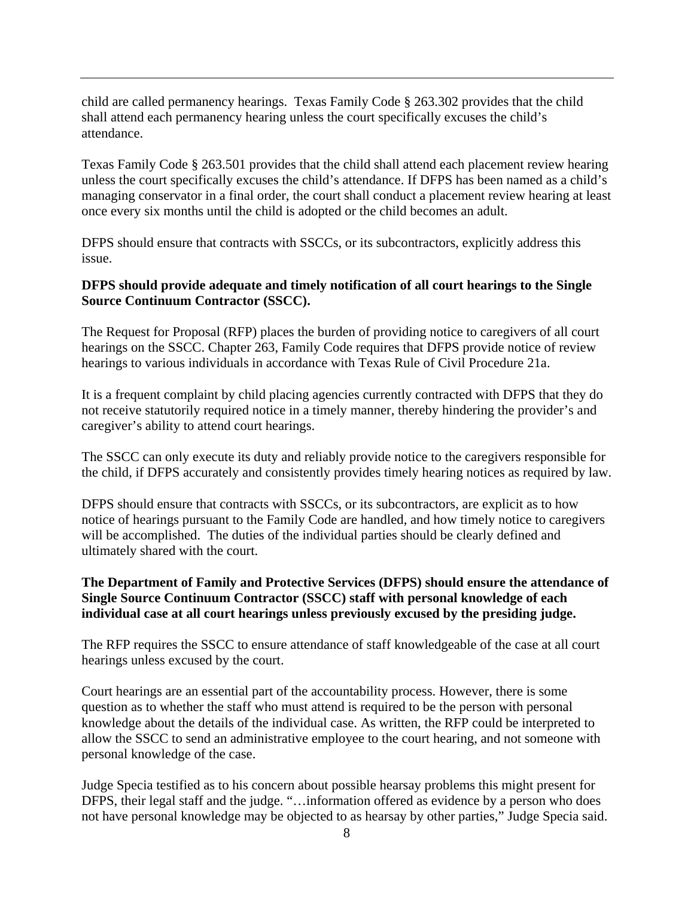child are called permanency hearings. Texas Family Code § 263.302 provides that the child shall attend each permanency hearing unless the court specifically excuses the child's attendance.

Texas Family Code § 263.501 provides that the child shall attend each placement review hearing unless the court specifically excuses the child's attendance. If DFPS has been named as a child's managing conservator in a final order, the court shall conduct a placement review hearing at least once every six months until the child is adopted or the child becomes an adult.

DFPS should ensure that contracts with SSCCs, or its subcontractors, explicitly address this issue.

**DFPS should provide adequate and timely notification of all court hearings to the Single Source Continuum Contractor (SSCC).**

The Request for Proposal (RFP) places the burden of providing notice to caregivers of all court hearings on the SSCC. Chapter 263, Family Code requires that DFPS provide notice of review hearings to various individuals in accordance with Texas Rule of Civil Procedure 21a.

It is a frequent complaint by child placing agencies currently contracted with DFPS that they do not receive statutorily required notice in a timely manner, thereby hindering the provider's and caregiver's ability to attend court hearings.

The SSCC can only execute its duty and reliably provide notice to the caregivers responsible for the child, if DFPS accurately and consistently provides timely hearing notices as required by law.

DFPS should ensure that contracts with SSCCs, or its subcontractors, are explicit as to how notice of hearings pursuant to the Family Code are handled, and how timely notice to caregivers will be accomplished. The duties of the individual parties should be clearly defined and ultimately shared with the court.

**The Department of Family and Protective Services (DFPS) should ensure the attendance of Single Source Continuum Contractor (SSCC) staff with personal knowledge of each individual case at all court hearings unless previously excused by the presiding judge.**

The RFP requires the SSCC to ensure attendance of staff knowledgeable of the case at all court hearings unless excused by the court.

Court hearings are an essential part of the accountability process. However, there is some question as to whether the staff who must attend is required to be the person with personal knowledge about the details of the individual case. As written, the RFP could be interpreted to allow the SSCC to send an administrative employee to the court hearing, and not someone with personal knowledge of the case.

Judge Specia testified as to his concern about possible hearsay problems this might present for DFPS, their legal staff and the judge. "…information offered as evidence by a person who does not have personal knowledge may be objected to as hearsay by other parties," Judge Specia said.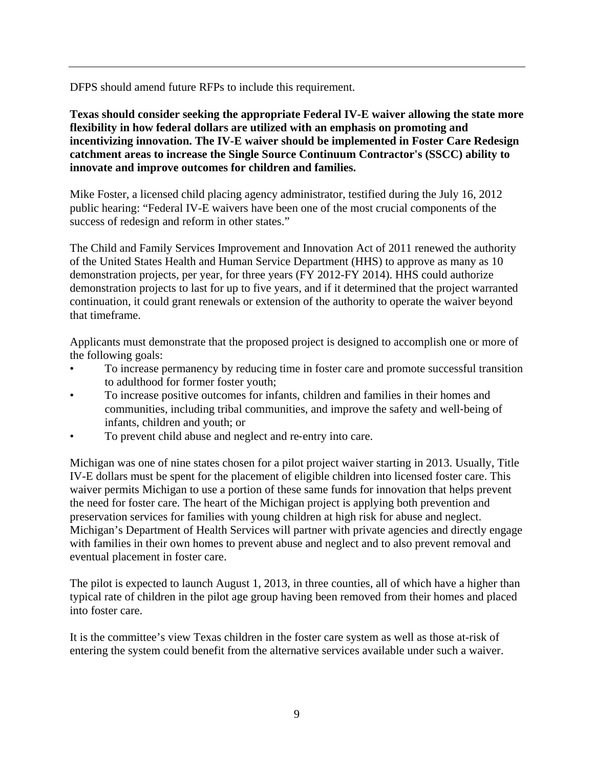DFPS should amend future RFPs to include this requirement.

**Texas should consider seeking the appropriate Federal IV-E waiver allowing the state more flexibility in how federal dollars are utilized with an emphasis on promoting and incentivizing innovation. The IV-E waiver should be implemented in Foster Care Redesign catchment areas to increase the Single Source Continuum Contractor's (SSCC) ability to innovate and improve outcomes for children and families.**

Mike Foster, a licensed child placing agency administrator, testified during the July 16, 2012 public hearing: "Federal IV-E waivers have been one of the most crucial components of the success of redesign and reform in other states."

The Child and Family Services Improvement and Innovation Act of 2011 renewed the authority of the United States Health and Human Service Department (HHS) to approve as many as 10 demonstration projects, per year, for three years (FY 2012-FY 2014). HHS could authorize demonstration projects to last for up to five years, and if it determined that the project warranted continuation, it could grant renewals or extension of the authority to operate the waiver beyond that timeframe.

Applicants must demonstrate that the proposed project is designed to accomplish one or more of the following goals:

- To increase permanency by reducing time in foster care and promote successful transition to adulthood for former foster youth;
- To increase positive outcomes for infants, children and families in their homes and communities, including tribal communities, and improve the safety and well-being of infants, children and youth; or
- To prevent child abuse and neglect and re-entry into care.

Michigan was one of nine states chosen for a pilot project waiver starting in 2013. Usually, Title IV-E dollars must be spent for the placement of eligible children into licensed foster care. This waiver permits Michigan to use a portion of these same funds for innovation that helps prevent the need for foster care. The heart of the Michigan project is applying both prevention and preservation services for families with young children at high risk for abuse and neglect. Michigan's Department of Health Services will partner with private agencies and directly engage with families in their own homes to prevent abuse and neglect and to also prevent removal and eventual placement in foster care.

The pilot is expected to launch August 1, 2013, in three counties, all of which have a higher than typical rate of children in the pilot age group having been removed from their homes and placed into foster care.

It is the committee's view Texas children in the foster care system as well as those at-risk of entering the system could benefit from the alternative services available under such a waiver.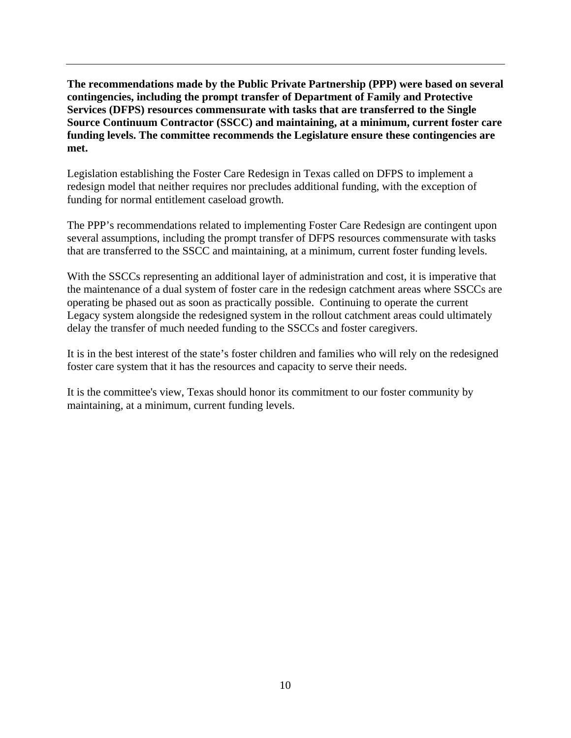**The recommendations made by the Public Private Partnership (PPP) were based on several contingencies, including the prompt transfer of Department of Family and Protective Services (DFPS) resources commensurate with tasks that are transferred to the Single Source Continuum Contractor (SSCC) and maintaining, at a minimum, current foster care funding levels. The committee recommends the Legislature ensure these contingencies are met.**

Legislation establishing the Foster Care Redesign in Texas called on DFPS to implement a redesign model that neither requires nor precludes additional funding, with the exception of funding for normal entitlement caseload growth.

The PPP's recommendations related to implementing Foster Care Redesign are contingent upon several assumptions, including the prompt transfer of DFPS resources commensurate with tasks that are transferred to the SSCC and maintaining, at a minimum, current foster funding levels.

With the SSCCs representing an additional layer of administration and cost, it is imperative that the maintenance of a dual system of foster care in the redesign catchment areas where SSCCs are operating be phased out as soon as practically possible. Continuing to operate the current Legacy system alongside the redesigned system in the rollout catchment areas could ultimately delay the transfer of much needed funding to the SSCCs and foster caregivers.

It is in the best interest of the state's foster children and families who will rely on the redesigned foster care system that it has the resources and capacity to serve their needs.

It is the committee's view, Texas should honor its commitment to our foster community by maintaining, at a minimum, current funding levels.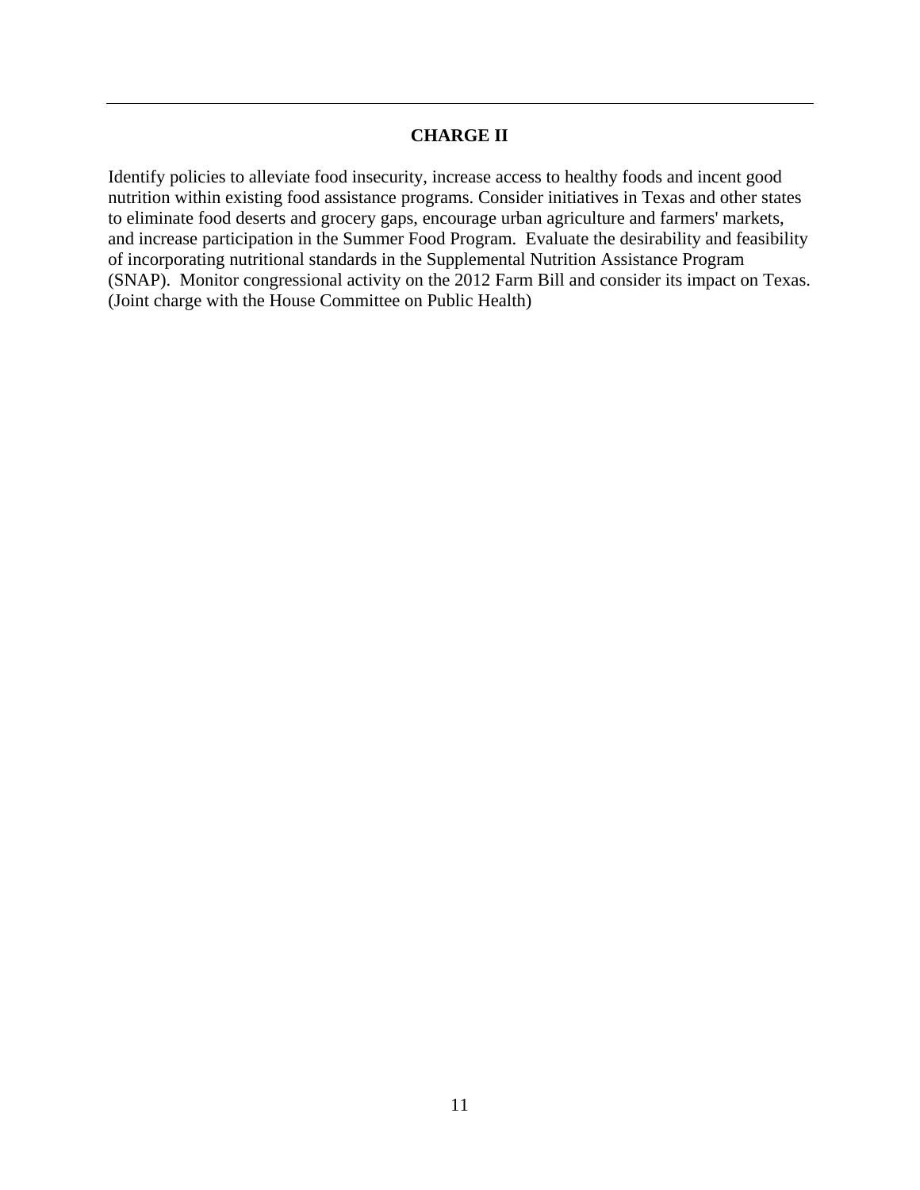## CHARGE II

Identify policies to alleviate food insecurity, increase access to healthy foods and incent good nutrition within existing food assistance programs. Consider initiatives in Texas and other states to eliminate food deserts and grocery gaps, encourage urban agriculture and farmers' markets, and increase participation in the Summer Food Program. Evaluate the desirability and feasibility of incorporating nutritional standards in the Supplemental Nutrition Assistance Program (SNAP). Monitor congressional activity on the 2012 Farm Bill and consider its impact on Texas. (Joint charge with the House Committee on Public Health)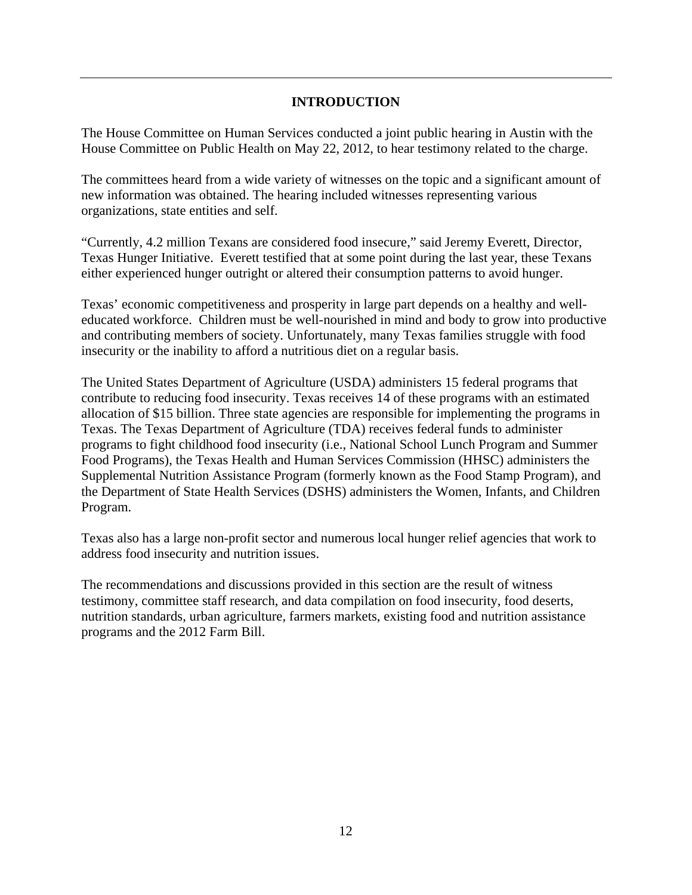## INTRODUCTION

The House Committee on Human Services conducted a joint public hearing in Austin with the House Committee on Public Health on May 22, 2012, to hear testimony related to the charge.

The committees heard from a wide variety of witnesses on the topic and a significant amount of new information was obtained. The hearing included witnesses representing various organizations, state entities and self.

"Currently, 4.2 million Texans are considered food insecure," said Jeremy Everett, Director, Texas Hunger Initiative. Everett testified that at some point during the last year, these Texans either experienced hunger outright or altered their consumption patterns to avoid hunger.

Texas' economic competitiveness and prosperity in large part depends on a healthy and well-educated workforce. Children must be well-nourished in mind and body to grow into productive and contributing members of society. Unfortunately, many Texas families struggle with food insecurity or the inability to afford a nutritious diet on a regular basis.

The United States Department of Agriculture (USDA) administers 15 federal programs that contribute to reducing food insecurity. Texas receives 14 of these programs with an estimated allocation of $15 billion. Three state agencies are responsible for implementing the programs in Texas. The Texas Department of Agriculture (TDA) receives federal funds to administer programs to fight childhood food insecurity (i.e., National School Lunch Program and Summer Food Programs), the Texas Health and Human Services Commission (HHSC) administers the Supplemental Nutrition Assistance Program (formerly known as the Food Stamp Program), and the Department of State Health Services (DSHS) administers the Women, Infants, and Children Program.

Texas also has a large non-profit sector and numerous local hunger relief agencies that work to address food insecurity and nutrition issues.

The recommendations and discussions provided in this section are the result of witness testimony, committee staff research, and data compilation on food insecurity, food deserts, nutrition standards, urban agriculture, farmers markets, existing food and nutrition assistance programs and the 2012 Farm Bill.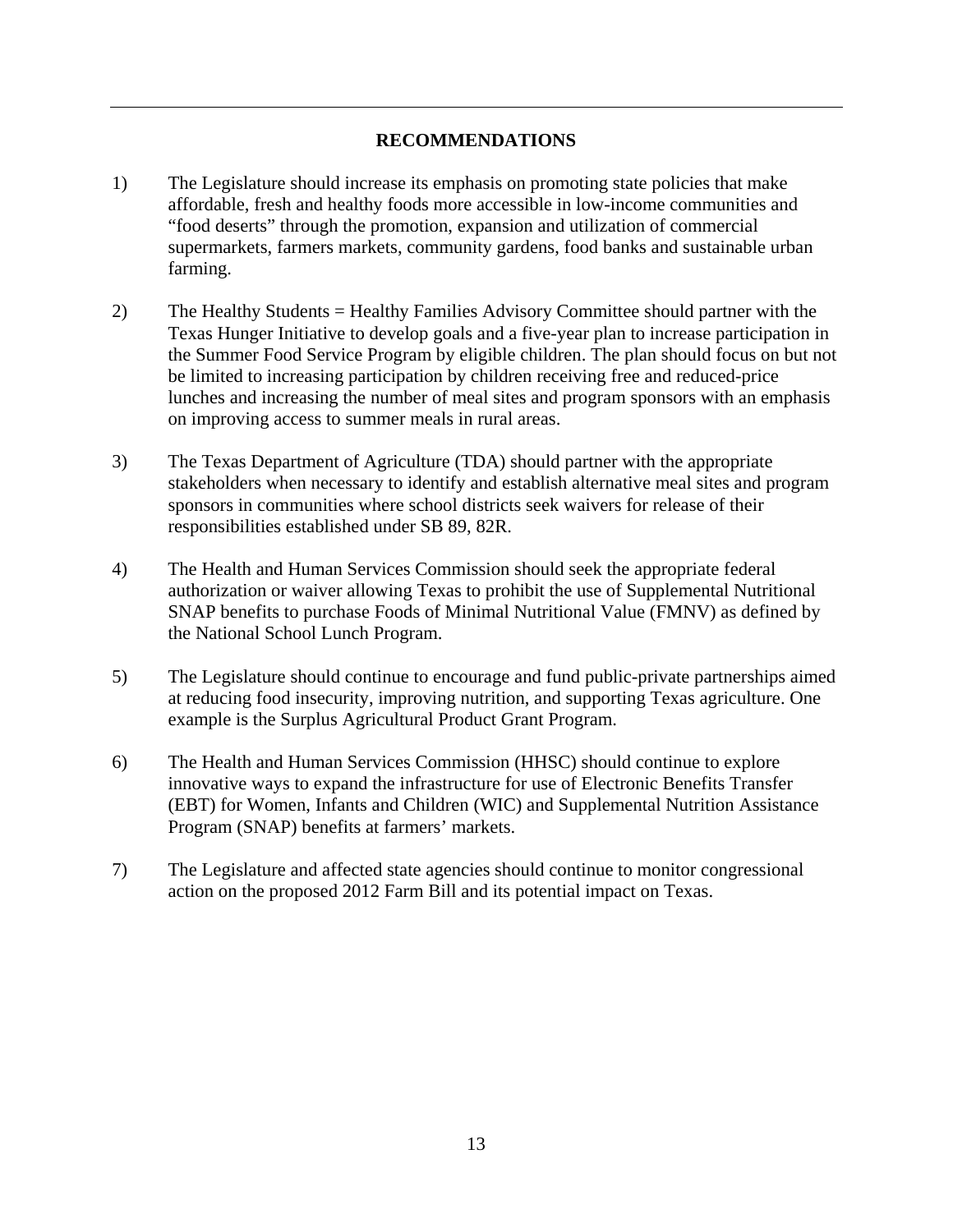## RECOMMENDATIONS

1) The Legislature should increase its emphasis on promoting state policies that make affordable, fresh and healthy foods more accessible in low-income communities and "food deserts" through the promotion, expansion and utilization of commercial supermarkets, farmers markets, community gardens, food banks and sustainable urban farming.

2) The Healthy Students = Healthy Families Advisory Committee should partner with the Texas Hunger Initiative to develop goals and a five-year plan to increase participation in the Summer Food Service Program by eligible children. The plan should focus on but not be limited to increasing participation by children receiving free and reduced-price lunches and increasing the number of meal sites and program sponsors with an emphasis on improving access to summer meals in rural areas.

3) The Texas Department of Agriculture (TDA) should partner with the appropriate stakeholders when necessary to identify and establish alternative meal sites and program sponsors in communities where school districts seek waivers for release of their responsibilities established under SB 89, 82R.

4) The Health and Human Services Commission should seek the appropriate federal authorization or waiver allowing Texas to prohibit the use of Supplemental Nutritional SNAP benefits to purchase Foods of Minimal Nutritional Value (FMNV) as defined by the National School Lunch Program.

5) The Legislature should continue to encourage and fund public-private partnerships aimed at reducing food insecurity, improving nutrition, and supporting Texas agriculture. One example is the Surplus Agricultural Product Grant Program.

6) The Health and Human Services Commission (HHSC) should continue to explore innovative ways to expand the infrastructure for use of Electronic Benefits Transfer (EBT) for Women, Infants and Children (WIC) and Supplemental Nutrition Assistance Program (SNAP) benefits at farmers' markets.

7) The Legislature and affected state agencies should continue to monitor congressional action on the proposed 2012 Farm Bill and its potential impact on Texas.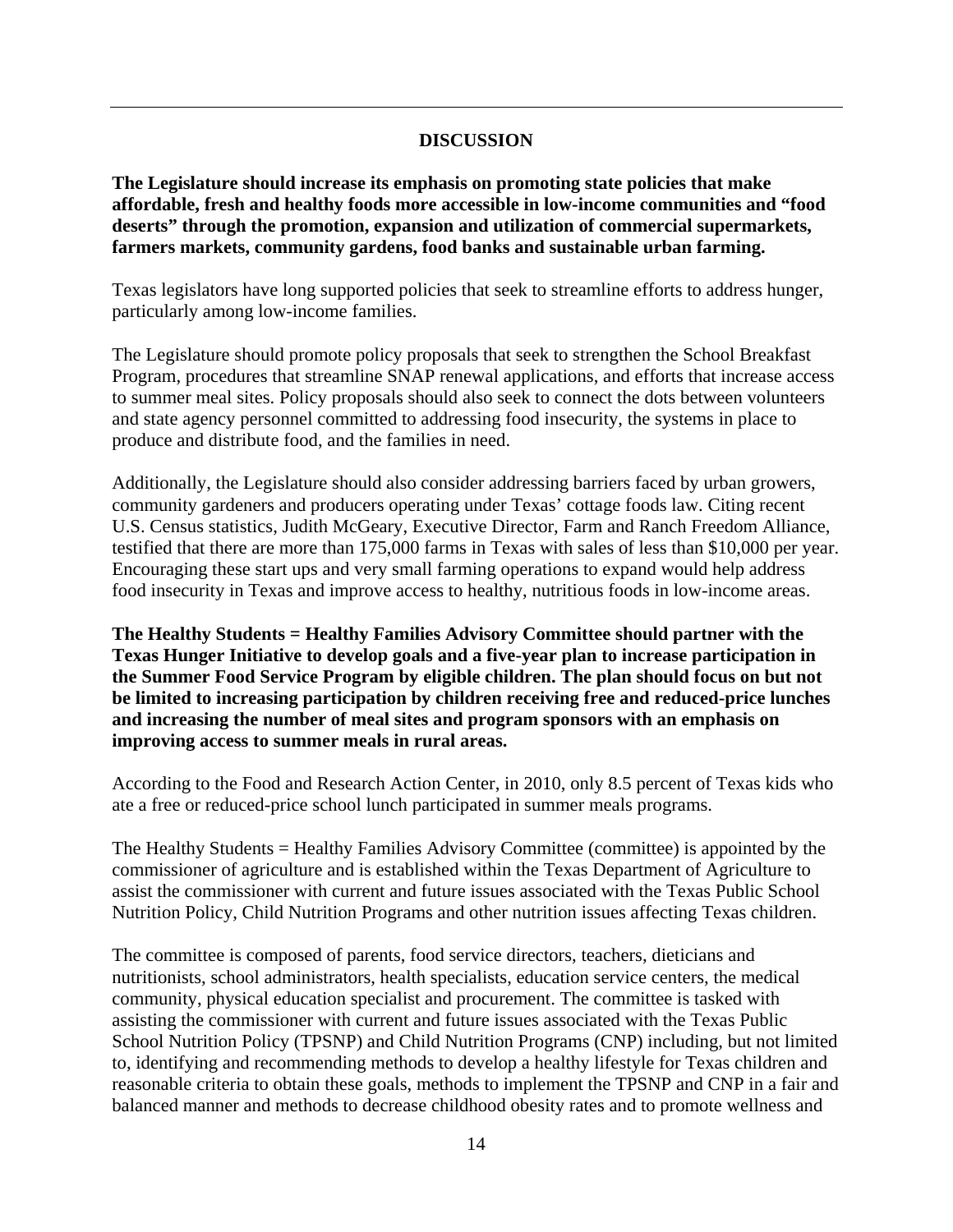## DISCUSSION

**The Legislature should increase its emphasis on promoting state policies that make affordable, fresh and healthy foods more accessible in low-income communities and "food deserts" through the promotion, expansion and utilization of commercial supermarkets, farmers markets, community gardens, food banks and sustainable urban farming.**

Texas legislators have long supported policies that seek to streamline efforts to address hunger, particularly among low-income families.

The Legislature should promote policy proposals that seek to strengthen the School Breakfast Program, procedures that streamline SNAP renewal applications, and efforts that increase access to summer meal sites. Policy proposals should also seek to connect the dots between volunteers and state agency personnel committed to addressing food insecurity, the systems in place to produce and distribute food, and the families in need.

Additionally, the Legislature should also consider addressing barriers faced by urban growers, community gardeners and producers operating under Texas' cottage foods law. Citing recent U.S. Census statistics, Judith McGeary, Executive Director, Farm and Ranch Freedom Alliance, testified that there are more than 175,000 farms in Texas with sales of less than $10,000 per year. Encouraging these start ups and very small farming operations to expand would help address food insecurity in Texas and improve access to healthy, nutritious foods in low-income areas.

**The Healthy Students = Healthy Families Advisory Committee should partner with the Texas Hunger Initiative to develop goals and a five-year plan to increase participation in the Summer Food Service Program by eligible children. The plan should focus on but not be limited to increasing participation by children receiving free and reduced-price lunches and increasing the number of meal sites and program sponsors with an emphasis on improving access to summer meals in rural areas.**

According to the Food and Research Action Center, in 2010, only 8.5 percent of Texas kids who ate a free or reduced-price school lunch participated in summer meals programs.

The Healthy Students = Healthy Families Advisory Committee (committee) is appointed by the commissioner of agriculture and is established within the Texas Department of Agriculture to assist the commissioner with current and future issues associated with the Texas Public School Nutrition Policy, Child Nutrition Programs and other nutrition issues affecting Texas children.

The committee is composed of parents, food service directors, teachers, dieticians and nutritionists, school administrators, health specialists, education service centers, the medical community, physical education specialist and procurement. The committee is tasked with assisting the commissioner with current and future issues associated with the Texas Public School Nutrition Policy (TPSNP) and Child Nutrition Programs (CNP) including, but not limited to, identifying and recommending methods to develop a healthy lifestyle for Texas children and reasonable criteria to obtain these goals, methods to implement the TPSNP and CNP in a fair and balanced manner and methods to decrease childhood obesity rates and to promote wellness and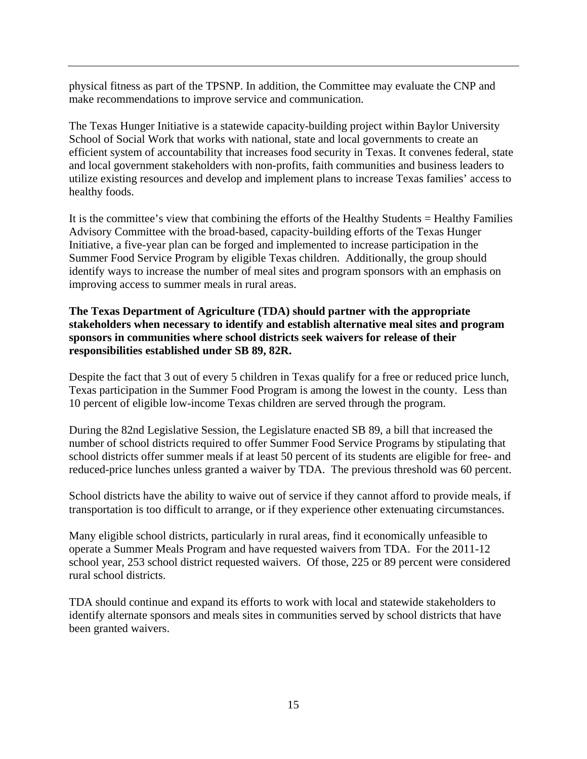physical fitness as part of the TPSNP. In addition, the Committee may evaluate the CNP and make recommendations to improve service and communication.

The Texas Hunger Initiative is a statewide capacity-building project within Baylor University School of Social Work that works with national, state and local governments to create an efficient system of accountability that increases food security in Texas. It convenes federal, state and local government stakeholders with non-profits, faith communities and business leaders to utilize existing resources and develop and implement plans to increase Texas families' access to healthy foods.

It is the committee's view that combining the efforts of the Healthy Students = Healthy Families Advisory Committee with the broad-based, capacity-building efforts of the Texas Hunger Initiative, a five-year plan can be forged and implemented to increase participation in the Summer Food Service Program by eligible Texas children. Additionally, the group should identify ways to increase the number of meal sites and program sponsors with an emphasis on improving access to summer meals in rural areas.

**The Texas Department of Agriculture (TDA) should partner with the appropriate stakeholders when necessary to identify and establish alternative meal sites and program sponsors in communities where school districts seek waivers for release of their responsibilities established under SB 89, 82R.**

Despite the fact that 3 out of every 5 children in Texas qualify for a free or reduced price lunch, Texas participation in the Summer Food Program is among the lowest in the county. Less than 10 percent of eligible low-income Texas children are served through the program.

During the 82nd Legislative Session, the Legislature enacted SB 89, a bill that increased the number of school districts required to offer Summer Food Service Programs by stipulating that school districts offer summer meals if at least 50 percent of its students are eligible for free- and reduced-price lunches unless granted a waiver by TDA. The previous threshold was 60 percent.

School districts have the ability to waive out of service if they cannot afford to provide meals, if transportation is too difficult to arrange, or if they experience other extenuating circumstances.

Many eligible school districts, particularly in rural areas, find it economically unfeasible to operate a Summer Meals Program and have requested waivers from TDA. For the 2011-12 school year, 253 school district requested waivers. Of those, 225 or 89 percent were considered rural school districts.

TDA should continue and expand its efforts to work with local and statewide stakeholders to identify alternate sponsors and meals sites in communities served by school districts that have been granted waivers.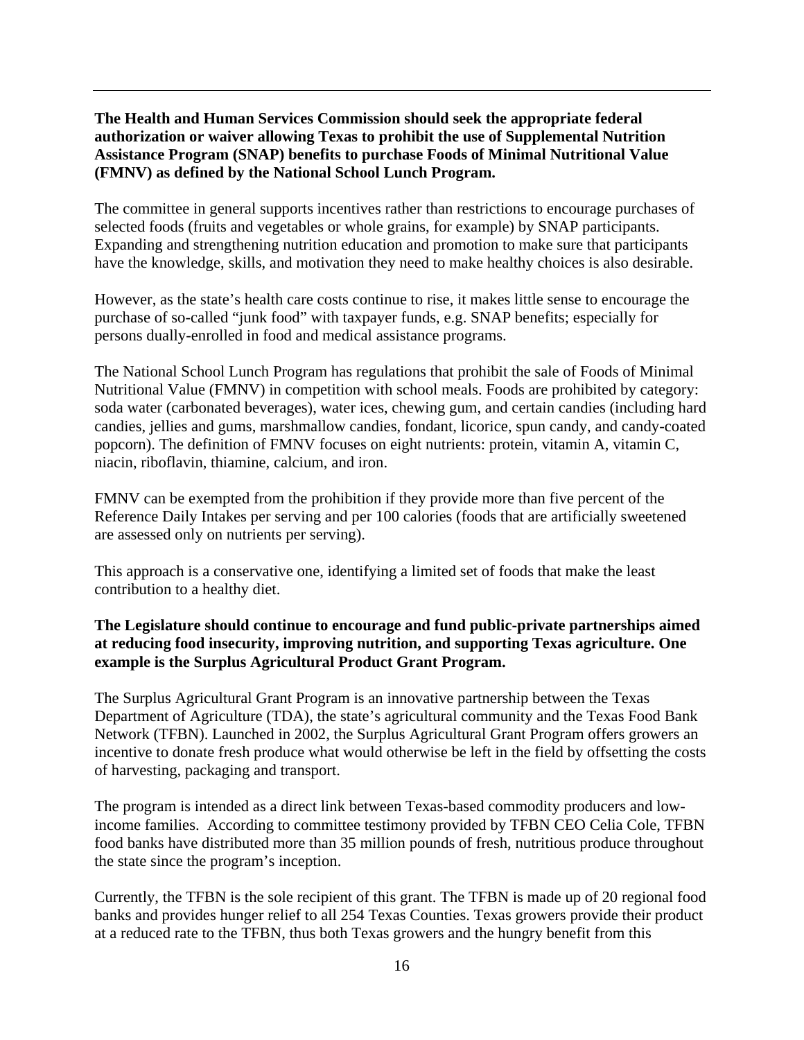**The Health and Human Services Commission should seek the appropriate federal authorization or waiver allowing Texas to prohibit the use of Supplemental Nutrition Assistance Program (SNAP) benefits to purchase Foods of Minimal Nutritional Value (FMNV) as defined by the National School Lunch Program.**

The committee in general supports incentives rather than restrictions to encourage purchases of selected foods (fruits and vegetables or whole grains, for example) by SNAP participants. Expanding and strengthening nutrition education and promotion to make sure that participants have the knowledge, skills, and motivation they need to make healthy choices is also desirable.

However, as the state's health care costs continue to rise, it makes little sense to encourage the purchase of so-called "junk food" with taxpayer funds, e.g. SNAP benefits; especially for persons dually-enrolled in food and medical assistance programs.

The National School Lunch Program has regulations that prohibit the sale of Foods of Minimal Nutritional Value (FMNV) in competition with school meals. Foods are prohibited by category: soda water (carbonated beverages), water ices, chewing gum, and certain candies (including hard candies, jellies and gums, marshmallow candies, fondant, licorice, spun candy, and candy-coated popcorn). The definition of FMNV focuses on eight nutrients: protein, vitamin A, vitamin C, niacin, riboflavin, thiamine, calcium, and iron.

FMNV can be exempted from the prohibition if they provide more than five percent of the Reference Daily Intakes per serving and per 100 calories (foods that are artificially sweetened are assessed only on nutrients per serving).

This approach is a conservative one, identifying a limited set of foods that make the least contribution to a healthy diet.

**The Legislature should continue to encourage and fund public-private partnerships aimed at reducing food insecurity, improving nutrition, and supporting Texas agriculture. One example is the Surplus Agricultural Product Grant Program.**

The Surplus Agricultural Grant Program is an innovative partnership between the Texas Department of Agriculture (TDA), the state's agricultural community and the Texas Food Bank Network (TFBN). Launched in 2002, the Surplus Agricultural Grant Program offers growers an incentive to donate fresh produce what would otherwise be left in the field by offsetting the costs of harvesting, packaging and transport.

The program is intended as a direct link between Texas-based commodity producers and low-income families. According to committee testimony provided by TFBN CEO Celia Cole, TFBN food banks have distributed more than 35 million pounds of fresh, nutritious produce throughout the state since the program's inception.

Currently, the TFBN is the sole recipient of this grant. The TFBN is made up of 20 regional food banks and provides hunger relief to all 254 Texas Counties. Texas growers provide their product at a reduced rate to the TFBN, thus both Texas growers and the hungry benefit from this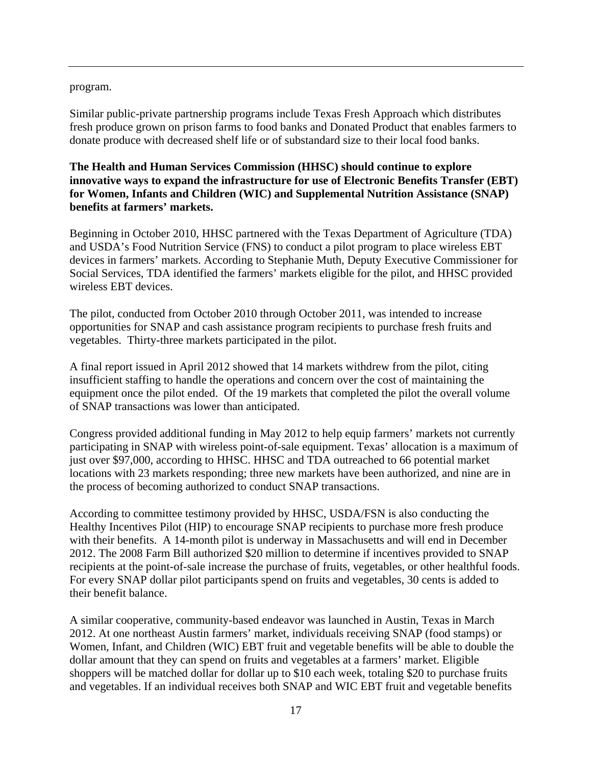program.

Similar public-private partnership programs include Texas Fresh Approach which distributes fresh produce grown on prison farms to food banks and Donated Product that enables farmers to donate produce with decreased shelf life or of substandard size to their local food banks.

**The Health and Human Services Commission (HHSC) should continue to explore innovative ways to expand the infrastructure for use of Electronic Benefits Transfer (EBT) for Women, Infants and Children (WIC) and Supplemental Nutrition Assistance (SNAP) benefits at farmers' markets.**

Beginning in October 2010, HHSC partnered with the Texas Department of Agriculture (TDA) and USDA's Food Nutrition Service (FNS) to conduct a pilot program to place wireless EBT devices in farmers' markets. According to Stephanie Muth, Deputy Executive Commissioner for Social Services, TDA identified the farmers' markets eligible for the pilot, and HHSC provided wireless EBT devices.

The pilot, conducted from October 2010 through October 2011, was intended to increase opportunities for SNAP and cash assistance program recipients to purchase fresh fruits and vegetables. Thirty-three markets participated in the pilot.

A final report issued in April 2012 showed that 14 markets withdrew from the pilot, citing insufficient staffing to handle the operations and concern over the cost of maintaining the equipment once the pilot ended. Of the 19 markets that completed the pilot the overall volume of SNAP transactions was lower than anticipated.

Congress provided additional funding in May 2012 to help equip farmers' markets not currently participating in SNAP with wireless point-of-sale equipment. Texas' allocation is a maximum of just over $97,000, according to HHSC. HHSC and TDA outreached to 66 potential market locations with 23 markets responding; three new markets have been authorized, and nine are in the process of becoming authorized to conduct SNAP transactions.

According to committee testimony provided by HHSC, USDA/FSN is also conducting the Healthy Incentives Pilot (HIP) to encourage SNAP recipients to purchase more fresh produce with their benefits. A 14-month pilot is underway in Massachusetts and will end in December 2012. The 2008 Farm Bill authorized $20 million to determine if incentives provided to SNAP recipients at the point-of-sale increase the purchase of fruits, vegetables, or other healthful foods. For every SNAP dollar pilot participants spend on fruits and vegetables, 30 cents is added to their benefit balance.

A similar cooperative, community-based endeavor was launched in Austin, Texas in March 2012. At one northeast Austin farmers' market, individuals receiving SNAP (food stamps) or Women, Infant, and Children (WIC) EBT fruit and vegetable benefits will be able to double the dollar amount that they can spend on fruits and vegetables at a farmers' market. Eligible shoppers will be matched dollar for dollar up to $10 each week, totaling $20 to purchase fruits and vegetables. If an individual receives both SNAP and WIC EBT fruit and vegetable benefits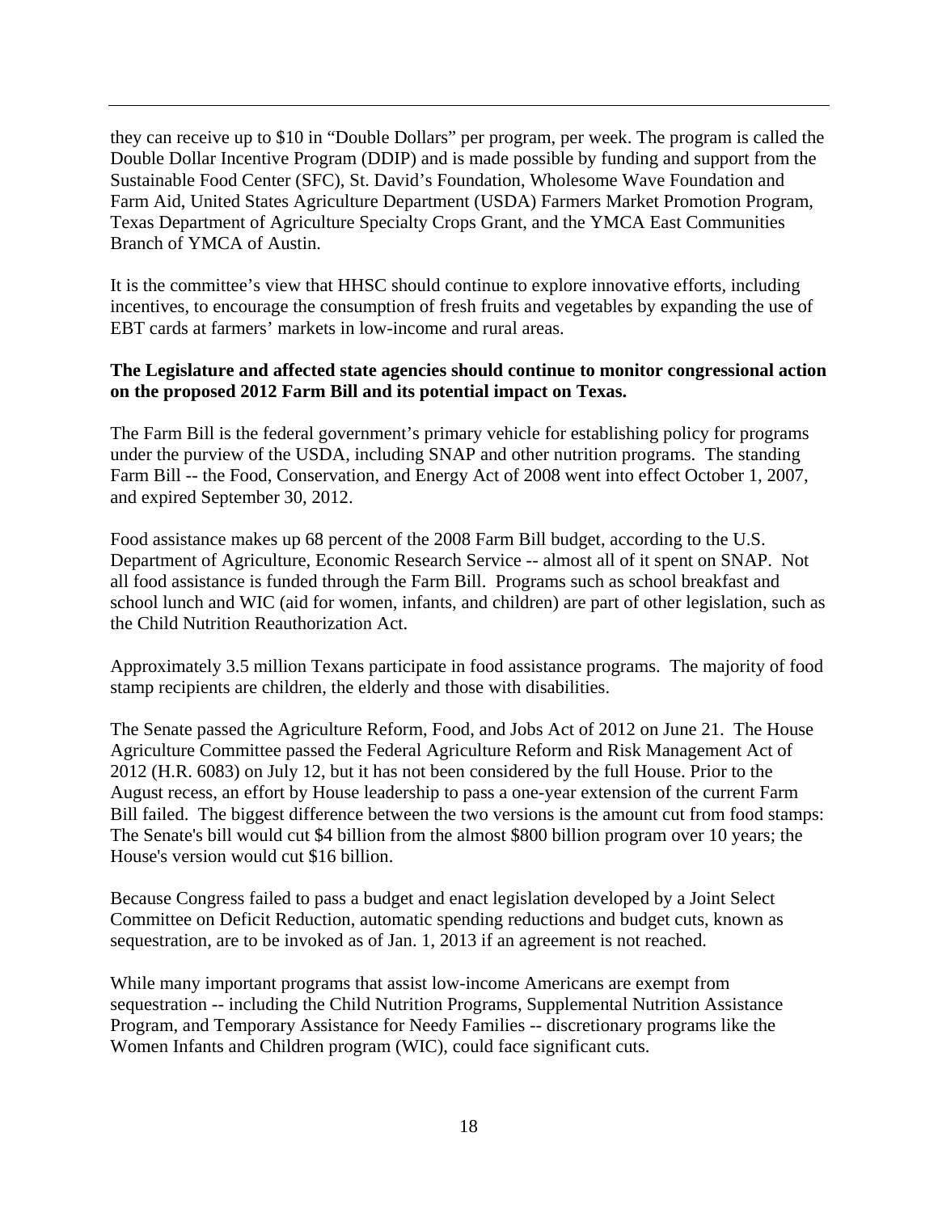they can receive up to $10 in "Double Dollars" per program, per week. The program is called the Double Dollar Incentive Program (DDIP) and is made possible by funding and support from the Sustainable Food Center (SFC), St. David's Foundation, Wholesome Wave Foundation and Farm Aid, United States Agriculture Department (USDA) Farmers Market Promotion Program, Texas Department of Agriculture Specialty Crops Grant, and the YMCA East Communities Branch of YMCA of Austin.

It is the committee's view that HHSC should continue to explore innovative efforts, including incentives, to encourage the consumption of fresh fruits and vegetables by expanding the use of EBT cards at farmers' markets in low-income and rural areas.

**The Legislature and affected state agencies should continue to monitor congressional action on the proposed 2012 Farm Bill and its potential impact on Texas.**

The Farm Bill is the federal government's primary vehicle for establishing policy for programs under the purview of the USDA, including SNAP and other nutrition programs. The standing Farm Bill -- the Food, Conservation, and Energy Act of 2008 went into effect October 1, 2007, and expired September 30, 2012.

Food assistance makes up 68 percent of the 2008 Farm Bill budget, according to the U.S. Department of Agriculture, Economic Research Service -- almost all of it spent on SNAP. Not all food assistance is funded through the Farm Bill. Programs such as school breakfast and school lunch and WIC (aid for women, infants, and children) are part of other legislation, such as the Child Nutrition Reauthorization Act.

Approximately 3.5 million Texans participate in food assistance programs. The majority of food stamp recipients are children, the elderly and those with disabilities.

The Senate passed the Agriculture Reform, Food, and Jobs Act of 2012 on June 21. The House Agriculture Committee passed the Federal Agriculture Reform and Risk Management Act of 2012 (H.R. 6083) on July 12, but it has not been considered by the full House. Prior to the August recess, an effort by House leadership to pass a one-year extension of the current Farm Bill failed. The biggest difference between the two versions is the amount cut from food stamps: The Senate's bill would cut $4 billion from the almost $800 billion program over 10 years; the House's version would cut $16 billion.

Because Congress failed to pass a budget and enact legislation developed by a Joint Select Committee on Deficit Reduction, automatic spending reductions and budget cuts, known as sequestration, are to be invoked as of Jan. 1, 2013 if an agreement is not reached.

While many important programs that assist low-income Americans are exempt from sequestration -- including the Child Nutrition Programs, Supplemental Nutrition Assistance Program, and Temporary Assistance for Needy Families -- discretionary programs like the Women Infants and Children program (WIC), could face significant cuts.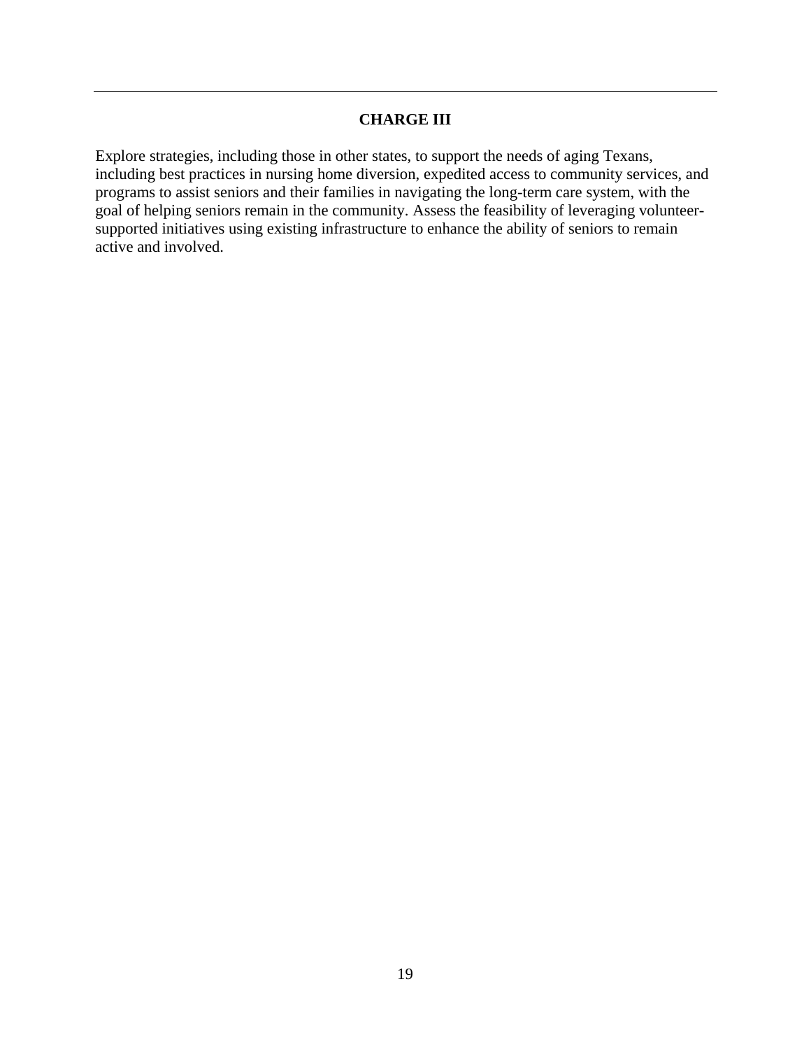## CHARGE III

Explore strategies, including those in other states, to support the needs of aging Texans, including best practices in nursing home diversion, expedited access to community services, and programs to assist seniors and their families in navigating the long-term care system, with the goal of helping seniors remain in the community. Assess the feasibility of leveraging volunteer-supported initiatives using existing infrastructure to enhance the ability of seniors to remain active and involved.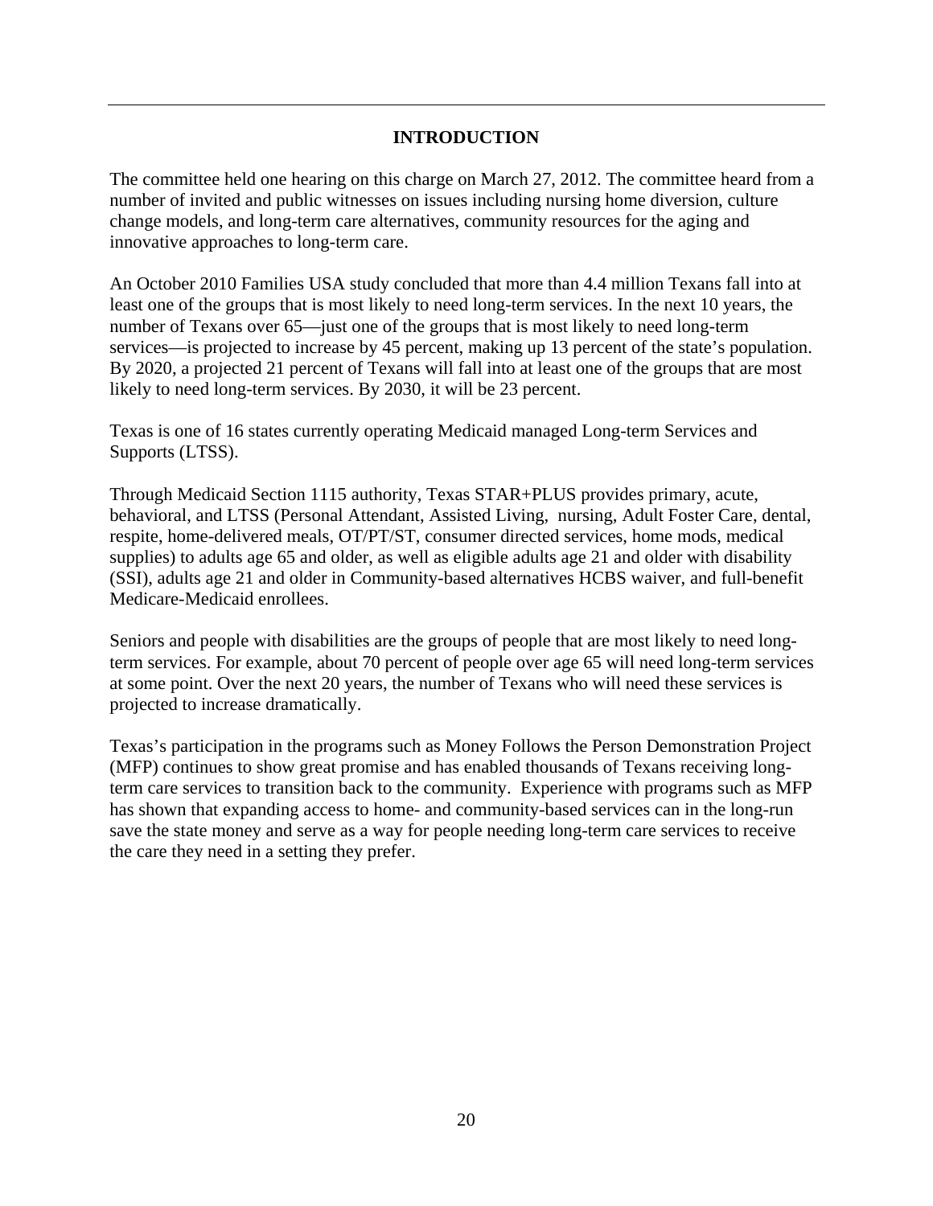## INTRODUCTION

The committee held one hearing on this charge on March 27, 2012. The committee heard from a number of invited and public witnesses on issues including nursing home diversion, culture change models, and long-term care alternatives, community resources for the aging and innovative approaches to long-term care.

An October 2010 Families USA study concluded that more than 4.4 million Texans fall into at least one of the groups that is most likely to need long-term services. In the next 10 years, the number of Texans over 65—just one of the groups that is most likely to need long-term services—is projected to increase by 45 percent, making up 13 percent of the state's population. By 2020, a projected 21 percent of Texans will fall into at least one of the groups that are most likely to need long-term services. By 2030, it will be 23 percent.

Texas is one of 16 states currently operating Medicaid managed Long-term Services and Supports (LTSS).

Through Medicaid Section 1115 authority, Texas STAR+PLUS provides primary, acute, behavioral, and LTSS (Personal Attendant, Assisted Living, nursing, Adult Foster Care, dental, respite, home-delivered meals, OT/PT/ST, consumer directed services, home mods, medical supplies) to adults age 65 and older, as well as eligible adults age 21 and older with disability (SSI), adults age 21 and older in Community-based alternatives HCBS waiver, and full-benefit Medicare-Medicaid enrollees.

Seniors and people with disabilities are the groups of people that are most likely to need long-term services. For example, about 70 percent of people over age 65 will need long-term services at some point. Over the next 20 years, the number of Texans who will need these services is projected to increase dramatically.

Texas's participation in the programs such as Money Follows the Person Demonstration Project (MFP) continues to show great promise and has enabled thousands of Texans receiving long-term care services to transition back to the community. Experience with programs such as MFP has shown that expanding access to home- and community-based services can in the long-run save the state money and serve as a way for people needing long-term care services to receive the care they need in a setting they prefer.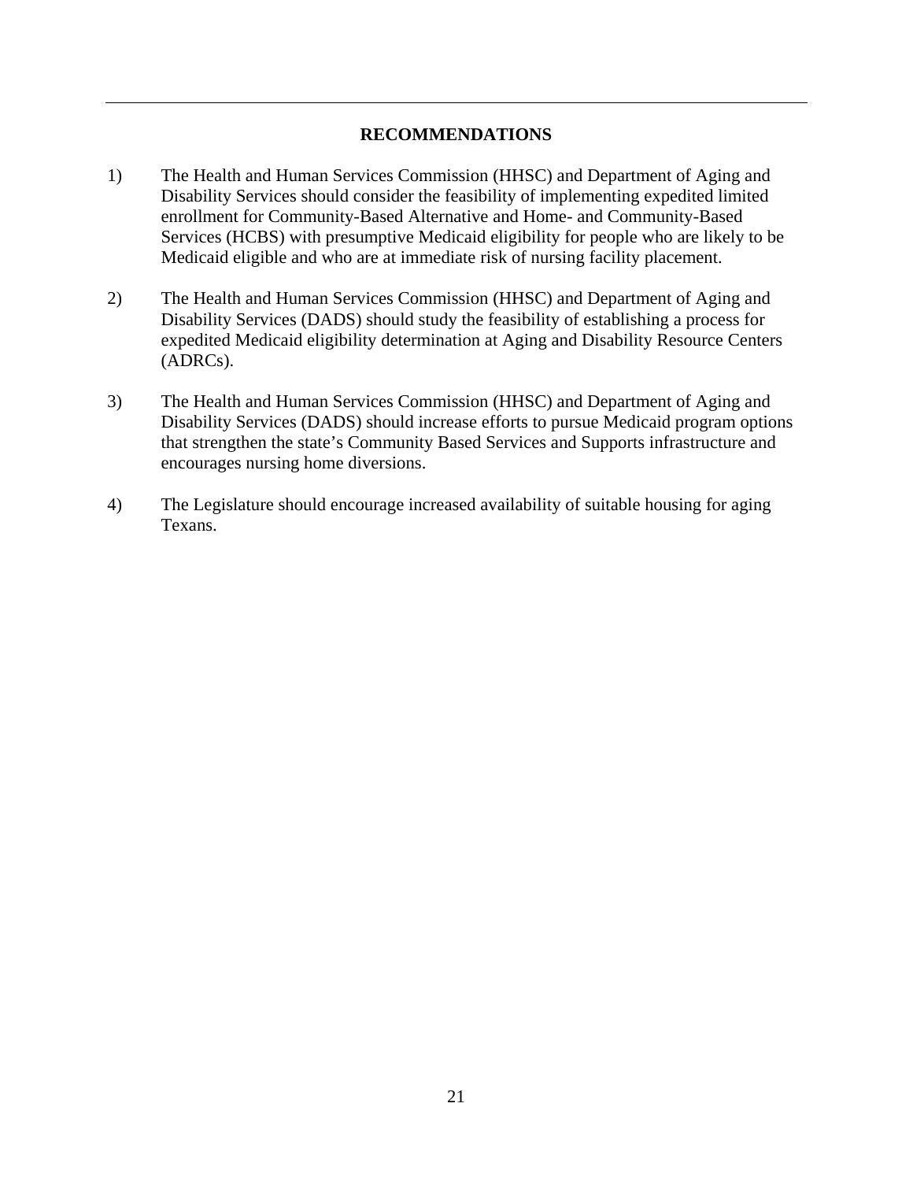## RECOMMENDATIONS

1) The Health and Human Services Commission (HHSC) and Department of Aging and Disability Services should consider the feasibility of implementing expedited limited enrollment for Community-Based Alternative and Home- and Community-Based Services (HCBS) with presumptive Medicaid eligibility for people who are likely to be Medicaid eligible and who are at immediate risk of nursing facility placement.

2) The Health and Human Services Commission (HHSC) and Department of Aging and Disability Services (DADS) should study the feasibility of establishing a process for expedited Medicaid eligibility determination at Aging and Disability Resource Centers (ADRCs).

3) The Health and Human Services Commission (HHSC) and Department of Aging and Disability Services (DADS) should increase efforts to pursue Medicaid program options that strengthen the state's Community Based Services and Supports infrastructure and encourages nursing home diversions.

4) The Legislature should encourage increased availability of suitable housing for aging Texans.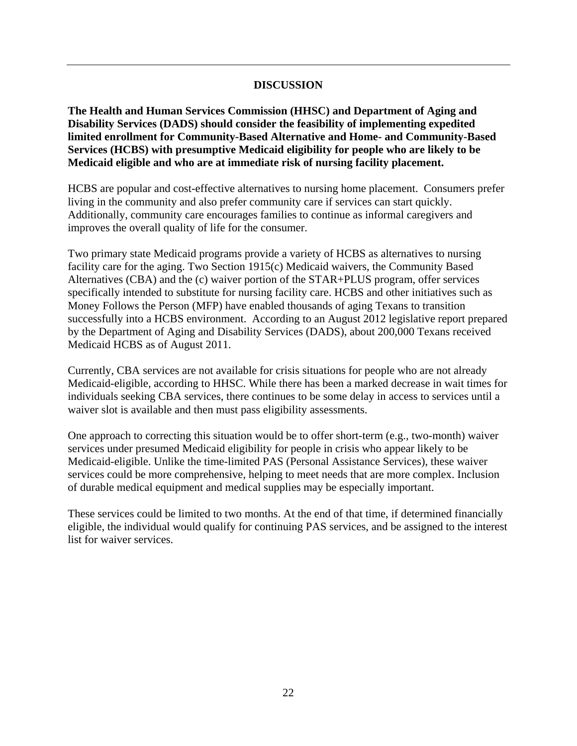## DISCUSSION

**The Health and Human Services Commission (HHSC) and Department of Aging and Disability Services (DADS) should consider the feasibility of implementing expedited limited enrollment for Community-Based Alternative and Home- and Community-Based Services (HCBS) with presumptive Medicaid eligibility for people who are likely to be Medicaid eligible and who are at immediate risk of nursing facility placement.**

HCBS are popular and cost-effective alternatives to nursing home placement. Consumers prefer living in the community and also prefer community care if services can start quickly. Additionally, community care encourages families to continue as informal caregivers and improves the overall quality of life for the consumer.

Two primary state Medicaid programs provide a variety of HCBS as alternatives to nursing facility care for the aging. Two Section 1915(c) Medicaid waivers, the Community Based Alternatives (CBA) and the (c) waiver portion of the STAR+PLUS program, offer services specifically intended to substitute for nursing facility care. HCBS and other initiatives such as Money Follows the Person (MFP) have enabled thousands of aging Texans to transition successfully into a HCBS environment. According to an August 2012 legislative report prepared by the Department of Aging and Disability Services (DADS), about 200,000 Texans received Medicaid HCBS as of August 2011.

Currently, CBA services are not available for crisis situations for people who are not already Medicaid-eligible, according to HHSC. While there has been a marked decrease in wait times for individuals seeking CBA services, there continues to be some delay in access to services until a waiver slot is available and then must pass eligibility assessments.

One approach to correcting this situation would be to offer short-term (e.g., two-month) waiver services under presumed Medicaid eligibility for people in crisis who appear likely to be Medicaid-eligible. Unlike the time-limited PAS (Personal Assistance Services), these waiver services could be more comprehensive, helping to meet needs that are more complex. Inclusion of durable medical equipment and medical supplies may be especially important.

These services could be limited to two months. At the end of that time, if determined financially eligible, the individual would qualify for continuing PAS services, and be assigned to the interest list for waiver services.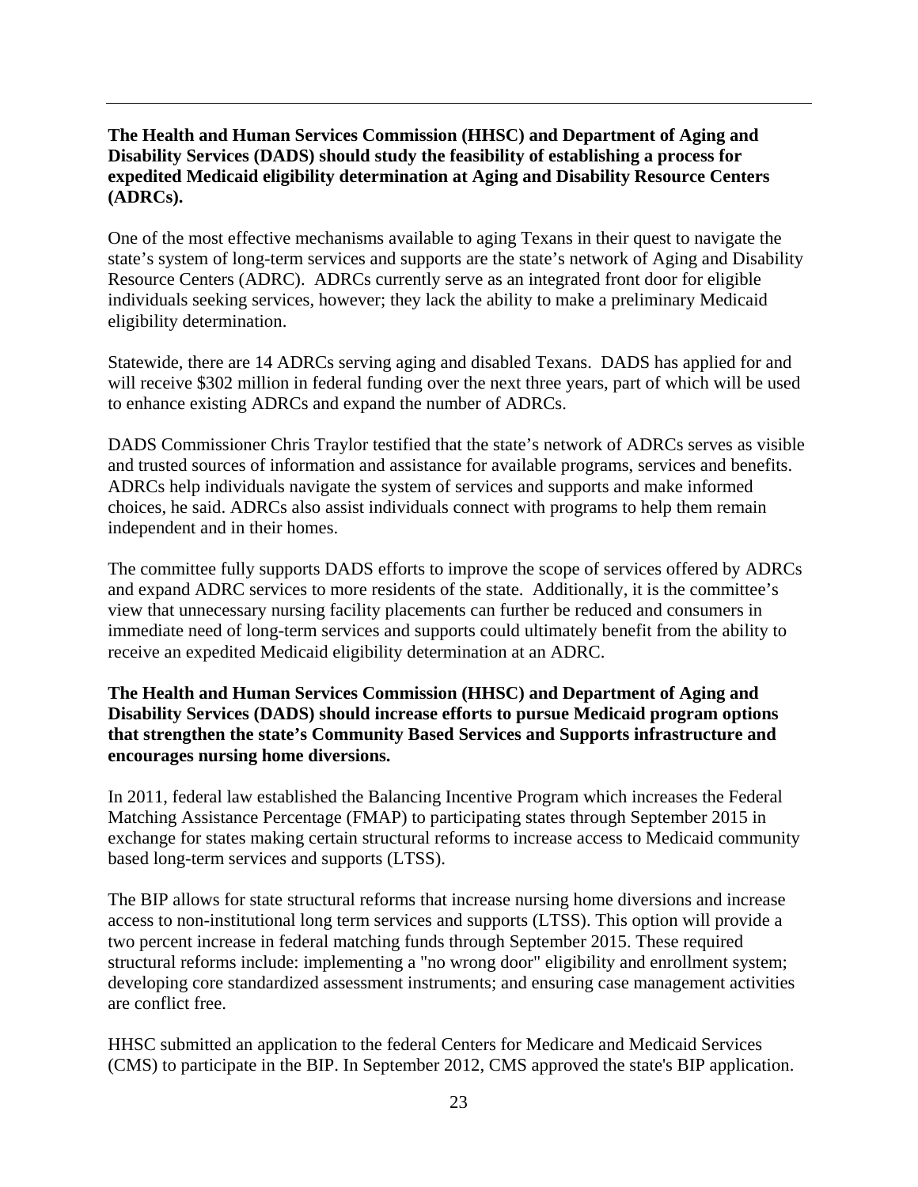**The Health and Human Services Commission (HHSC) and Department of Aging and Disability Services (DADS) should study the feasibility of establishing a process for expedited Medicaid eligibility determination at Aging and Disability Resource Centers (ADRCs).**

One of the most effective mechanisms available to aging Texans in their quest to navigate the state's system of long-term services and supports are the state's network of Aging and Disability Resource Centers (ADRC). ADRCs currently serve as an integrated front door for eligible individuals seeking services, however; they lack the ability to make a preliminary Medicaid eligibility determination.

Statewide, there are 14 ADRCs serving aging and disabled Texans. DADS has applied for and will receive $302 million in federal funding over the next three years, part of which will be used to enhance existing ADRCs and expand the number of ADRCs.

DADS Commissioner Chris Traylor testified that the state's network of ADRCs serves as visible and trusted sources of information and assistance for available programs, services and benefits. ADRCs help individuals navigate the system of services and supports and make informed choices, he said. ADRCs also assist individuals connect with programs to help them remain independent and in their homes.

The committee fully supports DADS efforts to improve the scope of services offered by ADRCs and expand ADRC services to more residents of the state. Additionally, it is the committee's view that unnecessary nursing facility placements can further be reduced and consumers in immediate need of long-term services and supports could ultimately benefit from the ability to receive an expedited Medicaid eligibility determination at an ADRC.

**The Health and Human Services Commission (HHSC) and Department of Aging and Disability Services (DADS) should increase efforts to pursue Medicaid program options that strengthen the state's Community Based Services and Supports infrastructure and encourages nursing home diversions.**

In 2011, federal law established the Balancing Incentive Program which increases the Federal Matching Assistance Percentage (FMAP) to participating states through September 2015 in exchange for states making certain structural reforms to increase access to Medicaid community based long-term services and supports (LTSS).

The BIP allows for state structural reforms that increase nursing home diversions and increase access to non-institutional long term services and supports (LTSS). This option will provide a two percent increase in federal matching funds through September 2015. These required structural reforms include: implementing a "no wrong door" eligibility and enrollment system; developing core standardized assessment instruments; and ensuring case management activities are conflict free.

HHSC submitted an application to the federal Centers for Medicare and Medicaid Services (CMS) to participate in the BIP. In September 2012, CMS approved the state's BIP application.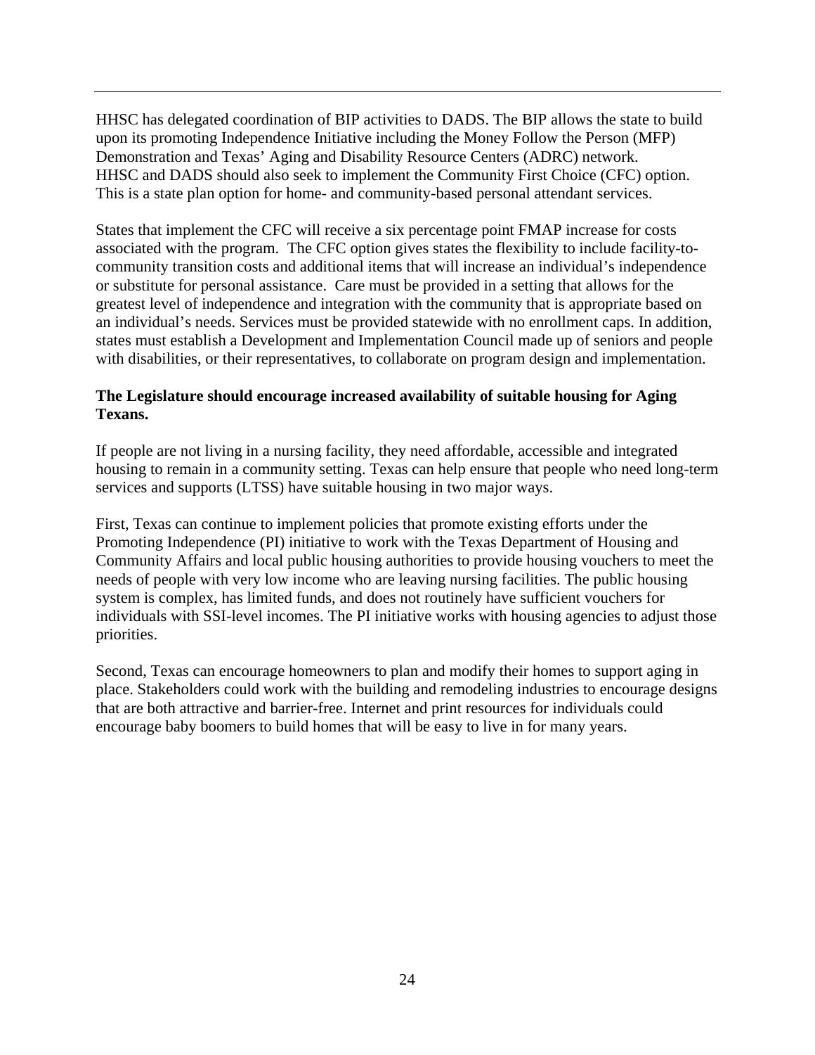HHSC has delegated coordination of BIP activities to DADS. The BIP allows the state to build upon its promoting Independence Initiative including the Money Follow the Person (MFP) Demonstration and Texas' Aging and Disability Resource Centers (ADRC) network. HHSC and DADS should also seek to implement the Community First Choice (CFC) option. This is a state plan option for home- and community-based personal attendant services.

States that implement the CFC will receive a six percentage point FMAP increase for costs associated with the program. The CFC option gives states the flexibility to include facility-to-community transition costs and additional items that will increase an individual's independence or substitute for personal assistance. Care must be provided in a setting that allows for the greatest level of independence and integration with the community that is appropriate based on an individual's needs. Services must be provided statewide with no enrollment caps. In addition, states must establish a Development and Implementation Council made up of seniors and people with disabilities, or their representatives, to collaborate on program design and implementation.

**The Legislature should encourage increased availability of suitable housing for Aging Texans.**

If people are not living in a nursing facility, they need affordable, accessible and integrated housing to remain in a community setting. Texas can help ensure that people who need long-term services and supports (LTSS) have suitable housing in two major ways.

First, Texas can continue to implement policies that promote existing efforts under the Promoting Independence (PI) initiative to work with the Texas Department of Housing and Community Affairs and local public housing authorities to provide housing vouchers to meet the needs of people with very low income who are leaving nursing facilities. The public housing system is complex, has limited funds, and does not routinely have sufficient vouchers for individuals with SSI-level incomes. The PI initiative works with housing agencies to adjust those priorities.

Second, Texas can encourage homeowners to plan and modify their homes to support aging in place. Stakeholders could work with the building and remodeling industries to encourage designs that are both attractive and barrier-free. Internet and print resources for individuals could encourage baby boomers to build homes that will be easy to live in for many years.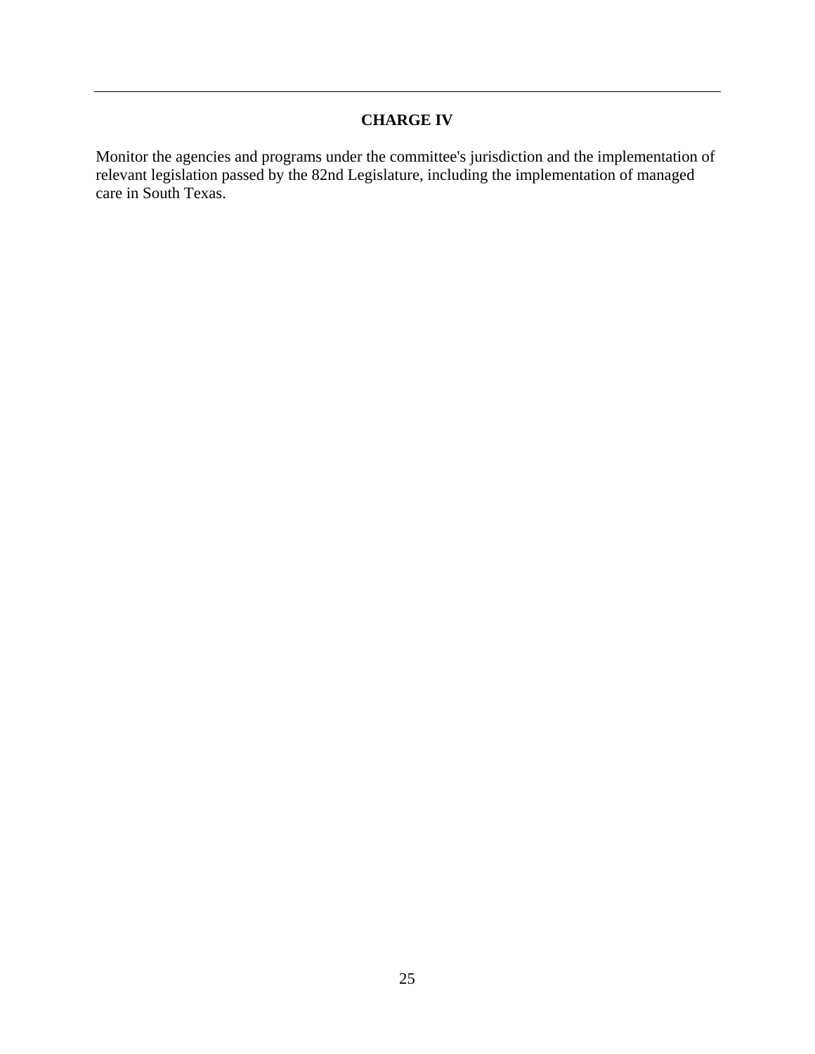## CHARGE IV

Monitor the agencies and programs under the committee's jurisdiction and the implementation of relevant legislation passed by the 82nd Legislature, including the implementation of managed care in South Texas.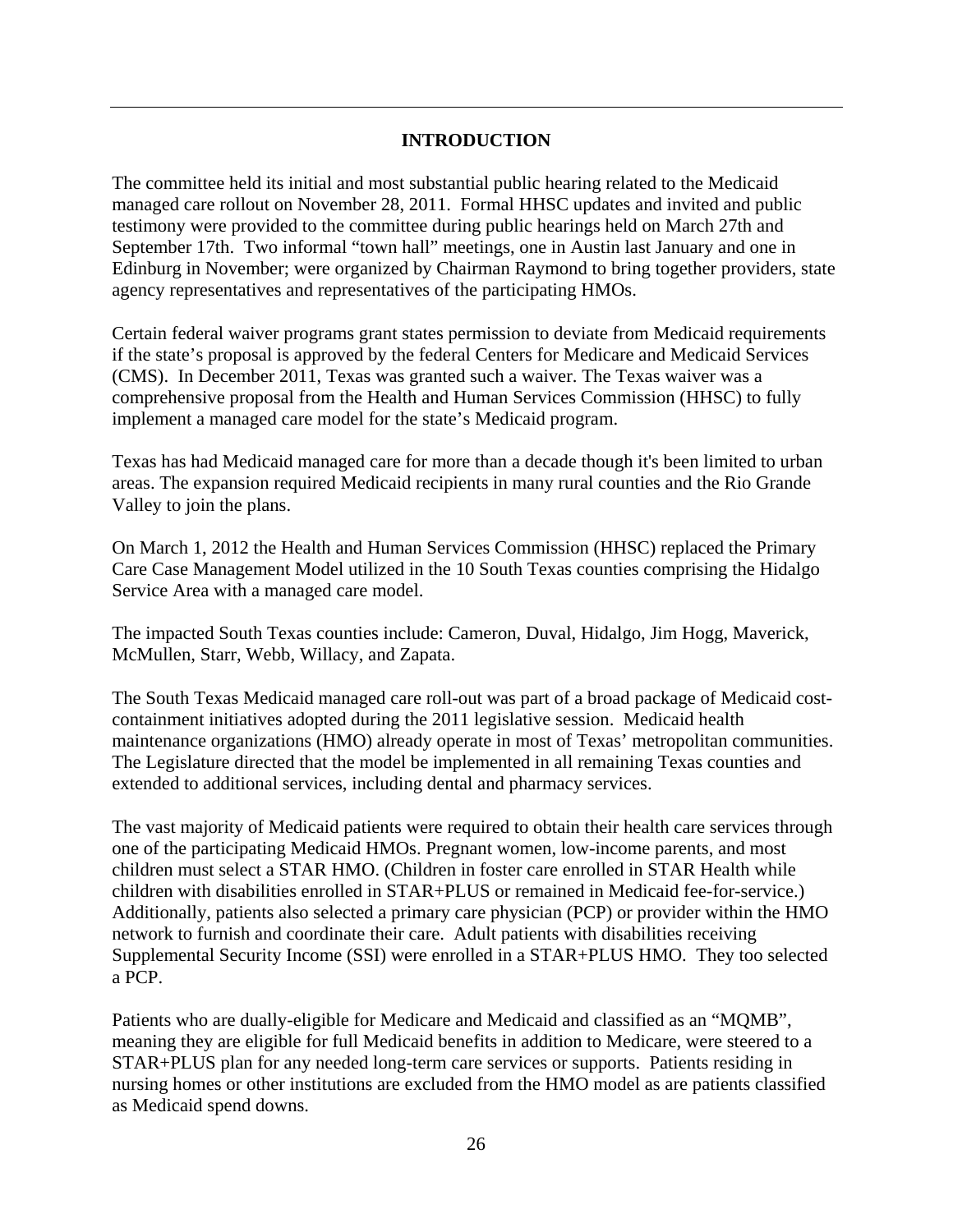## INTRODUCTION

The committee held its initial and most substantial public hearing related to the Medicaid managed care rollout on November 28, 2011. Formal HHSC updates and invited and public testimony were provided to the committee during public hearings held on March 27th and September 17th. Two informal "town hall" meetings, one in Austin last January and one in Edinburg in November; were organized by Chairman Raymond to bring together providers, state agency representatives and representatives of the participating HMOs.

Certain federal waiver programs grant states permission to deviate from Medicaid requirements if the state's proposal is approved by the federal Centers for Medicare and Medicaid Services (CMS). In December 2011, Texas was granted such a waiver. The Texas waiver was a comprehensive proposal from the Health and Human Services Commission (HHSC) to fully implement a managed care model for the state's Medicaid program.

Texas has had Medicaid managed care for more than a decade though it's been limited to urban areas. The expansion required Medicaid recipients in many rural counties and the Rio Grande Valley to join the plans.

On March 1, 2012 the Health and Human Services Commission (HHSC) replaced the Primary Care Case Management Model utilized in the 10 South Texas counties comprising the Hidalgo Service Area with a managed care model.

The impacted South Texas counties include: Cameron, Duval, Hidalgo, Jim Hogg, Maverick, McMullen, Starr, Webb, Willacy, and Zapata.

The South Texas Medicaid managed care roll-out was part of a broad package of Medicaid cost-containment initiatives adopted during the 2011 legislative session. Medicaid health maintenance organizations (HMO) already operate in most of Texas' metropolitan communities. The Legislature directed that the model be implemented in all remaining Texas counties and extended to additional services, including dental and pharmacy services.

The vast majority of Medicaid patients were required to obtain their health care services through one of the participating Medicaid HMOs. Pregnant women, low-income parents, and most children must select a STAR HMO. (Children in foster care enrolled in STAR Health while children with disabilities enrolled in STAR+PLUS or remained in Medicaid fee-for-service.) Additionally, patients also selected a primary care physician (PCP) or provider within the HMO network to furnish and coordinate their care. Adult patients with disabilities receiving Supplemental Security Income (SSI) were enrolled in a STAR+PLUS HMO. They too selected a PCP.

Patients who are dually-eligible for Medicare and Medicaid and classified as an "MQMB", meaning they are eligible for full Medicaid benefits in addition to Medicare, were steered to a STAR+PLUS plan for any needed long-term care services or supports. Patients residing in nursing homes or other institutions are excluded from the HMO model as are patients classified as Medicaid spend downs.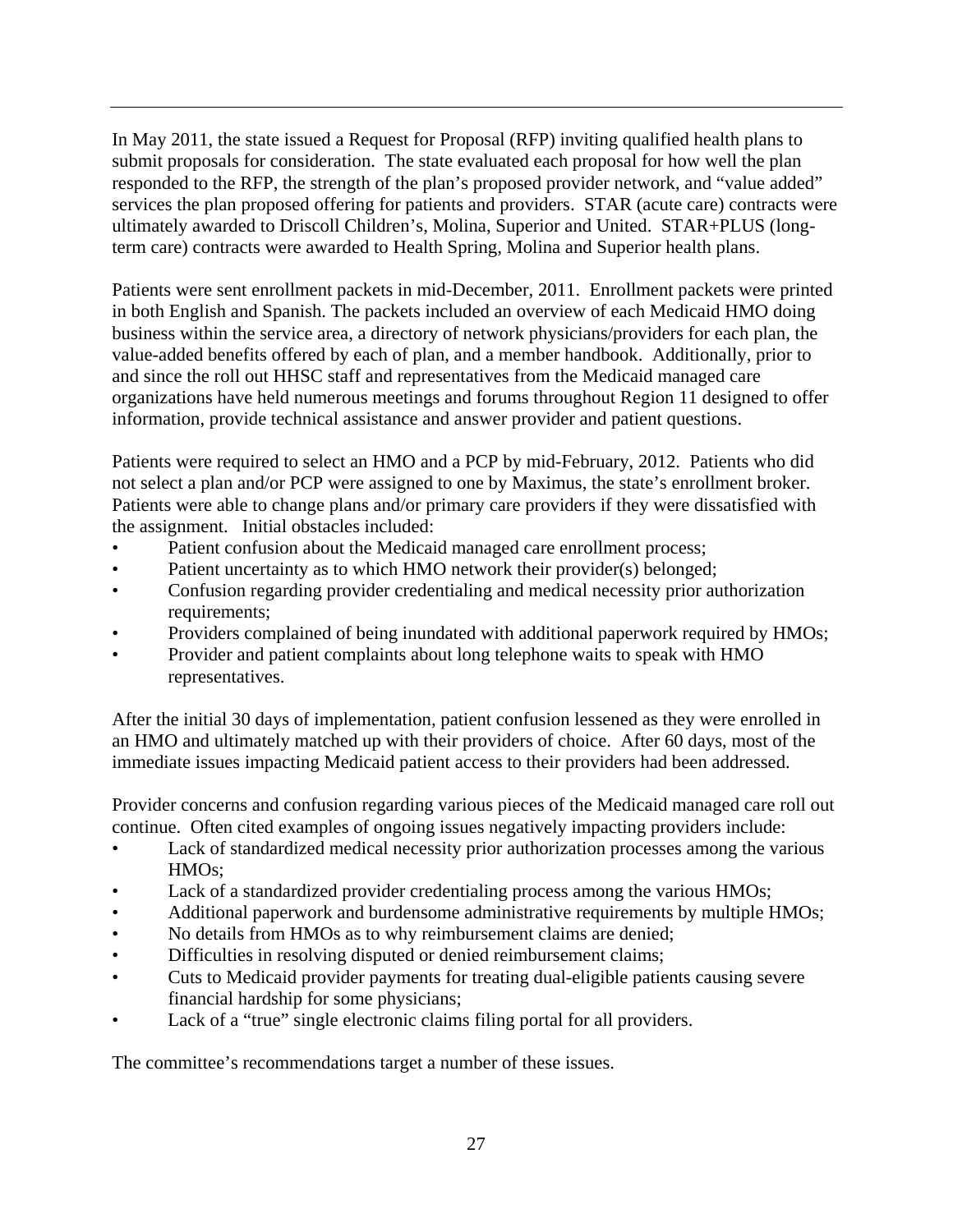In May 2011, the state issued a Request for Proposal (RFP) inviting qualified health plans to submit proposals for consideration. The state evaluated each proposal for how well the plan responded to the RFP, the strength of the plan's proposed provider network, and "value added" services the plan proposed offering for patients and providers. STAR (acute care) contracts were ultimately awarded to Driscoll Children's, Molina, Superior and United. STAR+PLUS (long-term care) contracts were awarded to Health Spring, Molina and Superior health plans.

Patients were sent enrollment packets in mid-December, 2011. Enrollment packets were printed in both English and Spanish. The packets included an overview of each Medicaid HMO doing business within the service area, a directory of network physicians/providers for each plan, the value-added benefits offered by each of plan, and a member handbook. Additionally, prior to and since the roll out HHSC staff and representatives from the Medicaid managed care organizations have held numerous meetings and forums throughout Region 11 designed to offer information, provide technical assistance and answer provider and patient questions.

Patients were required to select an HMO and a PCP by mid-February, 2012. Patients who did not select a plan and/or PCP were assigned to one by Maximus, the state's enrollment broker. Patients were able to change plans and/or primary care providers if they were dissatisfied with the assignment. Initial obstacles included:

- Patient confusion about the Medicaid managed care enrollment process;
- Patient uncertainty as to which HMO network their provider(s) belonged;
- Confusion regarding provider credentialing and medical necessity prior authorization requirements;
- Providers complained of being inundated with additional paperwork required by HMOs;
- Provider and patient complaints about long telephone waits to speak with HMO representatives.

After the initial 30 days of implementation, patient confusion lessened as they were enrolled in an HMO and ultimately matched up with their providers of choice. After 60 days, most of the immediate issues impacting Medicaid patient access to their providers had been addressed.

Provider concerns and confusion regarding various pieces of the Medicaid managed care roll out continue. Often cited examples of ongoing issues negatively impacting providers include:

- Lack of standardized medical necessity prior authorization processes among the various HMOs;
- Lack of a standardized provider credentialing process among the various HMOs;
- Additional paperwork and burdensome administrative requirements by multiple HMOs;
- No details from HMOs as to why reimbursement claims are denied;
- Difficulties in resolving disputed or denied reimbursement claims;
- Cuts to Medicaid provider payments for treating dual-eligible patients causing severe financial hardship for some physicians;
- Lack of a "true" single electronic claims filing portal for all providers.

The committee's recommendations target a number of these issues.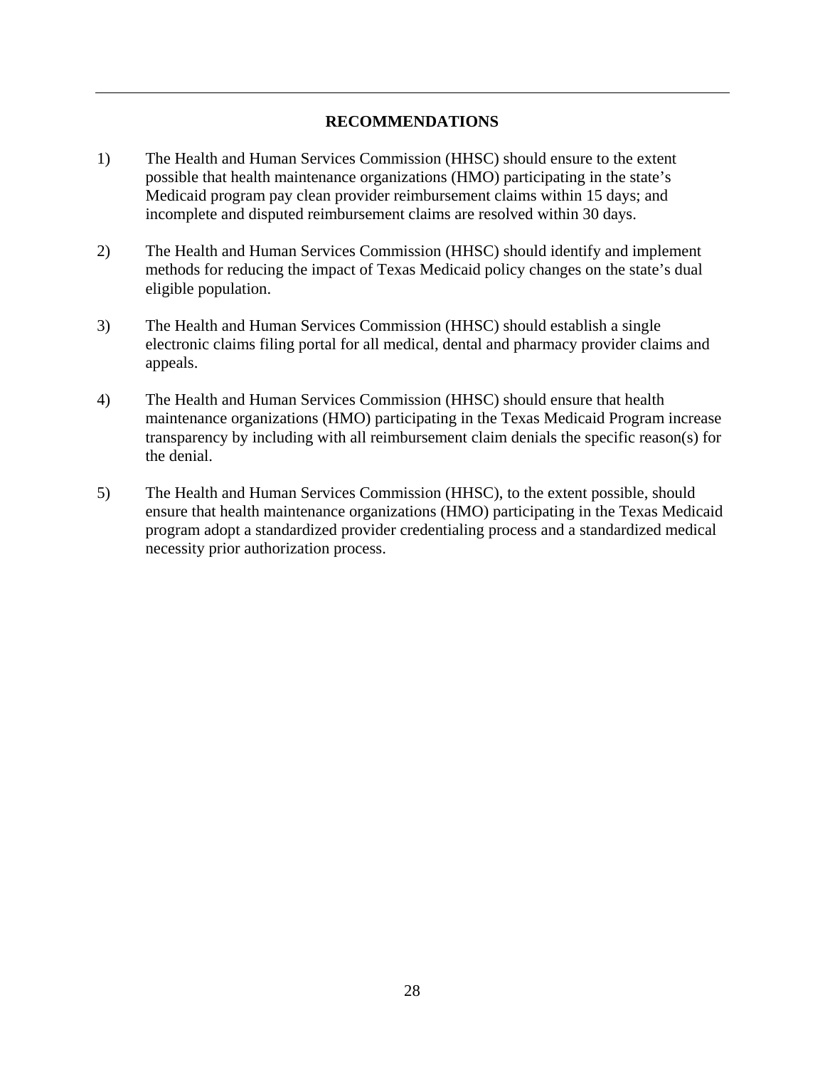## RECOMMENDATIONS

1) The Health and Human Services Commission (HHSC) should ensure to the extent possible that health maintenance organizations (HMO) participating in the state's Medicaid program pay clean provider reimbursement claims within 15 days; and incomplete and disputed reimbursement claims are resolved within 30 days.

2) The Health and Human Services Commission (HHSC) should identify and implement methods for reducing the impact of Texas Medicaid policy changes on the state's dual eligible population.

3) The Health and Human Services Commission (HHSC) should establish a single electronic claims filing portal for all medical, dental and pharmacy provider claims and appeals.

4) The Health and Human Services Commission (HHSC) should ensure that health maintenance organizations (HMO) participating in the Texas Medicaid Program increase transparency by including with all reimbursement claim denials the specific reason(s) for the denial.

5) The Health and Human Services Commission (HHSC), to the extent possible, should ensure that health maintenance organizations (HMO) participating in the Texas Medicaid program adopt a standardized provider credentialing process and a standardized medical necessity prior authorization process.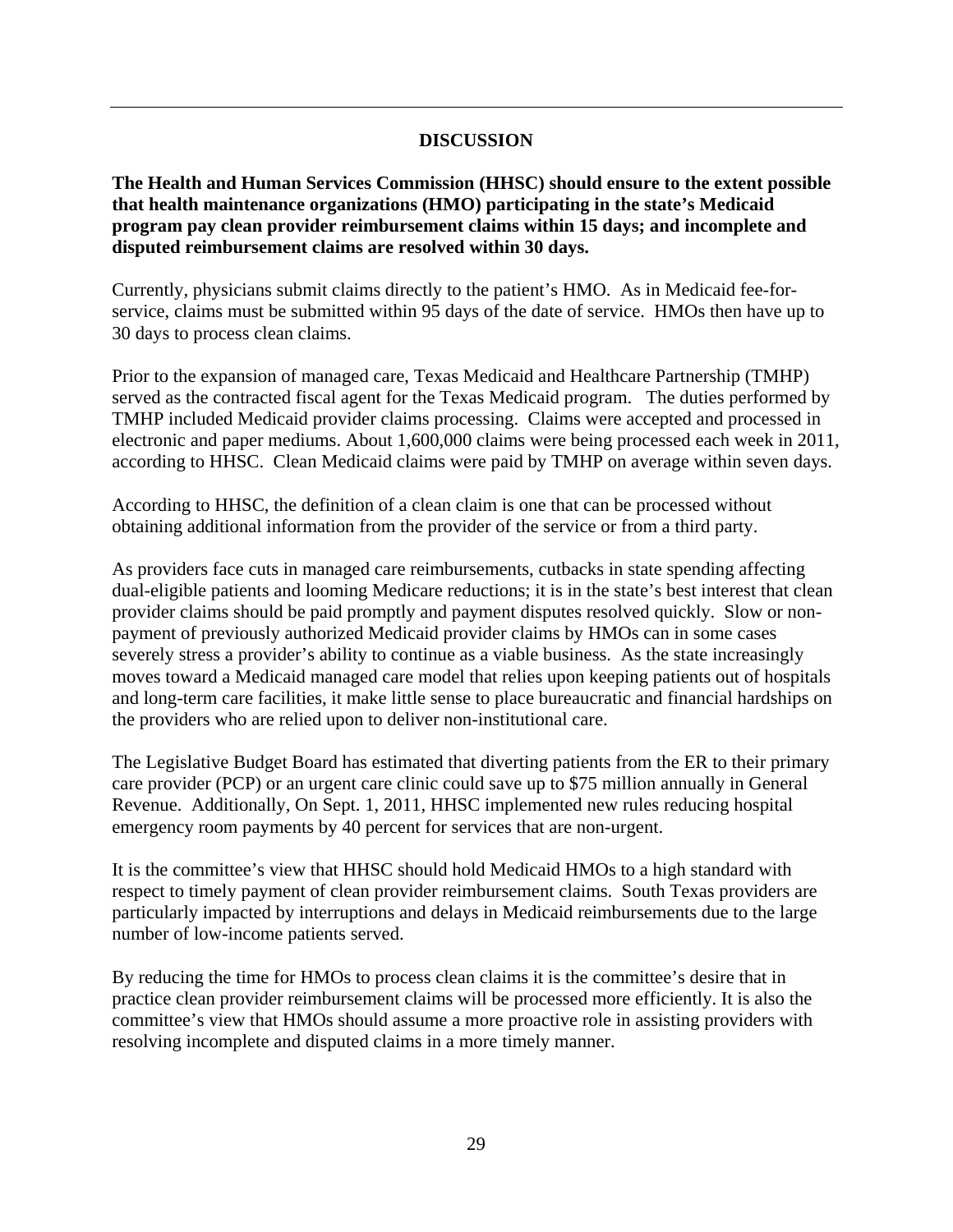## DISCUSSION

**The Health and Human Services Commission (HHSC) should ensure to the extent possible that health maintenance organizations (HMO) participating in the state's Medicaid program pay clean provider reimbursement claims within 15 days; and incomplete and disputed reimbursement claims are resolved within 30 days.**

Currently, physicians submit claims directly to the patient's HMO. As in Medicaid fee-for-service, claims must be submitted within 95 days of the date of service. HMOs then have up to 30 days to process clean claims.

Prior to the expansion of managed care, Texas Medicaid and Healthcare Partnership (TMHP) served as the contracted fiscal agent for the Texas Medicaid program. The duties performed by TMHP included Medicaid provider claims processing. Claims were accepted and processed in electronic and paper mediums. About 1,600,000 claims were being processed each week in 2011, according to HHSC. Clean Medicaid claims were paid by TMHP on average within seven days.

According to HHSC, the definition of a clean claim is one that can be processed without obtaining additional information from the provider of the service or from a third party.

As providers face cuts in managed care reimbursements, cutbacks in state spending affecting dual-eligible patients and looming Medicare reductions; it is in the state's best interest that clean provider claims should be paid promptly and payment disputes resolved quickly. Slow or non-payment of previously authorized Medicaid provider claims by HMOs can in some cases severely stress a provider's ability to continue as a viable business. As the state increasingly moves toward a Medicaid managed care model that relies upon keeping patients out of hospitals and long-term care facilities, it make little sense to place bureaucratic and financial hardships on the providers who are relied upon to deliver non-institutional care.

The Legislative Budget Board has estimated that diverting patients from the ER to their primary care provider (PCP) or an urgent care clinic could save up to $75 million annually in General Revenue. Additionally, On Sept. 1, 2011, HHSC implemented new rules reducing hospital emergency room payments by 40 percent for services that are non-urgent.

It is the committee's view that HHSC should hold Medicaid HMOs to a high standard with respect to timely payment of clean provider reimbursement claims. South Texas providers are particularly impacted by interruptions and delays in Medicaid reimbursements due to the large number of low-income patients served.

By reducing the time for HMOs to process clean claims it is the committee's desire that in practice clean provider reimbursement claims will be processed more efficiently. It is also the committee's view that HMOs should assume a more proactive role in assisting providers with resolving incomplete and disputed claims in a more timely manner.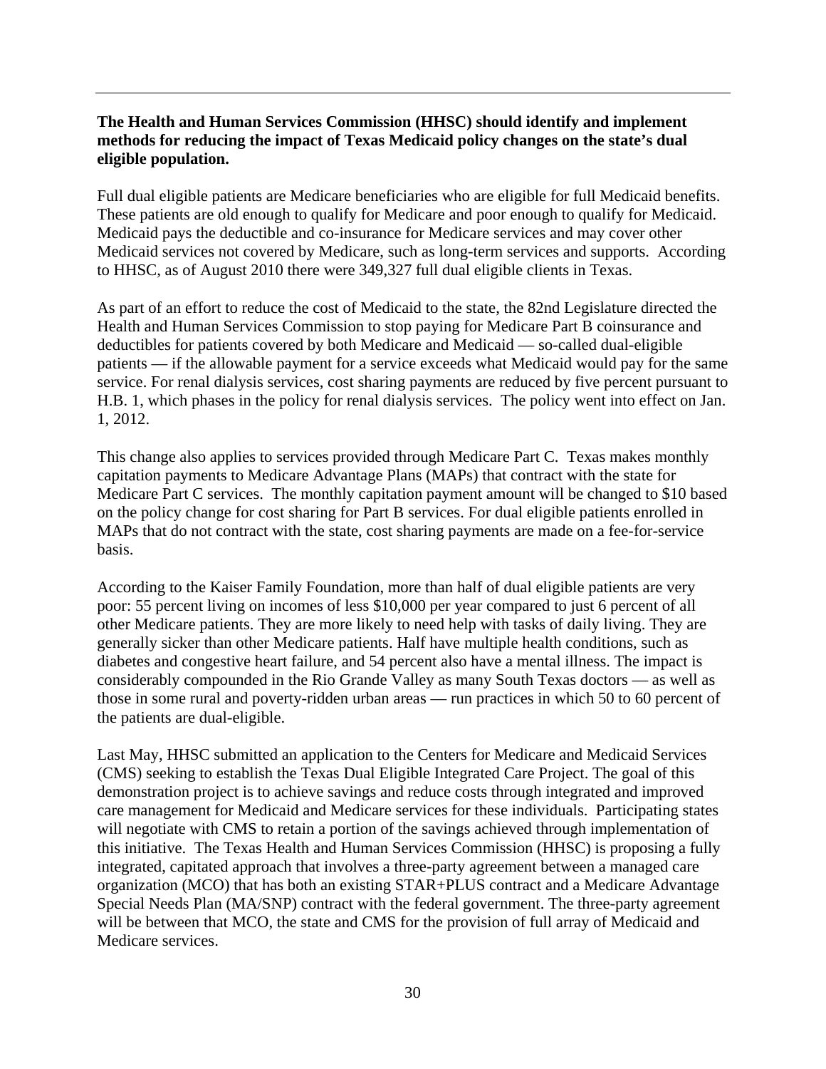**The Health and Human Services Commission (HHSC) should identify and implement methods for reducing the impact of Texas Medicaid policy changes on the state's dual eligible population.**

Full dual eligible patients are Medicare beneficiaries who are eligible for full Medicaid benefits. These patients are old enough to qualify for Medicare and poor enough to qualify for Medicaid. Medicaid pays the deductible and co-insurance for Medicare services and may cover other Medicaid services not covered by Medicare, such as long-term services and supports. According to HHSC, as of August 2010 there were 349,327 full dual eligible clients in Texas.

As part of an effort to reduce the cost of Medicaid to the state, the 82nd Legislature directed the Health and Human Services Commission to stop paying for Medicare Part B coinsurance and deductibles for patients covered by both Medicare and Medicaid — so-called dual-eligible patients — if the allowable payment for a service exceeds what Medicaid would pay for the same service. For renal dialysis services, cost sharing payments are reduced by five percent pursuant to H.B. 1, which phases in the policy for renal dialysis services. The policy went into effect on Jan. 1, 2012.

This change also applies to services provided through Medicare Part C. Texas makes monthly capitation payments to Medicare Advantage Plans (MAPs) that contract with the state for Medicare Part C services. The monthly capitation payment amount will be changed to $10 based on the policy change for cost sharing for Part B services. For dual eligible patients enrolled in MAPs that do not contract with the state, cost sharing payments are made on a fee-for-service basis.

According to the Kaiser Family Foundation, more than half of dual eligible patients are very poor: 55 percent living on incomes of less $10,000 per year compared to just 6 percent of all other Medicare patients. They are more likely to need help with tasks of daily living. They are generally sicker than other Medicare patients. Half have multiple health conditions, such as diabetes and congestive heart failure, and 54 percent also have a mental illness. The impact is considerably compounded in the Rio Grande Valley as many South Texas doctors — as well as those in some rural and poverty-ridden urban areas — run practices in which 50 to 60 percent of the patients are dual-eligible.

Last May, HHSC submitted an application to the Centers for Medicare and Medicaid Services (CMS) seeking to establish the Texas Dual Eligible Integrated Care Project. The goal of this demonstration project is to achieve savings and reduce costs through integrated and improved care management for Medicaid and Medicare services for these individuals. Participating states will negotiate with CMS to retain a portion of the savings achieved through implementation of this initiative. The Texas Health and Human Services Commission (HHSC) is proposing a fully integrated, capitated approach that involves a three-party agreement between a managed care organization (MCO) that has both an existing STAR+PLUS contract and a Medicare Advantage Special Needs Plan (MA/SNP) contract with the federal government. The three-party agreement will be between that MCO, the state and CMS for the provision of full array of Medicaid and Medicare services.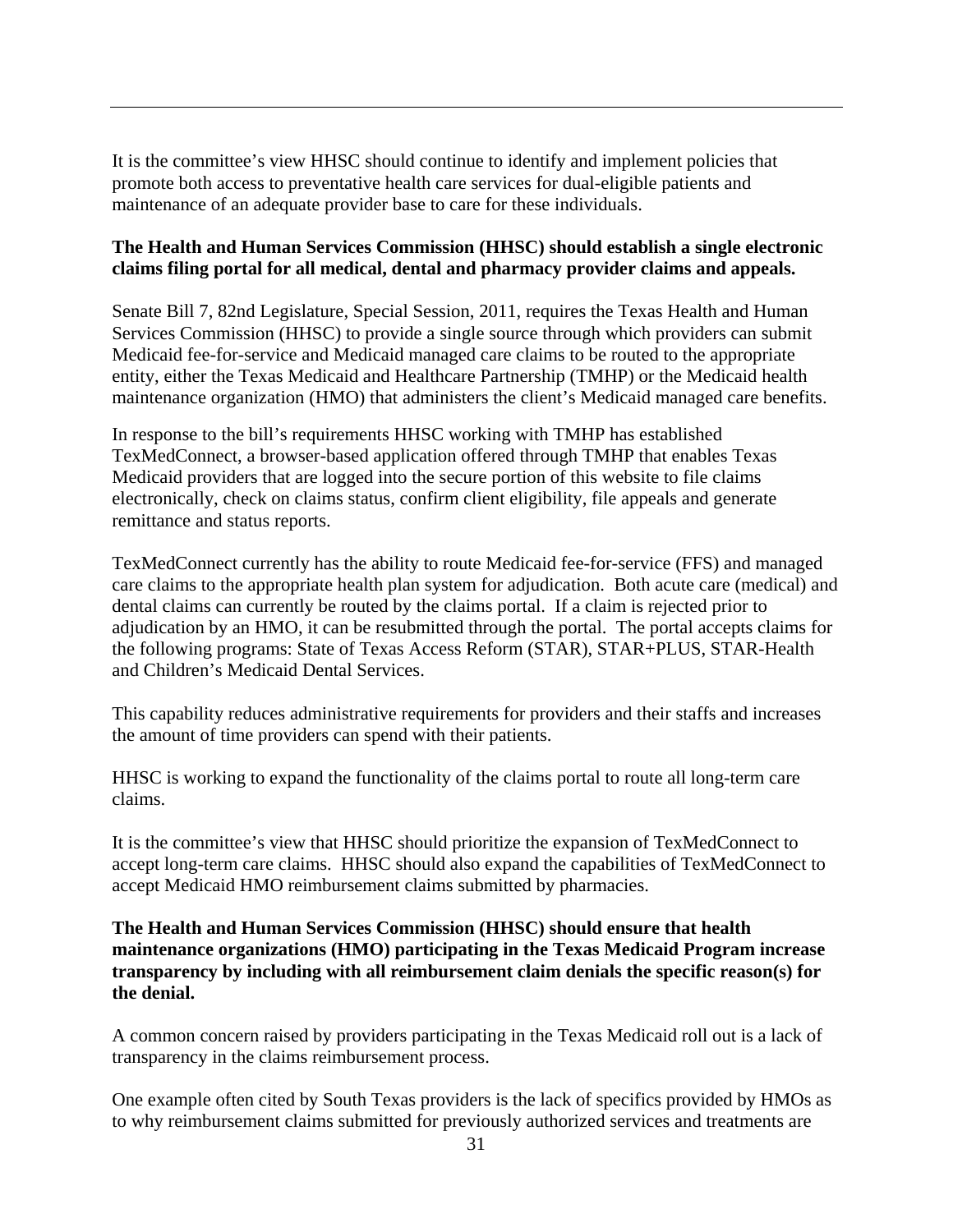It is the committee's view HHSC should continue to identify and implement policies that promote both access to preventative health care services for dual-eligible patients and maintenance of an adequate provider base to care for these individuals.

**The Health and Human Services Commission (HHSC) should establish a single electronic claims filing portal for all medical, dental and pharmacy provider claims and appeals.**

Senate Bill 7, 82nd Legislature, Special Session, 2011, requires the Texas Health and Human Services Commission (HHSC) to provide a single source through which providers can submit Medicaid fee-for-service and Medicaid managed care claims to be routed to the appropriate entity, either the Texas Medicaid and Healthcare Partnership (TMHP) or the Medicaid health maintenance organization (HMO) that administers the client's Medicaid managed care benefits.

In response to the bill's requirements HHSC working with TMHP has established TexMedConnect, a browser-based application offered through TMHP that enables Texas Medicaid providers that are logged into the secure portion of this website to file claims electronically, check on claims status, confirm client eligibility, file appeals and generate remittance and status reports.

TexMedConnect currently has the ability to route Medicaid fee-for-service (FFS) and managed care claims to the appropriate health plan system for adjudication. Both acute care (medical) and dental claims can currently be routed by the claims portal. If a claim is rejected prior to adjudication by an HMO, it can be resubmitted through the portal. The portal accepts claims for the following programs: State of Texas Access Reform (STAR), STAR+PLUS, STAR-Health and Children's Medicaid Dental Services.

This capability reduces administrative requirements for providers and their staffs and increases the amount of time providers can spend with their patients.

HHSC is working to expand the functionality of the claims portal to route all long-term care claims.

It is the committee's view that HHSC should prioritize the expansion of TexMedConnect to accept long-term care claims. HHSC should also expand the capabilities of TexMedConnect to accept Medicaid HMO reimbursement claims submitted by pharmacies.

**The Health and Human Services Commission (HHSC) should ensure that health maintenance organizations (HMO) participating in the Texas Medicaid Program increase transparency by including with all reimbursement claim denials the specific reason(s) for the denial.**

A common concern raised by providers participating in the Texas Medicaid roll out is a lack of transparency in the claims reimbursement process.

One example often cited by South Texas providers is the lack of specifics provided by HMOs as to why reimbursement claims submitted for previously authorized services and treatments are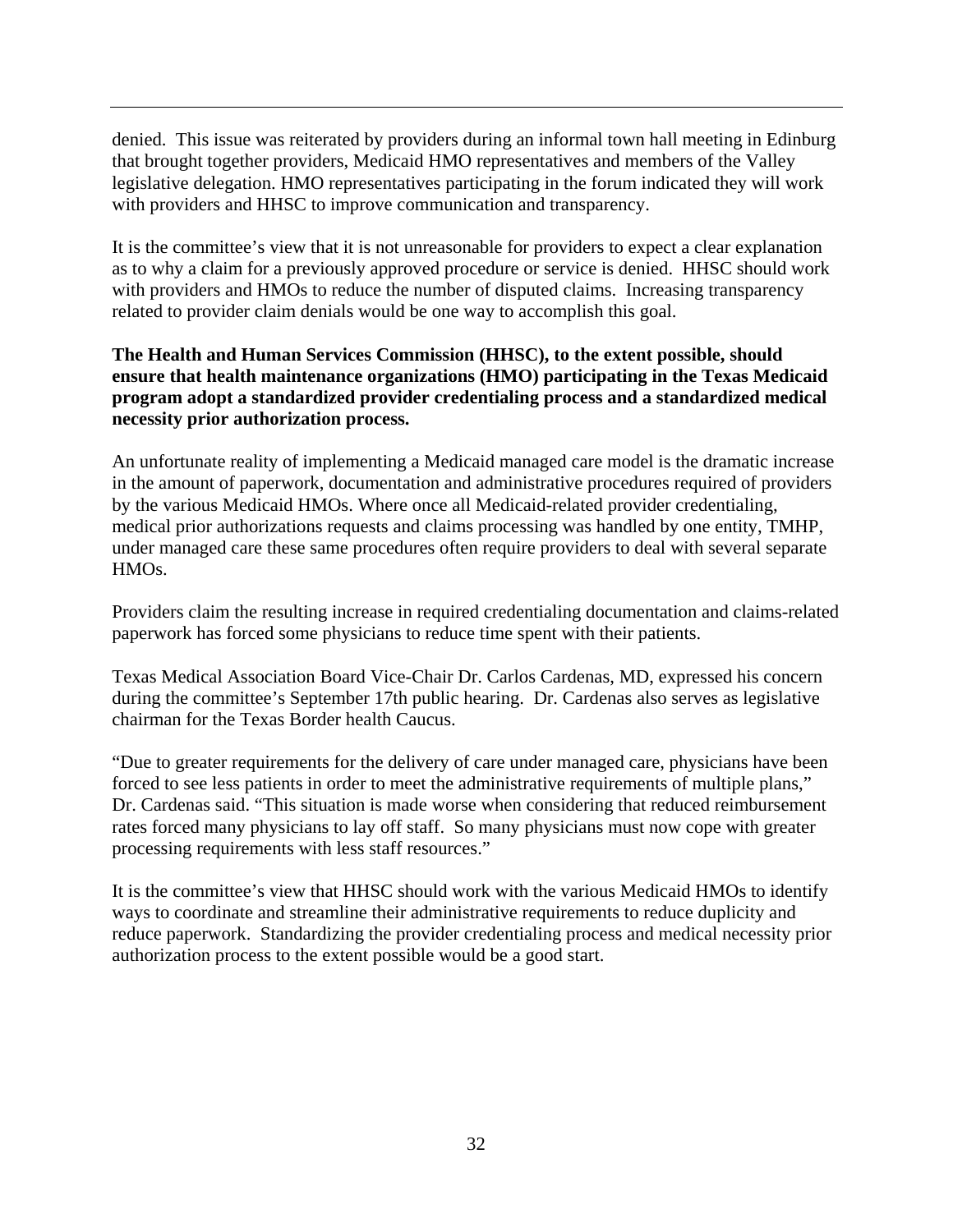denied. This issue was reiterated by providers during an informal town hall meeting in Edinburg that brought together providers, Medicaid HMO representatives and members of the Valley legislative delegation. HMO representatives participating in the forum indicated they will work with providers and HHSC to improve communication and transparency.

It is the committee's view that it is not unreasonable for providers to expect a clear explanation as to why a claim for a previously approved procedure or service is denied. HHSC should work with providers and HMOs to reduce the number of disputed claims. Increasing transparency related to provider claim denials would be one way to accomplish this goal.

**The Health and Human Services Commission (HHSC), to the extent possible, should ensure that health maintenance organizations (HMO) participating in the Texas Medicaid program adopt a standardized provider credentialing process and a standardized medical necessity prior authorization process.**

An unfortunate reality of implementing a Medicaid managed care model is the dramatic increase in the amount of paperwork, documentation and administrative procedures required of providers by the various Medicaid HMOs. Where once all Medicaid-related provider credentialing, medical prior authorizations requests and claims processing was handled by one entity, TMHP, under managed care these same procedures often require providers to deal with several separate HMOs.

Providers claim the resulting increase in required credentialing documentation and claims-related paperwork has forced some physicians to reduce time spent with their patients.

Texas Medical Association Board Vice-Chair Dr. Carlos Cardenas, MD, expressed his concern during the committee's September 17th public hearing. Dr. Cardenas also serves as legislative chairman for the Texas Border health Caucus.

"Due to greater requirements for the delivery of care under managed care, physicians have been forced to see less patients in order to meet the administrative requirements of multiple plans," Dr. Cardenas said. "This situation is made worse when considering that reduced reimbursement rates forced many physicians to lay off staff. So many physicians must now cope with greater processing requirements with less staff resources."

It is the committee's view that HHSC should work with the various Medicaid HMOs to identify ways to coordinate and streamline their administrative requirements to reduce duplicity and reduce paperwork. Standardizing the provider credentialing process and medical necessity prior authorization process to the extent possible would be a good start.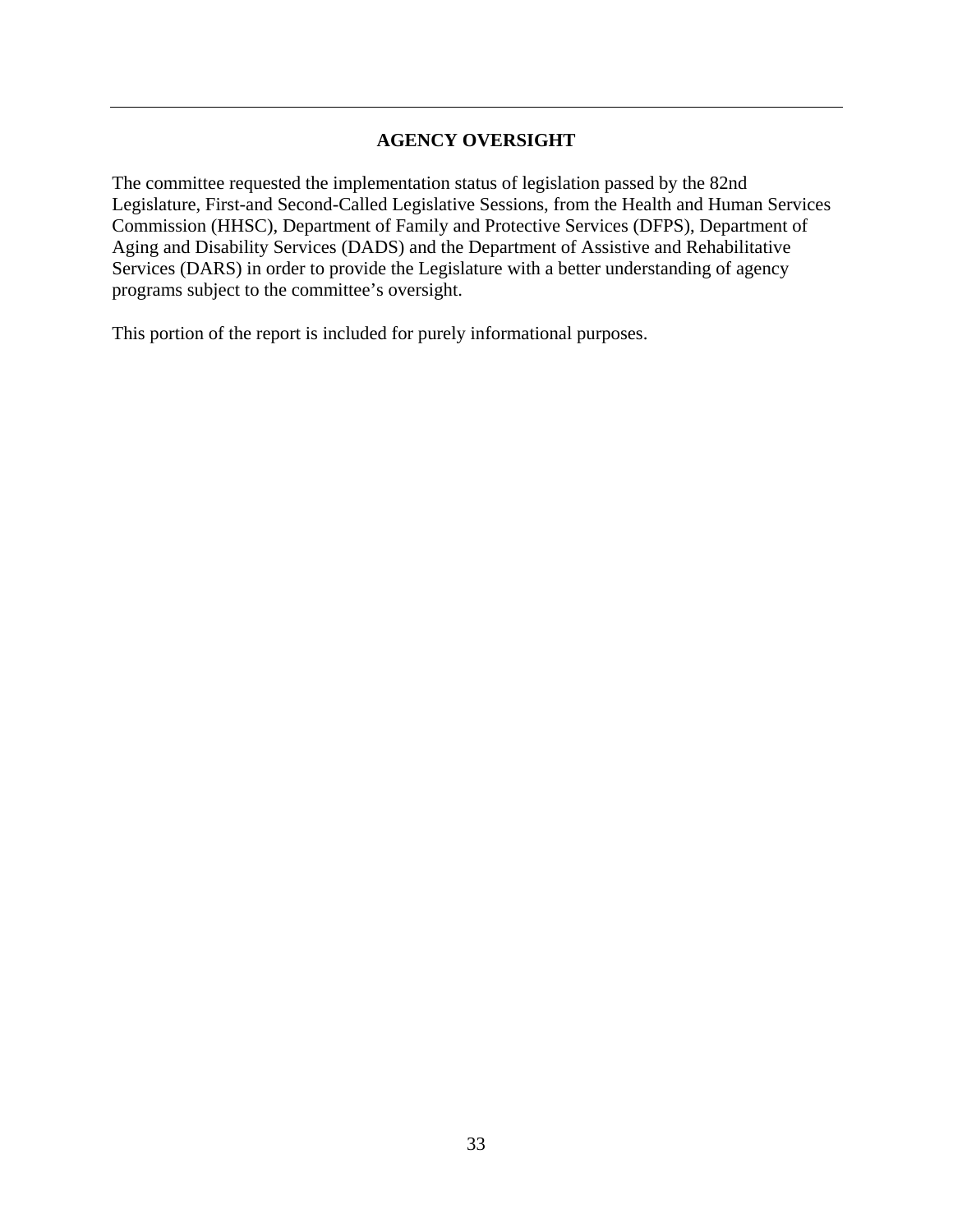## AGENCY OVERSIGHT

The committee requested the implementation status of legislation passed by the 82nd Legislature, First-and Second-Called Legislative Sessions, from the Health and Human Services Commission (HHSC), Department of Family and Protective Services (DFPS), Department of Aging and Disability Services (DADS) and the Department of Assistive and Rehabilitative Services (DARS) in order to provide the Legislature with a better understanding of agency programs subject to the committee's oversight.

This portion of the report is included for purely informational purposes.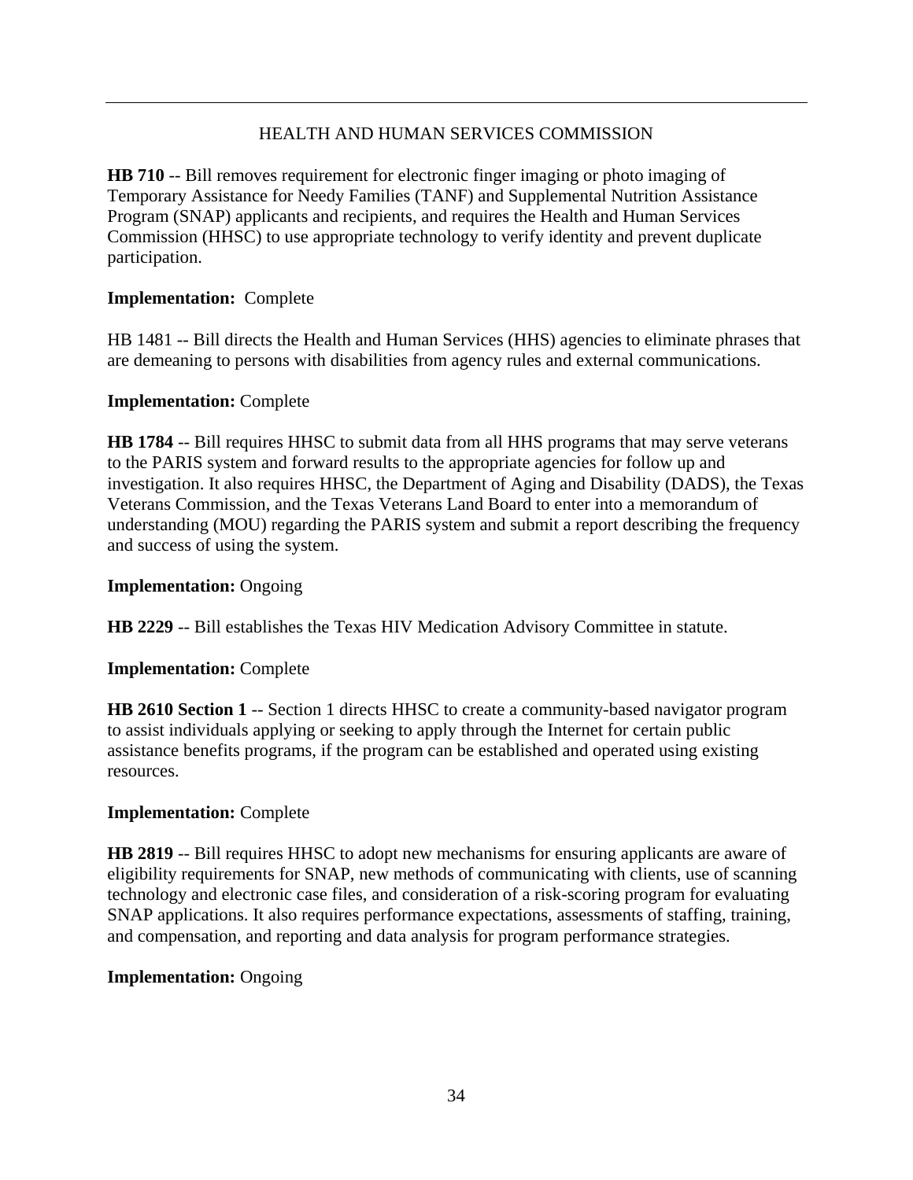## HEALTH AND HUMAN SERVICES COMMISSION

**HB 710** -- Bill removes requirement for electronic finger imaging or photo imaging of Temporary Assistance for Needy Families (TANF) and Supplemental Nutrition Assistance Program (SNAP) applicants and recipients, and requires the Health and Human Services Commission (HHSC) to use appropriate technology to verify identity and prevent duplicate participation.

**Implementation:** Complete

HB 1481 -- Bill directs the Health and Human Services (HHS) agencies to eliminate phrases that are demeaning to persons with disabilities from agency rules and external communications.

**Implementation:** Complete

**HB 1784** -- Bill requires HHSC to submit data from all HHS programs that may serve veterans to the PARIS system and forward results to the appropriate agencies for follow up and investigation. It also requires HHSC, the Department of Aging and Disability (DADS), the Texas Veterans Commission, and the Texas Veterans Land Board to enter into a memorandum of understanding (MOU) regarding the PARIS system and submit a report describing the frequency and success of using the system.

**Implementation:** Ongoing

**HB 2229** -- Bill establishes the Texas HIV Medication Advisory Committee in statute.

**Implementation:** Complete

**HB 2610 Section 1** -- Section 1 directs HHSC to create a community-based navigator program to assist individuals applying or seeking to apply through the Internet for certain public assistance benefits programs, if the program can be established and operated using existing resources.

**Implementation:** Complete

**HB 2819** -- Bill requires HHSC to adopt new mechanisms for ensuring applicants are aware of eligibility requirements for SNAP, new methods of communicating with clients, use of scanning technology and electronic case files, and consideration of a risk-scoring program for evaluating SNAP applications. It also requires performance expectations, assessments of staffing, training, and compensation, and reporting and data analysis for program performance strategies.

**Implementation:** Ongoing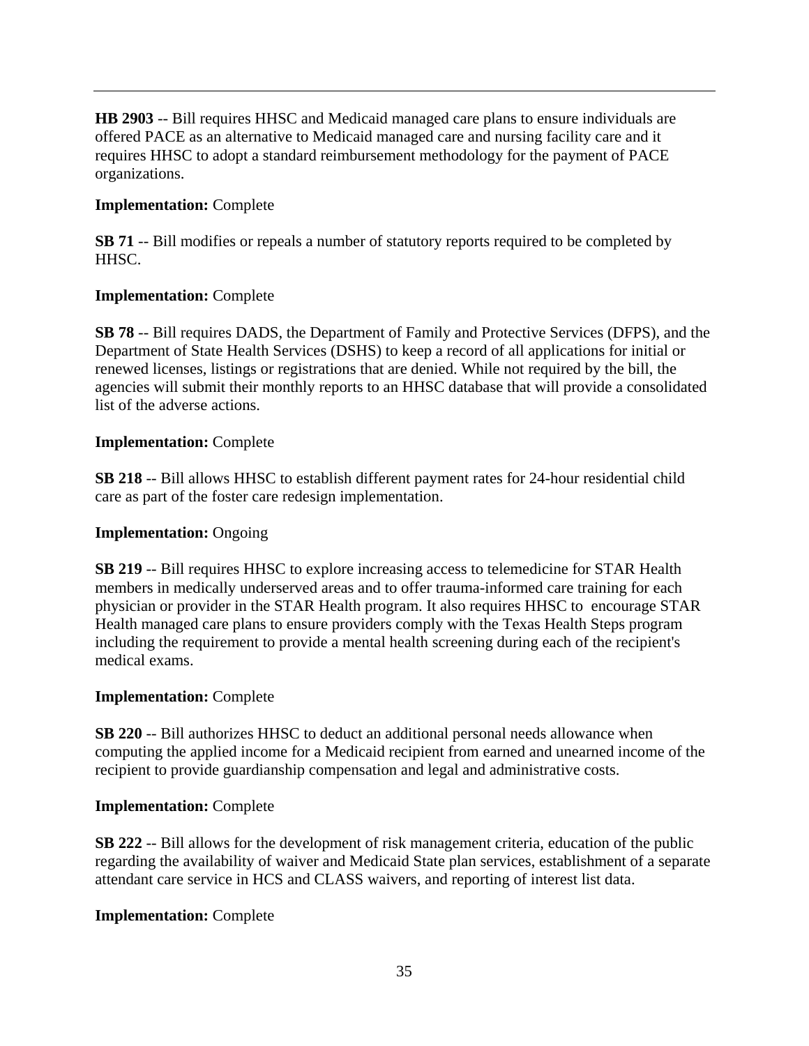**HB 2903** -- Bill requires HHSC and Medicaid managed care plans to ensure individuals are offered PACE as an alternative to Medicaid managed care and nursing facility care and it requires HHSC to adopt a standard reimbursement methodology for the payment of PACE organizations.

**Implementation:** Complete

**SB 71** -- Bill modifies or repeals a number of statutory reports required to be completed by HHSC.

**Implementation:** Complete

**SB 78** -- Bill requires DADS, the Department of Family and Protective Services (DFPS), and the Department of State Health Services (DSHS) to keep a record of all applications for initial or renewed licenses, listings or registrations that are denied. While not required by the bill, the agencies will submit their monthly reports to an HHSC database that will provide a consolidated list of the adverse actions.

**Implementation:** Complete

**SB 218** -- Bill allows HHSC to establish different payment rates for 24-hour residential child care as part of the foster care redesign implementation.

**Implementation:** Ongoing

**SB 219** -- Bill requires HHSC to explore increasing access to telemedicine for STAR Health members in medically underserved areas and to offer trauma-informed care training for each physician or provider in the STAR Health program. It also requires HHSC to encourage STAR Health managed care plans to ensure providers comply with the Texas Health Steps program including the requirement to provide a mental health screening during each of the recipient's medical exams.

**Implementation:** Complete

**SB 220** -- Bill authorizes HHSC to deduct an additional personal needs allowance when computing the applied income for a Medicaid recipient from earned and unearned income of the recipient to provide guardianship compensation and legal and administrative costs.

**Implementation:** Complete

**SB 222** -- Bill allows for the development of risk management criteria, education of the public regarding the availability of waiver and Medicaid State plan services, establishment of a separate attendant care service in HCS and CLASS waivers, and reporting of interest list data.

**Implementation:** Complete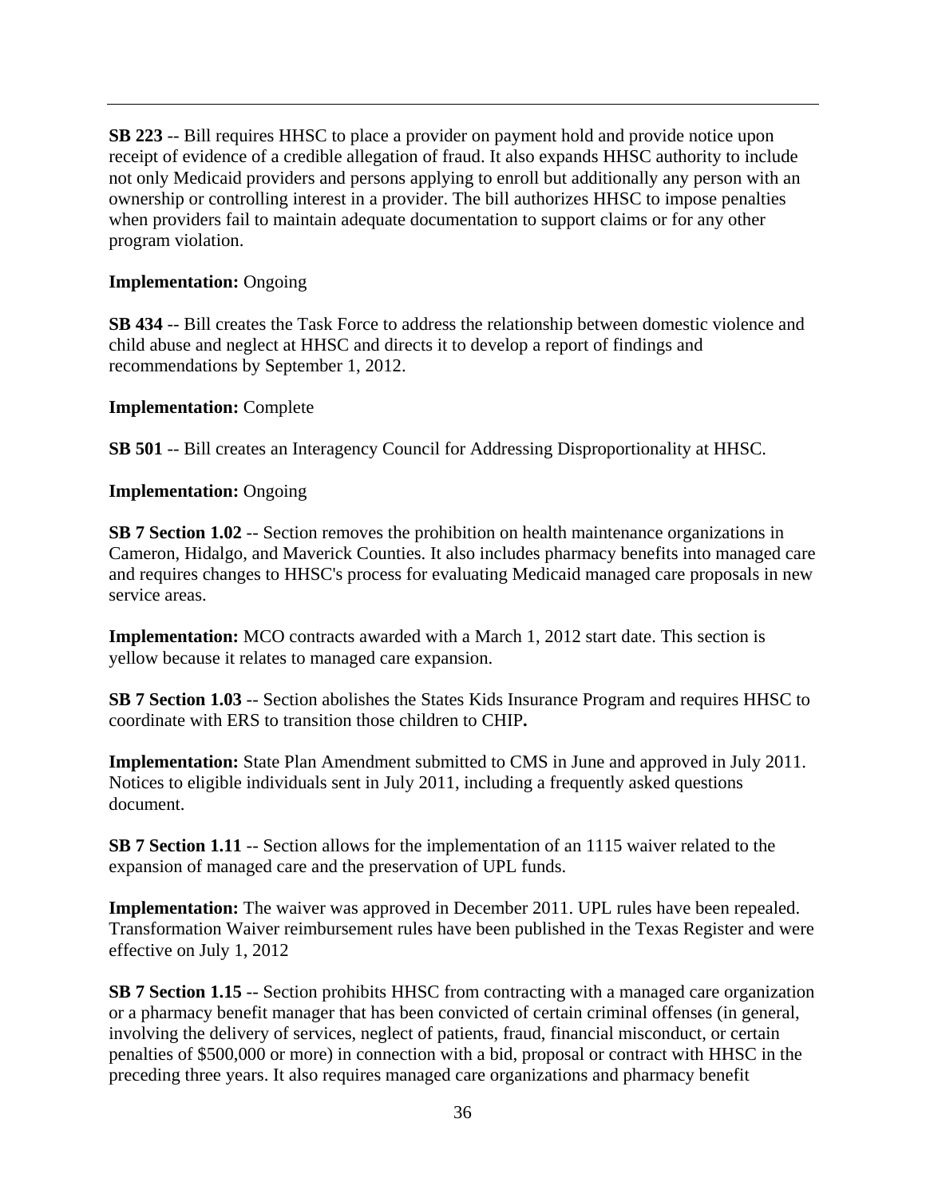**SB 223** -- Bill requires HHSC to place a provider on payment hold and provide notice upon receipt of evidence of a credible allegation of fraud. It also expands HHSC authority to include not only Medicaid providers and persons applying to enroll but additionally any person with an ownership or controlling interest in a provider. The bill authorizes HHSC to impose penalties when providers fail to maintain adequate documentation to support claims or for any other program violation.

**Implementation:** Ongoing

**SB 434** -- Bill creates the Task Force to address the relationship between domestic violence and child abuse and neglect at HHSC and directs it to develop a report of findings and recommendations by September 1, 2012.

**Implementation:** Complete

**SB 501** -- Bill creates an Interagency Council for Addressing Disproportionality at HHSC.

**Implementation:** Ongoing

**SB 7 Section 1.02** -- Section removes the prohibition on health maintenance organizations in Cameron, Hidalgo, and Maverick Counties. It also includes pharmacy benefits into managed care and requires changes to HHSC's process for evaluating Medicaid managed care proposals in new service areas.

**Implementation:** MCO contracts awarded with a March 1, 2012 start date. This section is yellow because it relates to managed care expansion.

**SB 7 Section 1.03** -- Section abolishes the States Kids Insurance Program and requires HHSC to coordinate with ERS to transition those children to CHIP**.**

**Implementation:** State Plan Amendment submitted to CMS in June and approved in July 2011. Notices to eligible individuals sent in July 2011, including a frequently asked questions document.

**SB 7 Section 1.11** -- Section allows for the implementation of an 1115 waiver related to the expansion of managed care and the preservation of UPL funds.

**Implementation:** The waiver was approved in December 2011. UPL rules have been repealed. Transformation Waiver reimbursement rules have been published in the Texas Register and were effective on July 1, 2012

**SB 7 Section 1.15** -- Section prohibits HHSC from contracting with a managed care organization or a pharmacy benefit manager that has been convicted of certain criminal offenses (in general, involving the delivery of services, neglect of patients, fraud, financial misconduct, or certain penalties of $500,000 or more) in connection with a bid, proposal or contract with HHSC in the preceding three years. It also requires managed care organizations and pharmacy benefit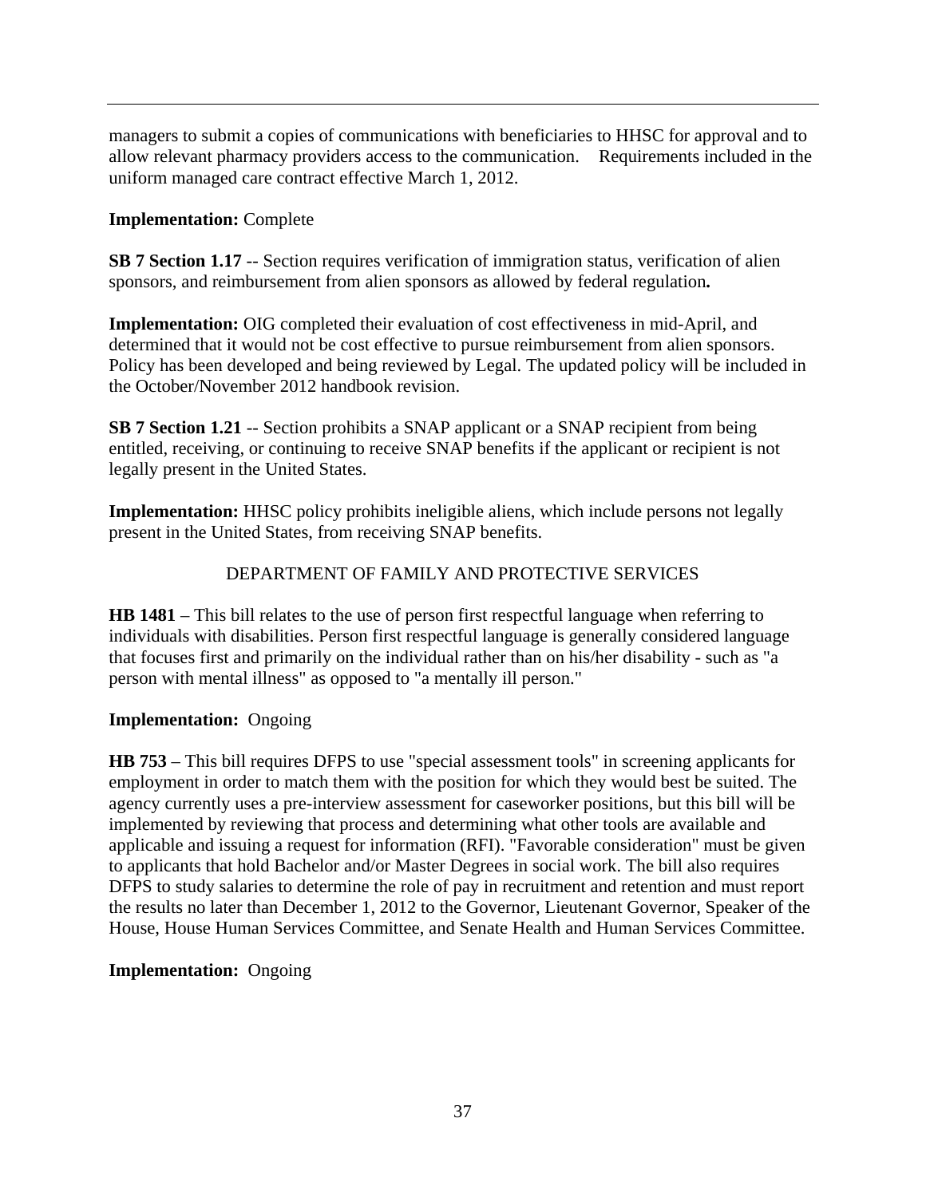managers to submit a copies of communications with beneficiaries to HHSC for approval and to allow relevant pharmacy providers access to the communication. Requirements included in the uniform managed care contract effective March 1, 2012.

**Implementation:** Complete

**SB 7 Section 1.17** -- Section requires verification of immigration status, verification of alien sponsors, and reimbursement from alien sponsors as allowed by federal regulation**.**

**Implementation:** OIG completed their evaluation of cost effectiveness in mid-April, and determined that it would not be cost effective to pursue reimbursement from alien sponsors. Policy has been developed and being reviewed by Legal. The updated policy will be included in the October/November 2012 handbook revision.

**SB 7 Section 1.21** -- Section prohibits a SNAP applicant or a SNAP recipient from being entitled, receiving, or continuing to receive SNAP benefits if the applicant or recipient is not legally present in the United States.

**Implementation:** HHSC policy prohibits ineligible aliens, which include persons not legally present in the United States, from receiving SNAP benefits.

DEPARTMENT OF FAMILY AND PROTECTIVE SERVICES

**HB 1481** – This bill relates to the use of person first respectful language when referring to individuals with disabilities. Person first respectful language is generally considered language that focuses first and primarily on the individual rather than on his/her disability - such as "a person with mental illness" as opposed to "a mentally ill person."

**Implementation:** Ongoing

**HB 753** – This bill requires DFPS to use "special assessment tools" in screening applicants for employment in order to match them with the position for which they would best be suited. The agency currently uses a pre-interview assessment for caseworker positions, but this bill will be implemented by reviewing that process and determining what other tools are available and applicable and issuing a request for information (RFI). "Favorable consideration" must be given to applicants that hold Bachelor and/or Master Degrees in social work. The bill also requires DFPS to study salaries to determine the role of pay in recruitment and retention and must report the results no later than December 1, 2012 to the Governor, Lieutenant Governor, Speaker of the House, House Human Services Committee, and Senate Health and Human Services Committee.

**Implementation:** Ongoing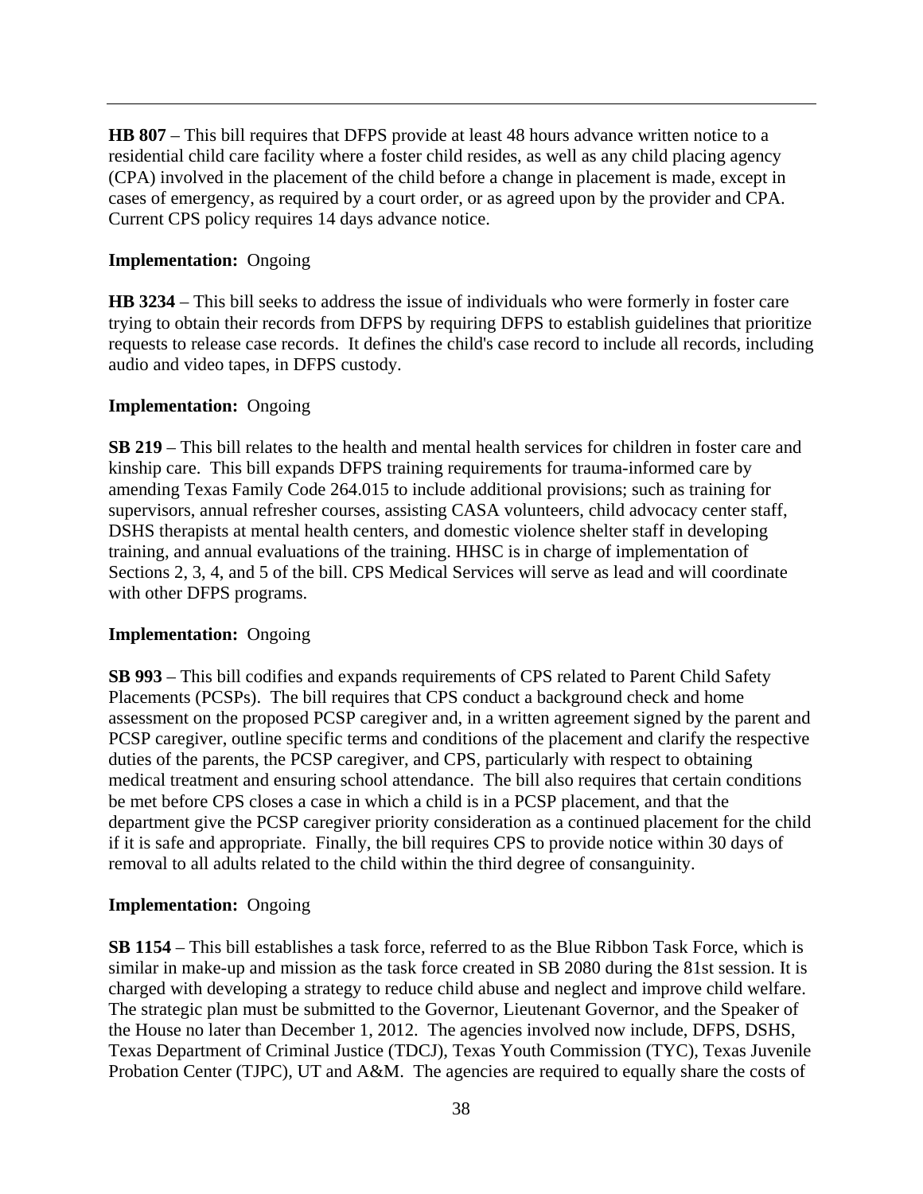**HB 807** – This bill requires that DFPS provide at least 48 hours advance written notice to a residential child care facility where a foster child resides, as well as any child placing agency (CPA) involved in the placement of the child before a change in placement is made, except in cases of emergency, as required by a court order, or as agreed upon by the provider and CPA. Current CPS policy requires 14 days advance notice.

**Implementation:** Ongoing

**HB 3234** – This bill seeks to address the issue of individuals who were formerly in foster care trying to obtain their records from DFPS by requiring DFPS to establish guidelines that prioritize requests to release case records. It defines the child's case record to include all records, including audio and video tapes, in DFPS custody.

**Implementation:** Ongoing

**SB 219** – This bill relates to the health and mental health services for children in foster care and kinship care. This bill expands DFPS training requirements for trauma-informed care by amending Texas Family Code 264.015 to include additional provisions; such as training for supervisors, annual refresher courses, assisting CASA volunteers, child advocacy center staff, DSHS therapists at mental health centers, and domestic violence shelter staff in developing training, and annual evaluations of the training. HHSC is in charge of implementation of Sections 2, 3, 4, and 5 of the bill. CPS Medical Services will serve as lead and will coordinate with other DFPS programs.

**Implementation:** Ongoing

**SB 993** – This bill codifies and expands requirements of CPS related to Parent Child Safety Placements (PCSPs). The bill requires that CPS conduct a background check and home assessment on the proposed PCSP caregiver and, in a written agreement signed by the parent and PCSP caregiver, outline specific terms and conditions of the placement and clarify the respective duties of the parents, the PCSP caregiver, and CPS, particularly with respect to obtaining medical treatment and ensuring school attendance. The bill also requires that certain conditions be met before CPS closes a case in which a child is in a PCSP placement, and that the department give the PCSP caregiver priority consideration as a continued placement for the child if it is safe and appropriate. Finally, the bill requires CPS to provide notice within 30 days of removal to all adults related to the child within the third degree of consanguinity.

**Implementation:** Ongoing

**SB 1154** – This bill establishes a task force, referred to as the Blue Ribbon Task Force, which is similar in make-up and mission as the task force created in SB 2080 during the 81st session. It is charged with developing a strategy to reduce child abuse and neglect and improve child welfare. The strategic plan must be submitted to the Governor, Lieutenant Governor, and the Speaker of the House no later than December 1, 2012. The agencies involved now include, DFPS, DSHS, Texas Department of Criminal Justice (TDCJ), Texas Youth Commission (TYC), Texas Juvenile Probation Center (TJPC), UT and A&M. The agencies are required to equally share the costs of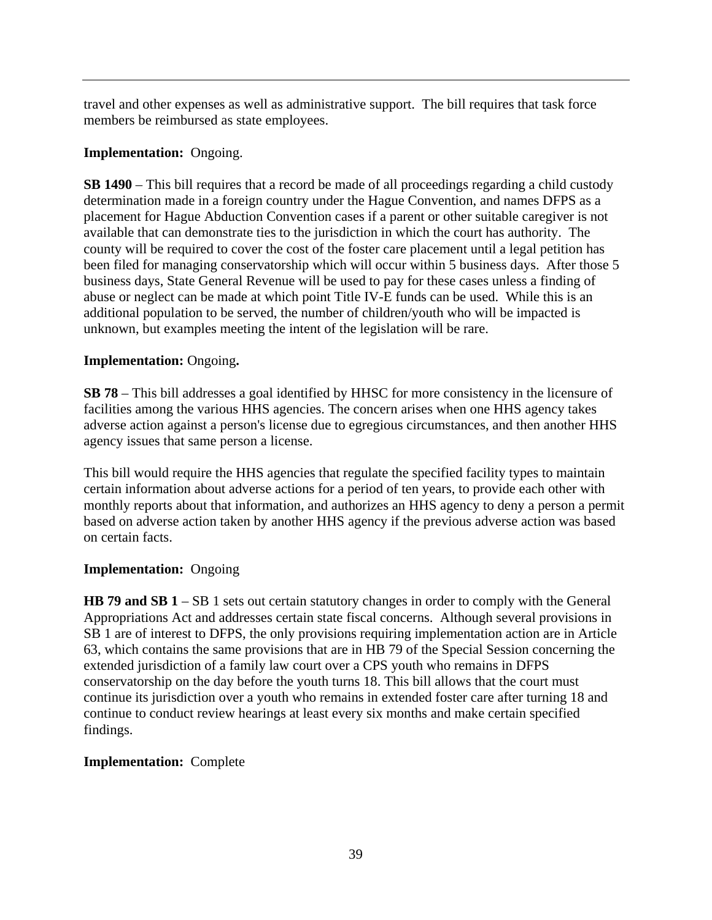travel and other expenses as well as administrative support. The bill requires that task force members be reimbursed as state employees.

**Implementation:** Ongoing.

**SB 1490** – This bill requires that a record be made of all proceedings regarding a child custody determination made in a foreign country under the Hague Convention, and names DFPS as a placement for Hague Abduction Convention cases if a parent or other suitable caregiver is not available that can demonstrate ties to the jurisdiction in which the court has authority. The county will be required to cover the cost of the foster care placement until a legal petition has been filed for managing conservatorship which will occur within 5 business days. After those 5 business days, State General Revenue will be used to pay for these cases unless a finding of abuse or neglect can be made at which point Title IV-E funds can be used. While this is an additional population to be served, the number of children/youth who will be impacted is unknown, but examples meeting the intent of the legislation will be rare.

**Implementation:** Ongoing**.**

**SB 78** – This bill addresses a goal identified by HHSC for more consistency in the licensure of facilities among the various HHS agencies. The concern arises when one HHS agency takes adverse action against a person's license due to egregious circumstances, and then another HHS agency issues that same person a license.

This bill would require the HHS agencies that regulate the specified facility types to maintain certain information about adverse actions for a period of ten years, to provide each other with monthly reports about that information, and authorizes an HHS agency to deny a person a permit based on adverse action taken by another HHS agency if the previous adverse action was based on certain facts.

**Implementation:** Ongoing

**HB 79 and SB 1** – SB 1 sets out certain statutory changes in order to comply with the General Appropriations Act and addresses certain state fiscal concerns. Although several provisions in SB 1 are of interest to DFPS, the only provisions requiring implementation action are in Article 63, which contains the same provisions that are in HB 79 of the Special Session concerning the extended jurisdiction of a family law court over a CPS youth who remains in DFPS conservatorship on the day before the youth turns 18. This bill allows that the court must continue its jurisdiction over a youth who remains in extended foster care after turning 18 and continue to conduct review hearings at least every six months and make certain specified findings.

**Implementation:** Complete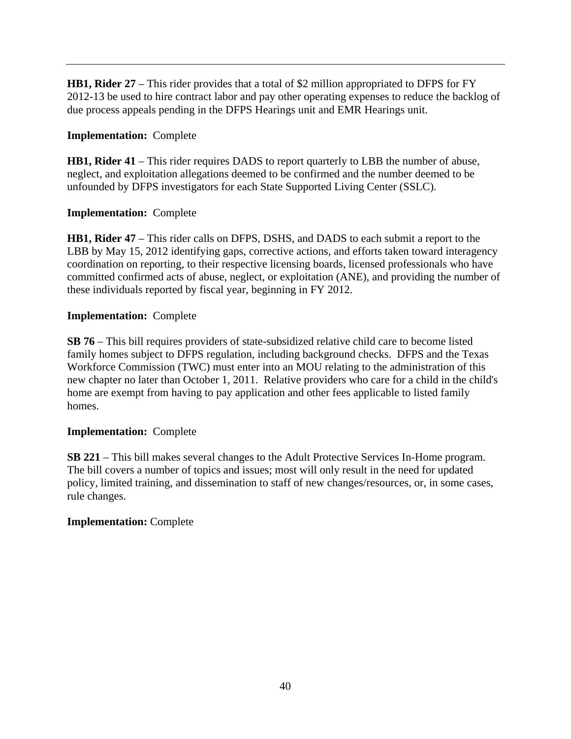**HB1, Rider 27** – This rider provides that a total of $2 million appropriated to DFPS for FY 2012-13 be used to hire contract labor and pay other operating expenses to reduce the backlog of due process appeals pending in the DFPS Hearings unit and EMR Hearings unit.

**Implementation:** Complete

**HB1, Rider 41** – This rider requires DADS to report quarterly to LBB the number of abuse, neglect, and exploitation allegations deemed to be confirmed and the number deemed to be unfounded by DFPS investigators for each State Supported Living Center (SSLC).

**Implementation:** Complete

**HB1, Rider 47** – This rider calls on DFPS, DSHS, and DADS to each submit a report to the LBB by May 15, 2012 identifying gaps, corrective actions, and efforts taken toward interagency coordination on reporting, to their respective licensing boards, licensed professionals who have committed confirmed acts of abuse, neglect, or exploitation (ANE), and providing the number of these individuals reported by fiscal year, beginning in FY 2012.

**Implementation:** Complete

**SB 76** – This bill requires providers of state-subsidized relative child care to become listed family homes subject to DFPS regulation, including background checks. DFPS and the Texas Workforce Commission (TWC) must enter into an MOU relating to the administration of this new chapter no later than October 1, 2011. Relative providers who care for a child in the child's home are exempt from having to pay application and other fees applicable to listed family homes.

**Implementation:** Complete

**SB 221** – This bill makes several changes to the Adult Protective Services In-Home program. The bill covers a number of topics and issues; most will only result in the need for updated policy, limited training, and dissemination to staff of new changes/resources, or, in some cases, rule changes.

**Implementation:** Complete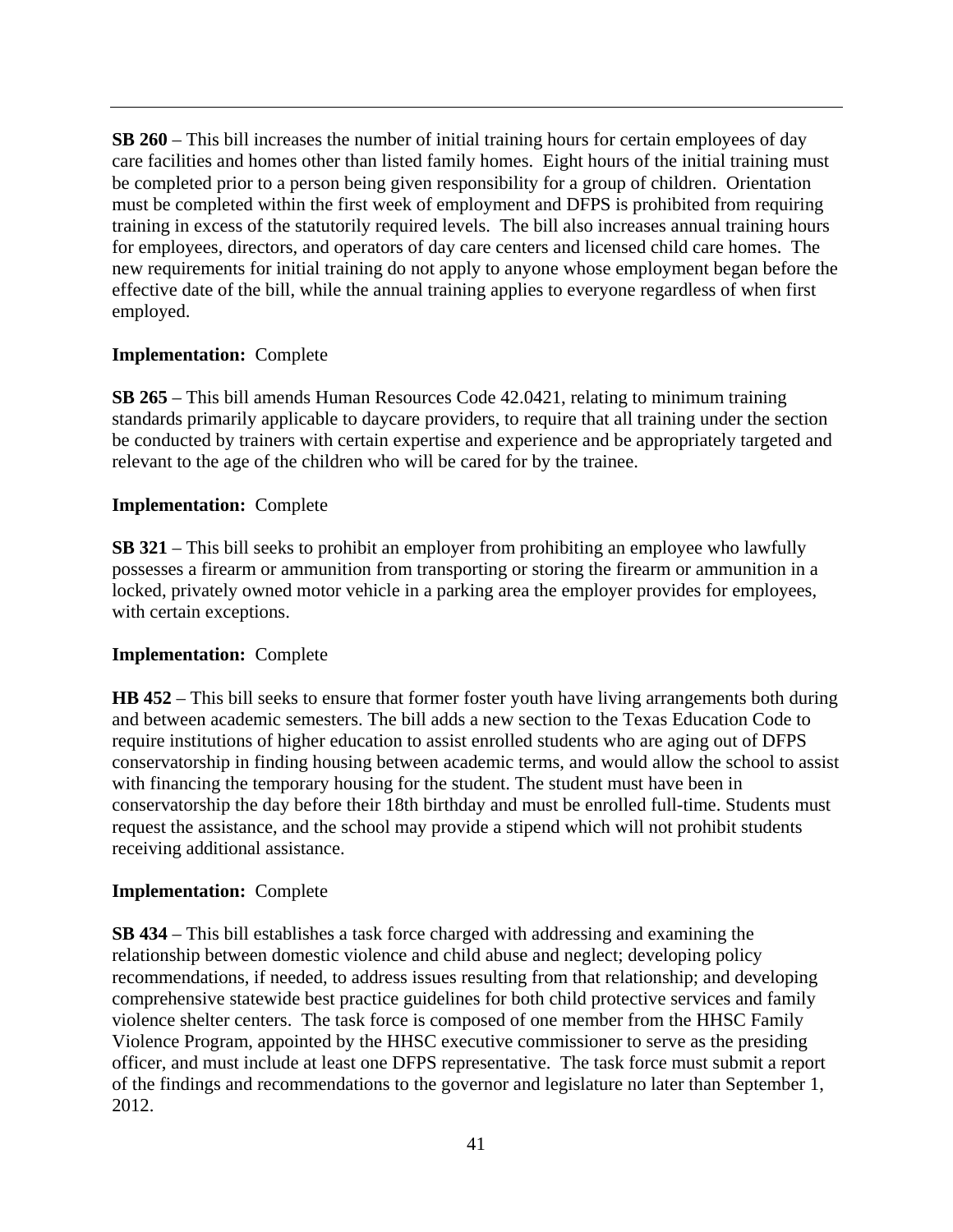**SB 260** – This bill increases the number of initial training hours for certain employees of day care facilities and homes other than listed family homes. Eight hours of the initial training must be completed prior to a person being given responsibility for a group of children. Orientation must be completed within the first week of employment and DFPS is prohibited from requiring training in excess of the statutorily required levels. The bill also increases annual training hours for employees, directors, and operators of day care centers and licensed child care homes. The new requirements for initial training do not apply to anyone whose employment began before the effective date of the bill, while the annual training applies to everyone regardless of when first employed.

**Implementation:** Complete

**SB 265** – This bill amends Human Resources Code 42.0421, relating to minimum training standards primarily applicable to daycare providers, to require that all training under the section be conducted by trainers with certain expertise and experience and be appropriately targeted and relevant to the age of the children who will be cared for by the trainee.

**Implementation:** Complete

**SB 321** – This bill seeks to prohibit an employer from prohibiting an employee who lawfully possesses a firearm or ammunition from transporting or storing the firearm or ammunition in a locked, privately owned motor vehicle in a parking area the employer provides for employees, with certain exceptions.

**Implementation:** Complete

**HB 452** – This bill seeks to ensure that former foster youth have living arrangements both during and between academic semesters. The bill adds a new section to the Texas Education Code to require institutions of higher education to assist enrolled students who are aging out of DFPS conservatorship in finding housing between academic terms, and would allow the school to assist with financing the temporary housing for the student. The student must have been in conservatorship the day before their 18th birthday and must be enrolled full-time. Students must request the assistance, and the school may provide a stipend which will not prohibit students receiving additional assistance.

**Implementation:** Complete

**SB 434** – This bill establishes a task force charged with addressing and examining the relationship between domestic violence and child abuse and neglect; developing policy recommendations, if needed, to address issues resulting from that relationship; and developing comprehensive statewide best practice guidelines for both child protective services and family violence shelter centers. The task force is composed of one member from the HHSC Family Violence Program, appointed by the HHSC executive commissioner to serve as the presiding officer, and must include at least one DFPS representative. The task force must submit a report of the findings and recommendations to the governor and legislature no later than September 1, 2012.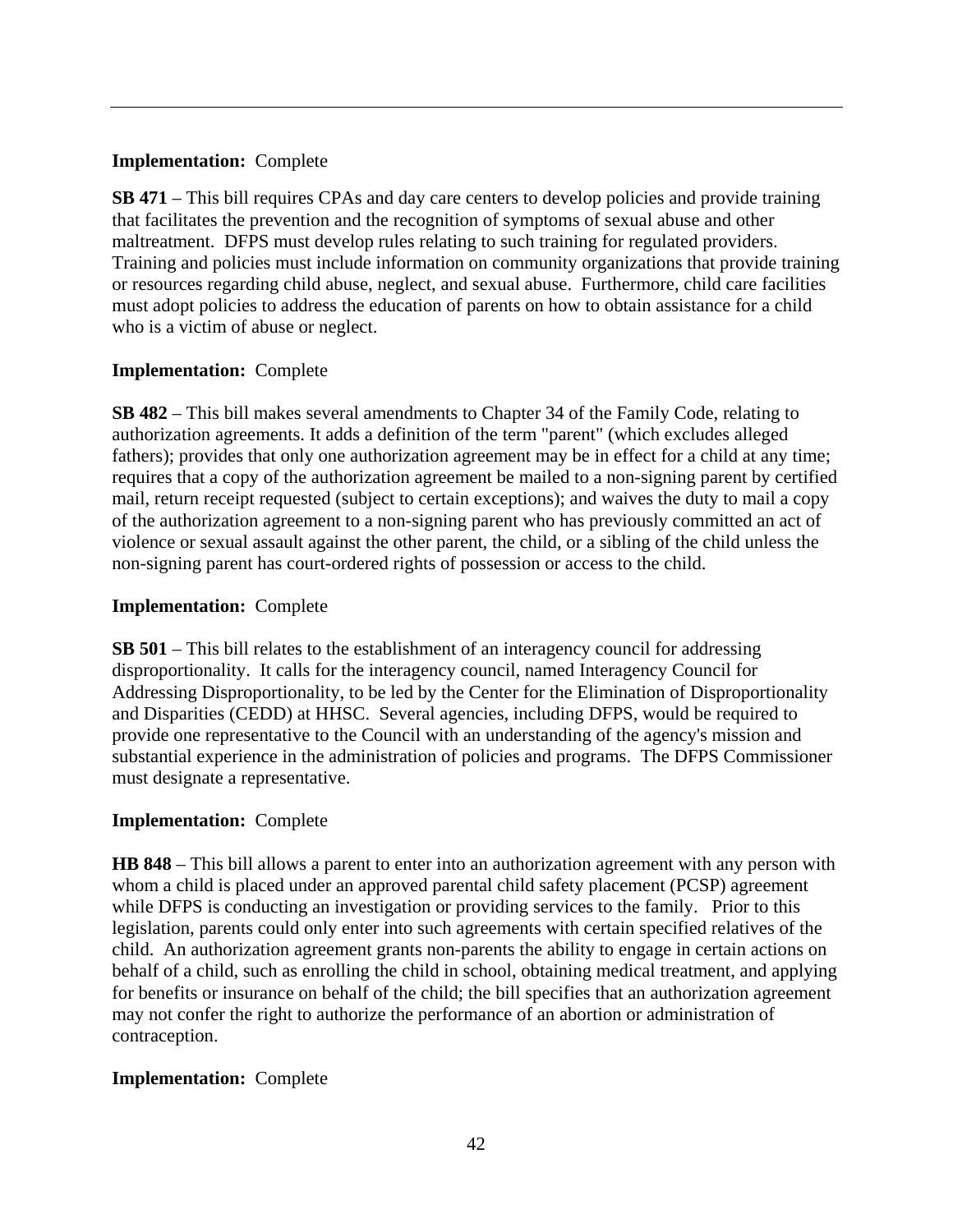**Implementation:** Complete

**SB 471** – This bill requires CPAs and day care centers to develop policies and provide training that facilitates the prevention and the recognition of symptoms of sexual abuse and other maltreatment. DFPS must develop rules relating to such training for regulated providers. Training and policies must include information on community organizations that provide training or resources regarding child abuse, neglect, and sexual abuse. Furthermore, child care facilities must adopt policies to address the education of parents on how to obtain assistance for a child who is a victim of abuse or neglect.

**Implementation:** Complete

**SB 482** – This bill makes several amendments to Chapter 34 of the Family Code, relating to authorization agreements. It adds a definition of the term "parent" (which excludes alleged fathers); provides that only one authorization agreement may be in effect for a child at any time; requires that a copy of the authorization agreement be mailed to a non-signing parent by certified mail, return receipt requested (subject to certain exceptions); and waives the duty to mail a copy of the authorization agreement to a non-signing parent who has previously committed an act of violence or sexual assault against the other parent, the child, or a sibling of the child unless the non-signing parent has court-ordered rights of possession or access to the child.

**Implementation:** Complete

**SB 501** – This bill relates to the establishment of an interagency council for addressing disproportionality. It calls for the interagency council, named Interagency Council for Addressing Disproportionality, to be led by the Center for the Elimination of Disproportionality and Disparities (CEDD) at HHSC. Several agencies, including DFPS, would be required to provide one representative to the Council with an understanding of the agency's mission and substantial experience in the administration of policies and programs. The DFPS Commissioner must designate a representative.

**Implementation:** Complete

**HB 848** – This bill allows a parent to enter into an authorization agreement with any person with whom a child is placed under an approved parental child safety placement (PCSP) agreement while DFPS is conducting an investigation or providing services to the family. Prior to this legislation, parents could only enter into such agreements with certain specified relatives of the child. An authorization agreement grants non-parents the ability to engage in certain actions on behalf of a child, such as enrolling the child in school, obtaining medical treatment, and applying for benefits or insurance on behalf of the child; the bill specifies that an authorization agreement may not confer the right to authorize the performance of an abortion or administration of contraception.

**Implementation:** Complete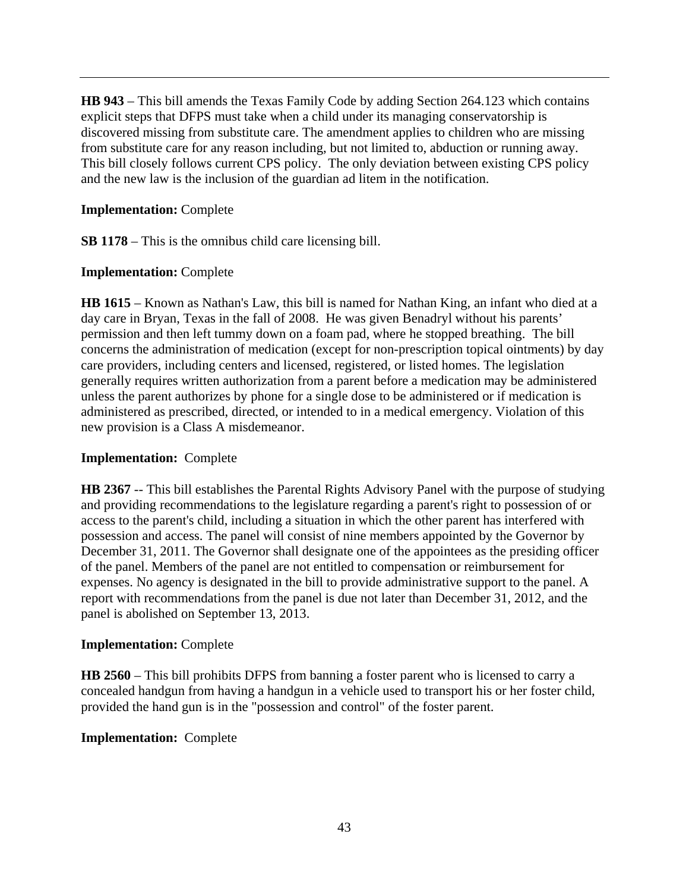**HB 943** – This bill amends the Texas Family Code by adding Section 264.123 which contains explicit steps that DFPS must take when a child under its managing conservatorship is discovered missing from substitute care. The amendment applies to children who are missing from substitute care for any reason including, but not limited to, abduction or running away. This bill closely follows current CPS policy. The only deviation between existing CPS policy and the new law is the inclusion of the guardian ad litem in the notification.

**Implementation:** Complete

**SB 1178** – This is the omnibus child care licensing bill.

**Implementation:** Complete

**HB 1615** – Known as Nathan's Law, this bill is named for Nathan King, an infant who died at a day care in Bryan, Texas in the fall of 2008. He was given Benadryl without his parents' permission and then left tummy down on a foam pad, where he stopped breathing. The bill concerns the administration of medication (except for non-prescription topical ointments) by day care providers, including centers and licensed, registered, or listed homes. The legislation generally requires written authorization from a parent before a medication may be administered unless the parent authorizes by phone for a single dose to be administered or if medication is administered as prescribed, directed, or intended to in a medical emergency. Violation of this new provision is a Class A misdemeanor.

**Implementation:** Complete

**HB 2367** -- This bill establishes the Parental Rights Advisory Panel with the purpose of studying and providing recommendations to the legislature regarding a parent's right to possession of or access to the parent's child, including a situation in which the other parent has interfered with possession and access. The panel will consist of nine members appointed by the Governor by December 31, 2011. The Governor shall designate one of the appointees as the presiding officer of the panel. Members of the panel are not entitled to compensation or reimbursement for expenses. No agency is designated in the bill to provide administrative support to the panel. A report with recommendations from the panel is due not later than December 31, 2012, and the panel is abolished on September 13, 2013.

**Implementation:** Complete

**HB 2560** – This bill prohibits DFPS from banning a foster parent who is licensed to carry a concealed handgun from having a handgun in a vehicle used to transport his or her foster child, provided the hand gun is in the "possession and control" of the foster parent.

**Implementation:** Complete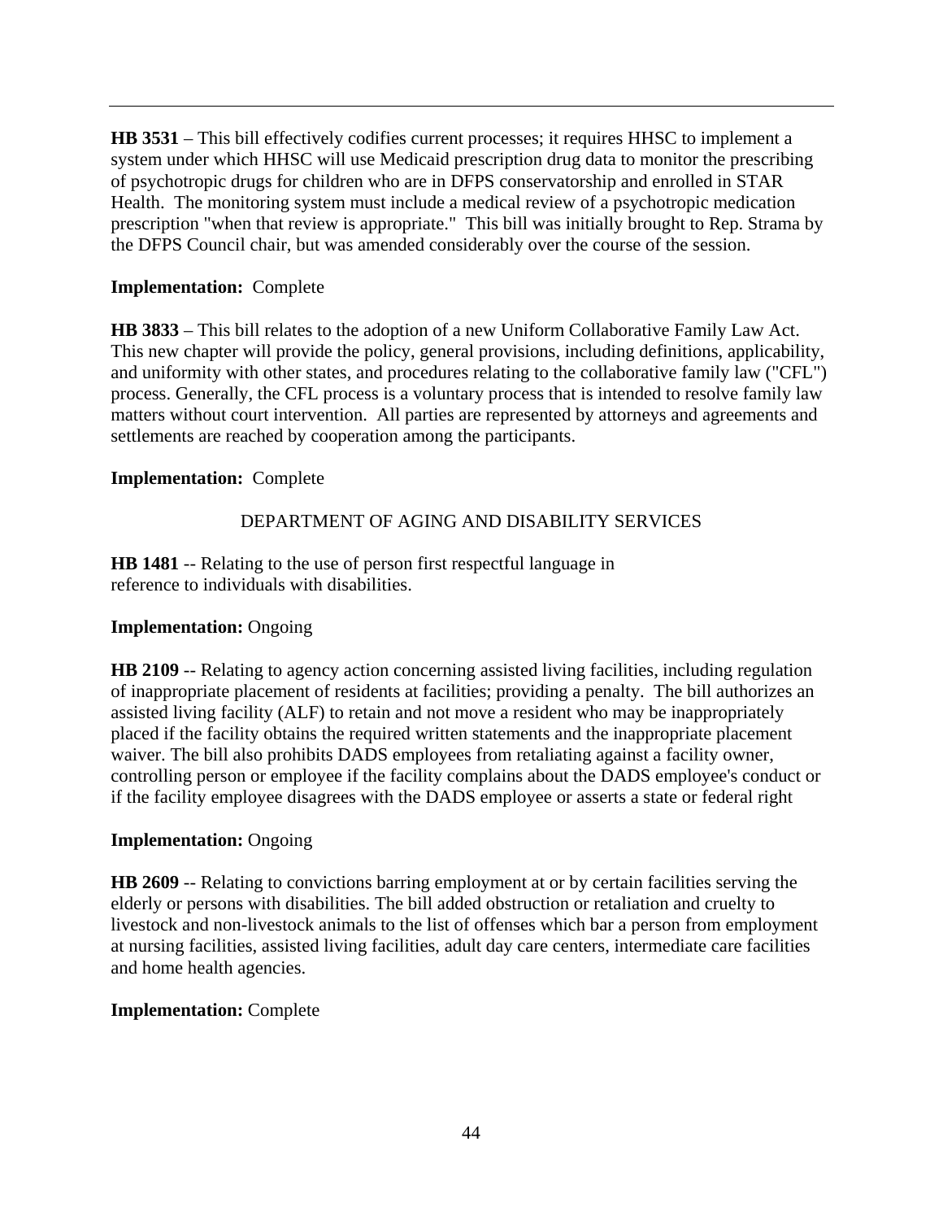**HB 3531** – This bill effectively codifies current processes; it requires HHSC to implement a system under which HHSC will use Medicaid prescription drug data to monitor the prescribing of psychotropic drugs for children who are in DFPS conservatorship and enrolled in STAR Health. The monitoring system must include a medical review of a psychotropic medication prescription "when that review is appropriate." This bill was initially brought to Rep. Strama by the DFPS Council chair, but was amended considerably over the course of the session.

**Implementation:** Complete

**HB 3833** – This bill relates to the adoption of a new Uniform Collaborative Family Law Act. This new chapter will provide the policy, general provisions, including definitions, applicability, and uniformity with other states, and procedures relating to the collaborative family law ("CFL") process. Generally, the CFL process is a voluntary process that is intended to resolve family law matters without court intervention. All parties are represented by attorneys and agreements and settlements are reached by cooperation among the participants.

**Implementation:** Complete

## DEPARTMENT OF AGING AND DISABILITY SERVICES

**HB 1481** -- Relating to the use of person first respectful language in reference to individuals with disabilities.

**Implementation:** Ongoing

**HB 2109** -- Relating to agency action concerning assisted living facilities, including regulation of inappropriate placement of residents at facilities; providing a penalty. The bill authorizes an assisted living facility (ALF) to retain and not move a resident who may be inappropriately placed if the facility obtains the required written statements and the inappropriate placement waiver. The bill also prohibits DADS employees from retaliating against a facility owner, controlling person or employee if the facility complains about the DADS employee's conduct or if the facility employee disagrees with the DADS employee or asserts a state or federal right

**Implementation:** Ongoing

**HB 2609** -- Relating to convictions barring employment at or by certain facilities serving the elderly or persons with disabilities. The bill added obstruction or retaliation and cruelty to livestock and non-livestock animals to the list of offenses which bar a person from employment at nursing facilities, assisted living facilities, adult day care centers, intermediate care facilities and home health agencies.

**Implementation:** Complete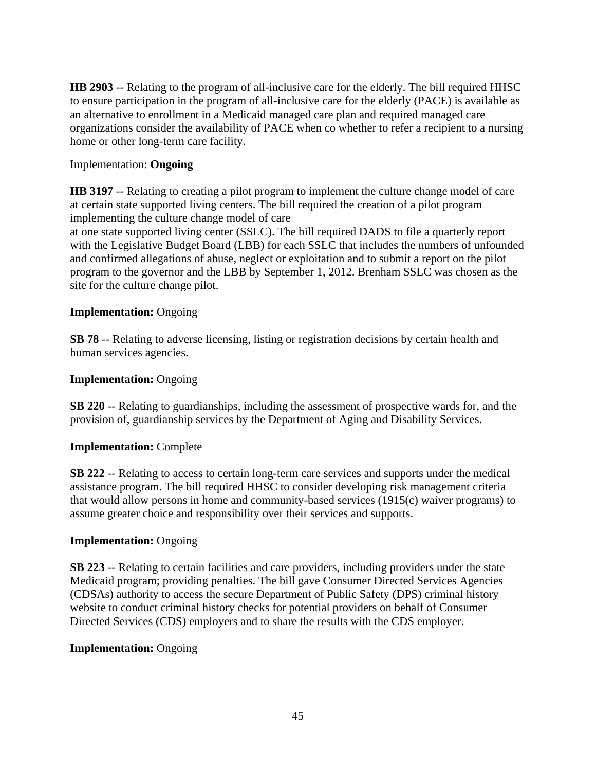---

**HB 2903** -- Relating to the program of all-inclusive care for the elderly. The bill required HHSC to ensure participation in the program of all-inclusive care for the elderly (PACE) is available as an alternative to enrollment in a Medicaid managed care plan and required managed care organizations consider the availability of PACE when co whether to refer a recipient to a nursing home or other long-term care facility.

Implementation: **Ongoing**

**HB 3197** -- Relating to creating a pilot program to implement the culture change model of care at certain state supported living centers. The bill required the creation of a pilot program implementing the culture change model of care
at one state supported living center (SSLC). The bill required DADS to file a quarterly report with the Legislative Budget Board (LBB) for each SSLC that includes the numbers of unfounded and confirmed allegations of abuse, neglect or exploitation and to submit a report on the pilot program to the governor and the LBB by September 1, 2012. Brenham SSLC was chosen as the site for the culture change pilot.

**Implementation:** Ongoing

**SB 78** -- Relating to adverse licensing, listing or registration decisions by certain health and human services agencies.

**Implementation:** Ongoing

**SB 220** -- Relating to guardianships, including the assessment of prospective wards for, and the provision of, guardianship services by the Department of Aging and Disability Services.

**Implementation:** Complete

**SB 222** -- Relating to access to certain long-term care services and supports under the medical assistance program. The bill required HHSC to consider developing risk management criteria that would allow persons in home and community-based services (1915(c) waiver programs) to assume greater choice and responsibility over their services and supports.

**Implementation:** Ongoing

**SB 223** -- Relating to certain facilities and care providers, including providers under the state Medicaid program; providing penalties. The bill gave Consumer Directed Services Agencies (CDSAs) authority to access the secure Department of Public Safety (DPS) criminal history website to conduct criminal history checks for potential providers on behalf of Consumer Directed Services (CDS) employers and to share the results with the CDS employer.

**Implementation:** Ongoing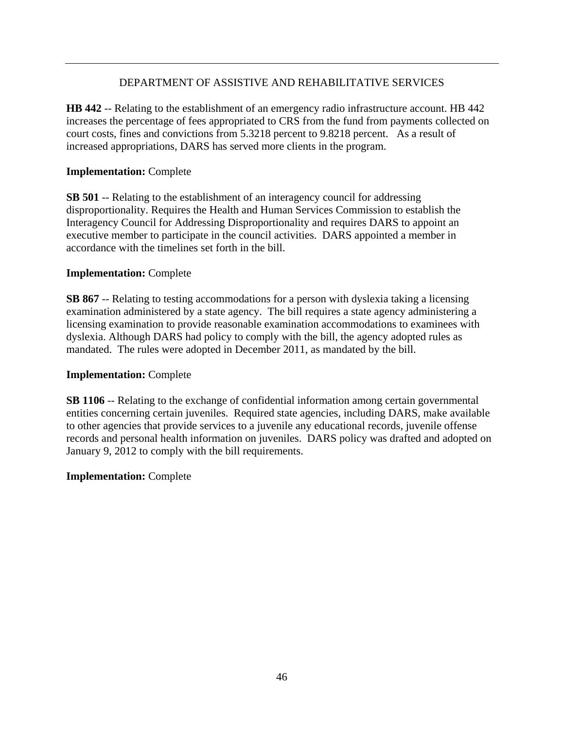## DEPARTMENT OF ASSISTIVE AND REHABILITATIVE SERVICES

**HB 442** -- Relating to the establishment of an emergency radio infrastructure account. HB 442 increases the percentage of fees appropriated to CRS from the fund from payments collected on court costs, fines and convictions from 5.3218 percent to 9.8218 percent. As a result of increased appropriations, DARS has served more clients in the program.

**Implementation:** Complete

**SB 501** -- Relating to the establishment of an interagency council for addressing disproportionality. Requires the Health and Human Services Commission to establish the Interagency Council for Addressing Disproportionality and requires DARS to appoint an executive member to participate in the council activities. DARS appointed a member in accordance with the timelines set forth in the bill.

**Implementation:** Complete

**SB 867** -- Relating to testing accommodations for a person with dyslexia taking a licensing examination administered by a state agency. The bill requires a state agency administering a licensing examination to provide reasonable examination accommodations to examinees with dyslexia. Although DARS had policy to comply with the bill, the agency adopted rules as mandated. The rules were adopted in December 2011, as mandated by the bill.

**Implementation:** Complete

**SB 1106** -- Relating to the exchange of confidential information among certain governmental entities concerning certain juveniles. Required state agencies, including DARS, make available to other agencies that provide services to a juvenile any educational records, juvenile offense records and personal health information on juveniles. DARS policy was drafted and adopted on January 9, 2012 to comply with the bill requirements.

**Implementation:** Complete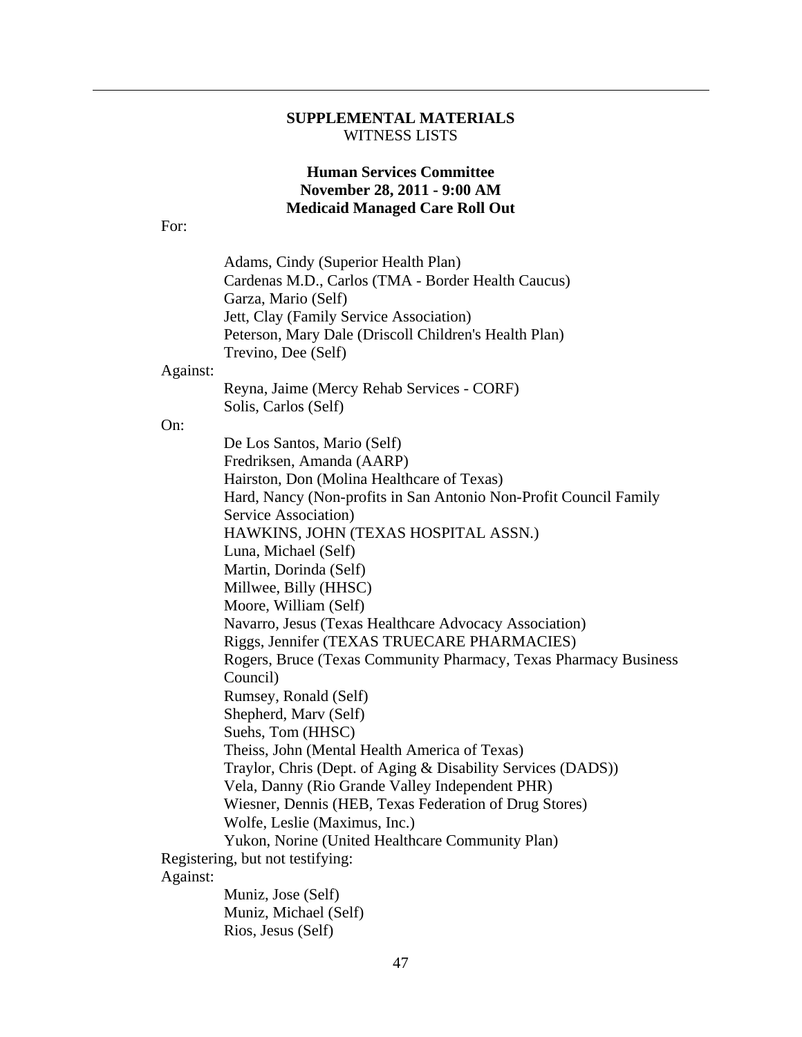**SUPPLEMENTAL MATERIALS**
WITNESS LISTS

**Human Services Committee**
**November 28, 2011 - 9:00 AM**
**Medicaid Managed Care Roll Out**

For:

- Adams, Cindy (Superior Health Plan)
- Cardenas M.D., Carlos (TMA - Border Health Caucus)
- Garza, Mario (Self)
- Jett, Clay (Family Service Association)
- Peterson, Mary Dale (Driscoll Children's Health Plan)
- Trevino, Dee (Self)

Against:

- Reyna, Jaime (Mercy Rehab Services - CORF)
- Solis, Carlos (Self)

On:

- De Los Santos, Mario (Self)
- Fredriksen, Amanda (AARP)
- Hairston, Don (Molina Healthcare of Texas)
- Hard, Nancy (Non-profits in San Antonio Non-Profit Council Family Service Association)
- HAWKINS, JOHN (TEXAS HOSPITAL ASSN.)
- Luna, Michael (Self)
- Martin, Dorinda (Self)
- Millwee, Billy (HHSC)
- Moore, William (Self)
- Navarro, Jesus (Texas Healthcare Advocacy Association)
- Riggs, Jennifer (TEXAS TRUECARE PHARMACIES)
- Rogers, Bruce (Texas Community Pharmacy, Texas Pharmacy Business Council)
- Rumsey, Ronald (Self)
- Shepherd, Marv (Self)
- Suehs, Tom (HHSC)
- Theiss, John (Mental Health America of Texas)
- Traylor, Chris (Dept. of Aging & Disability Services (DADS))
- Vela, Danny (Rio Grande Valley Independent PHR)
- Wiesner, Dennis (HEB, Texas Federation of Drug Stores)
- Wolfe, Leslie (Maximus, Inc.)
- Yukon, Norine (United Healthcare Community Plan)

Registering, but not testifying:

Against:

- Muniz, Jose (Self)
- Muniz, Michael (Self)
- Rios, Jesus (Self)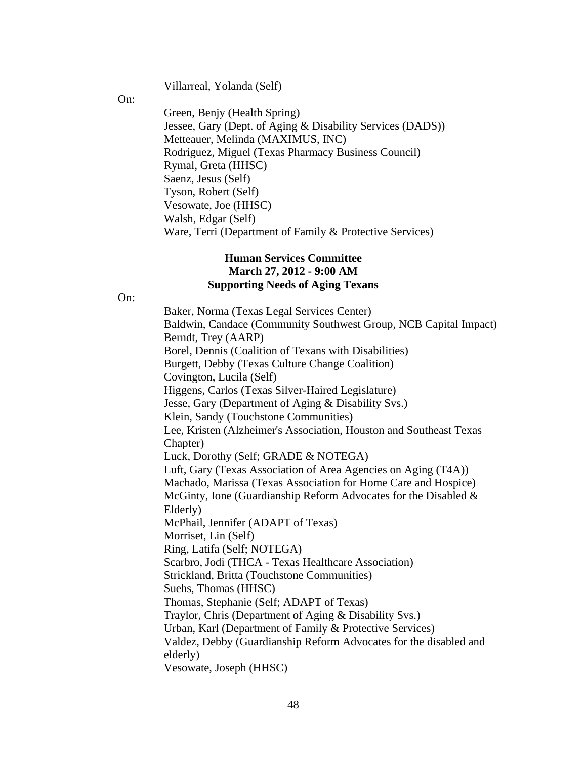Villarreal, Yolanda (Self)

On:

Green, Benjy (Health Spring)
Jessee, Gary (Dept. of Aging & Disability Services (DADS))
Metteauer, Melinda (MAXIMUS, INC)
Rodriguez, Miguel (Texas Pharmacy Business Council)
Rymal, Greta (HHSC)
Saenz, Jesus (Self)
Tyson, Robert (Self)
Vesowate, Joe (HHSC)
Walsh, Edgar (Self)
Ware, Terri (Department of Family & Protective Services)

**Human Services Committee**
**March 27, 2012 - 9:00 AM**
**Supporting Needs of Aging Texans**

On:

Baker, Norma (Texas Legal Services Center)
Baldwin, Candace (Community Southwest Group, NCB Capital Impact)
Berndt, Trey (AARP)
Borel, Dennis (Coalition of Texans with Disabilities)
Burgett, Debby (Texas Culture Change Coalition)
Covington, Lucila (Self)
Higgens, Carlos (Texas Silver-Haired Legislature)
Jesse, Gary (Department of Aging & Disability Svs.)
Klein, Sandy (Touchstone Communities)
Lee, Kristen (Alzheimer's Association, Houston and Southeast Texas Chapter)
Luck, Dorothy (Self; GRADE & NOTEGA)
Luft, Gary (Texas Association of Area Agencies on Aging (T4A))
Machado, Marissa (Texas Association for Home Care and Hospice)
McGinty, Ione (Guardianship Reform Advocates for the Disabled & Elderly)
McPhail, Jennifer (ADAPT of Texas)
Morriset, Lin (Self)
Ring, Latifa (Self; NOTEGA)
Scarbro, Jodi (THCA - Texas Healthcare Association)
Strickland, Britta (Touchstone Communities)
Suehs, Thomas (HHSC)
Thomas, Stephanie (Self; ADAPT of Texas)
Traylor, Chris (Department of Aging & Disability Svs.)
Urban, Karl (Department of Family & Protective Services)
Valdez, Debby (Guardianship Reform Advocates for the disabled and elderly)
Vesowate, Joseph (HHSC)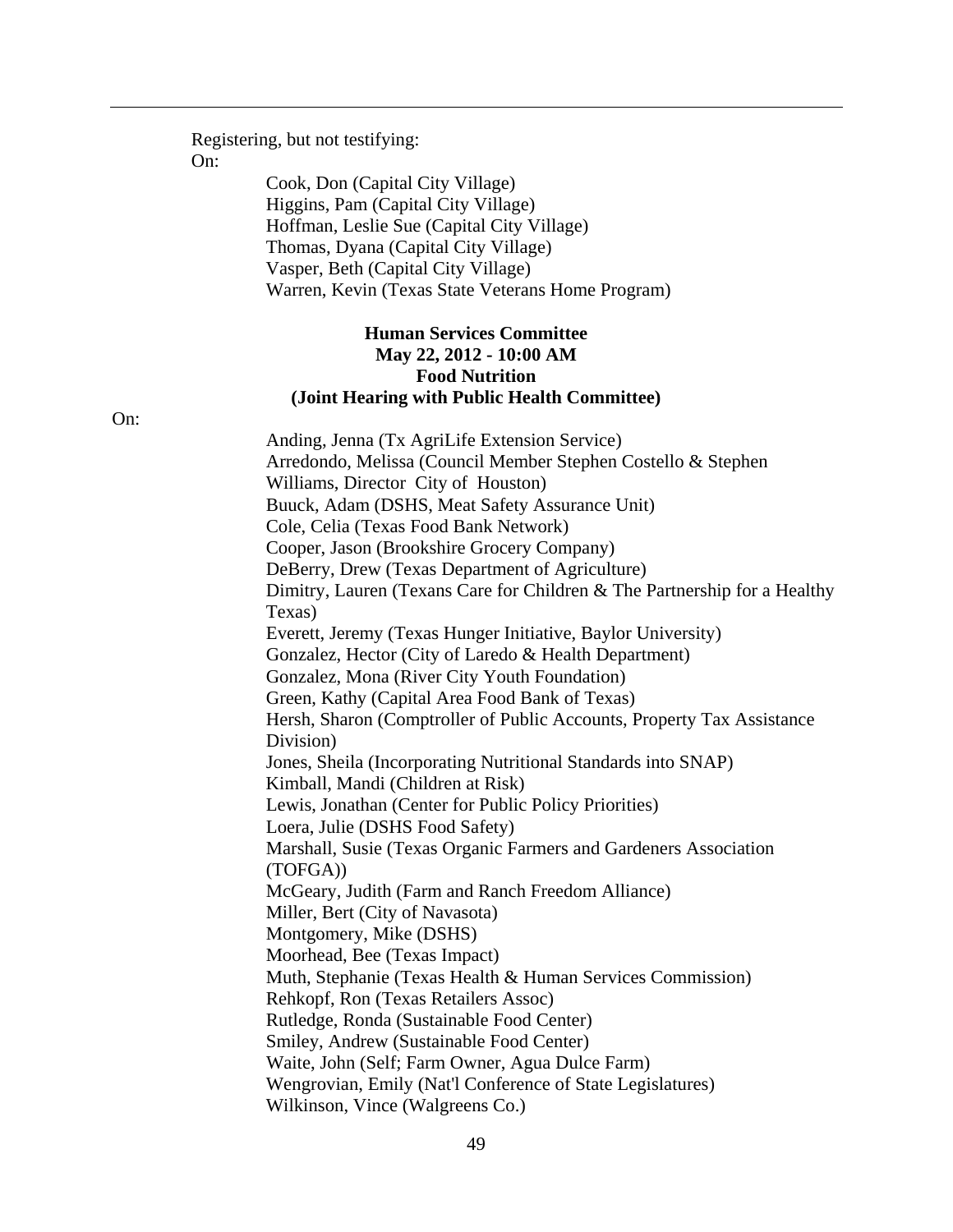Registering, but not testifying:

On:

Cook, Don (Capital City Village)
Higgins, Pam (Capital City Village)
Hoffman, Leslie Sue (Capital City Village)
Thomas, Dyana (Capital City Village)
Vasper, Beth (Capital City Village)
Warren, Kevin (Texas State Veterans Home Program)

**Human Services Committee**
**May 22, 2012 - 10:00 AM**
**Food Nutrition**
**(Joint Hearing with Public Health Committee)**

On:

Anding, Jenna (Tx AgriLife Extension Service)
Arredondo, Melissa (Council Member Stephen Costello & Stephen Williams, Director City of Houston)
Buuck, Adam (DSHS, Meat Safety Assurance Unit)
Cole, Celia (Texas Food Bank Network)
Cooper, Jason (Brookshire Grocery Company)
DeBerry, Drew (Texas Department of Agriculture)
Dimitry, Lauren (Texans Care for Children & The Partnership for a Healthy Texas)
Everett, Jeremy (Texas Hunger Initiative, Baylor University)
Gonzalez, Hector (City of Laredo & Health Department)
Gonzalez, Mona (River City Youth Foundation)
Green, Kathy (Capital Area Food Bank of Texas)
Hersh, Sharon (Comptroller of Public Accounts, Property Tax Assistance Division)
Jones, Sheila (Incorporating Nutritional Standards into SNAP)
Kimball, Mandi (Children at Risk)
Lewis, Jonathan (Center for Public Policy Priorities)
Loera, Julie (DSHS Food Safety)
Marshall, Susie (Texas Organic Farmers and Gardeners Association (TOFGA))
McGeary, Judith (Farm and Ranch Freedom Alliance)
Miller, Bert (City of Navasota)
Montgomery, Mike (DSHS)
Moorhead, Bee (Texas Impact)
Muth, Stephanie (Texas Health & Human Services Commission)
Rehkopf, Ron (Texas Retailers Assoc)
Rutledge, Ronda (Sustainable Food Center)
Smiley, Andrew (Sustainable Food Center)
Waite, John (Self; Farm Owner, Agua Dulce Farm)
Wengrovian, Emily (Nat'l Conference of State Legislatures)
Wilkinson, Vince (Walgreens Co.)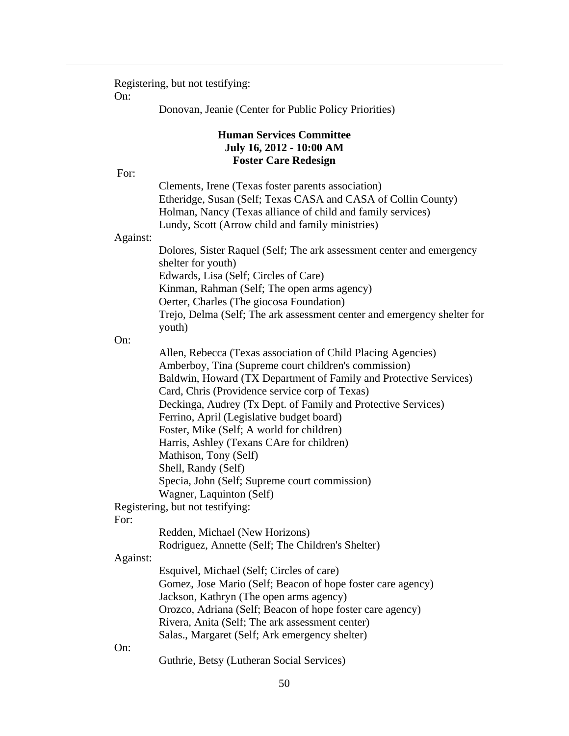Registering, but not testifying:

On:

Donovan, Jeanie (Center for Public Policy Priorities)

**Human Services Committee**
**July 16, 2012 - 10:00 AM**
**Foster Care Redesign**

For:

Clements, Irene (Texas foster parents association)
Etheridge, Susan (Self; Texas CASA and CASA of Collin County)
Holman, Nancy (Texas alliance of child and family services)
Lundy, Scott (Arrow child and family ministries)

Against:

Dolores, Sister Raquel (Self; The ark assessment center and emergency shelter for youth)
Edwards, Lisa (Self; Circles of Care)
Kinman, Rahman (Self; The open arms agency)
Oerter, Charles (The giocosa Foundation)
Trejo, Delma (Self; The ark assessment center and emergency shelter for youth)

On:

Allen, Rebecca (Texas association of Child Placing Agencies)
Amberboy, Tina (Supreme court children's commission)
Baldwin, Howard (TX Department of Family and Protective Services)
Card, Chris (Providence service corp of Texas)
Deckinga, Audrey (Tx Dept. of Family and Protective Services)
Ferrino, April (Legislative budget board)
Foster, Mike (Self; A world for children)
Harris, Ashley (Texans CAre for children)
Mathison, Tony (Self)
Shell, Randy (Self)
Specia, John (Self; Supreme court commission)
Wagner, Laquinton (Self)

Registering, but not testifying:

For:

Redden, Michael (New Horizons)
Rodriguez, Annette (Self; The Children's Shelter)

Against:

Esquivel, Michael (Self; Circles of care)
Gomez, Jose Mario (Self; Beacon of hope foster care agency)
Jackson, Kathryn (The open arms agency)
Orozco, Adriana (Self; Beacon of hope foster care agency)
Rivera, Anita (Self; The ark assessment center)
Salas., Margaret (Self; Ark emergency shelter)

On:

Guthrie, Betsy (Lutheran Social Services)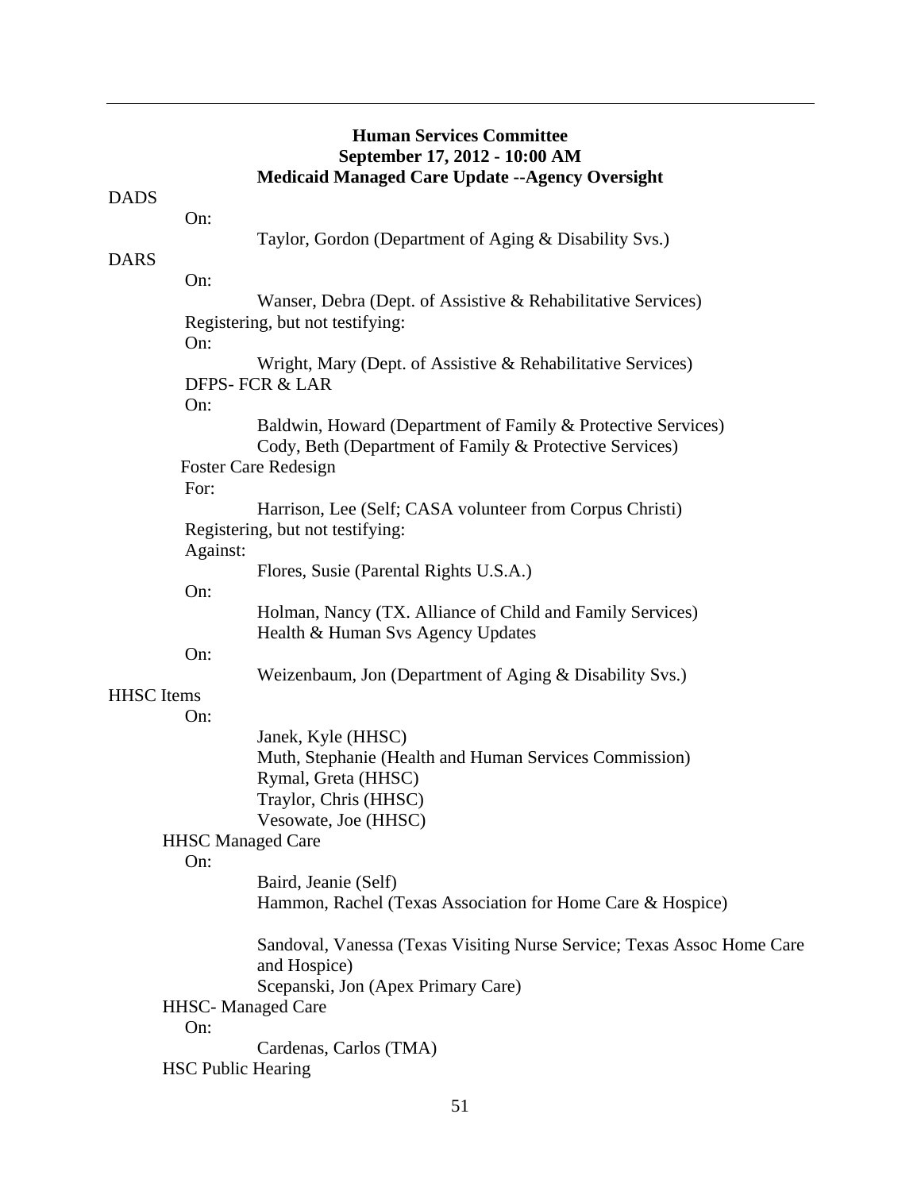**Human Services Committee**
**September 17, 2012 - 10:00 AM**
**Medicaid Managed Care Update --Agency Oversight**

DADS

On:

Taylor, Gordon (Department of Aging & Disability Svs.)

DARS

On:

Wanser, Debra (Dept. of Assistive & Rehabilitative Services)

Registering, but not testifying:

On:

Wright, Mary (Dept. of Assistive & Rehabilitative Services)

DFPS- FCR & LAR

On:

Baldwin, Howard (Department of Family & Protective Services)
Cody, Beth (Department of Family & Protective Services)

Foster Care Redesign

For:

Harrison, Lee (Self; CASA volunteer from Corpus Christi)

Registering, but not testifying:

Against:

Flores, Susie (Parental Rights U.S.A.)

On:

Holman, Nancy (TX. Alliance of Child and Family Services)

Health & Human Svs Agency Updates

On:

Weizenbaum, Jon (Department of Aging & Disability Svs.)

HHSC Items

On:

Janek, Kyle (HHSC)
Muth, Stephanie (Health and Human Services Commission)
Rymal, Greta (HHSC)
Traylor, Chris (HHSC)
Vesowate, Joe (HHSC)

HHSC Managed Care

On:

Baird, Jeanie (Self)
Hammon, Rachel (Texas Association for Home Care & Hospice)

Sandoval, Vanessa (Texas Visiting Nurse Service; Texas Assoc Home Care and Hospice)
Scepanski, Jon (Apex Primary Care)

HHSC- Managed Care

On:

Cardenas, Carlos (TMA)

HSC Public Hearing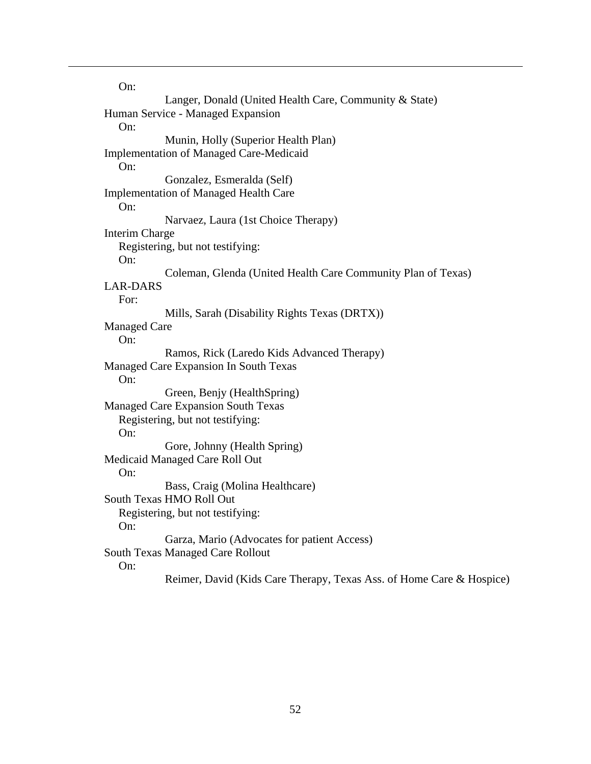On:

Langer, Donald (United Health Care, Community & State)

Human Service - Managed Expansion

On:

Munin, Holly (Superior Health Plan)

Implementation of Managed Care-Medicaid

On:

Gonzalez, Esmeralda (Self)

Implementation of Managed Health Care

On:

Narvaez, Laura (1st Choice Therapy)

Interim Charge

Registering, but not testifying:

On:

Coleman, Glenda (United Health Care Community Plan of Texas)

LAR-DARS

For:

Mills, Sarah (Disability Rights Texas (DRTX))

Managed Care

On:

Ramos, Rick (Laredo Kids Advanced Therapy)

Managed Care Expansion In South Texas

On:

Green, Benjy (HealthSpring)

Managed Care Expansion South Texas

Registering, but not testifying:

On:

Gore, Johnny (Health Spring)

Medicaid Managed Care Roll Out

On:

Bass, Craig (Molina Healthcare)

South Texas HMO Roll Out

Registering, but not testifying:

On:

Garza, Mario (Advocates for patient Access)

South Texas Managed Care Rollout

On:

Reimer, David (Kids Care Therapy, Texas Ass. of Home Care & Hospice)